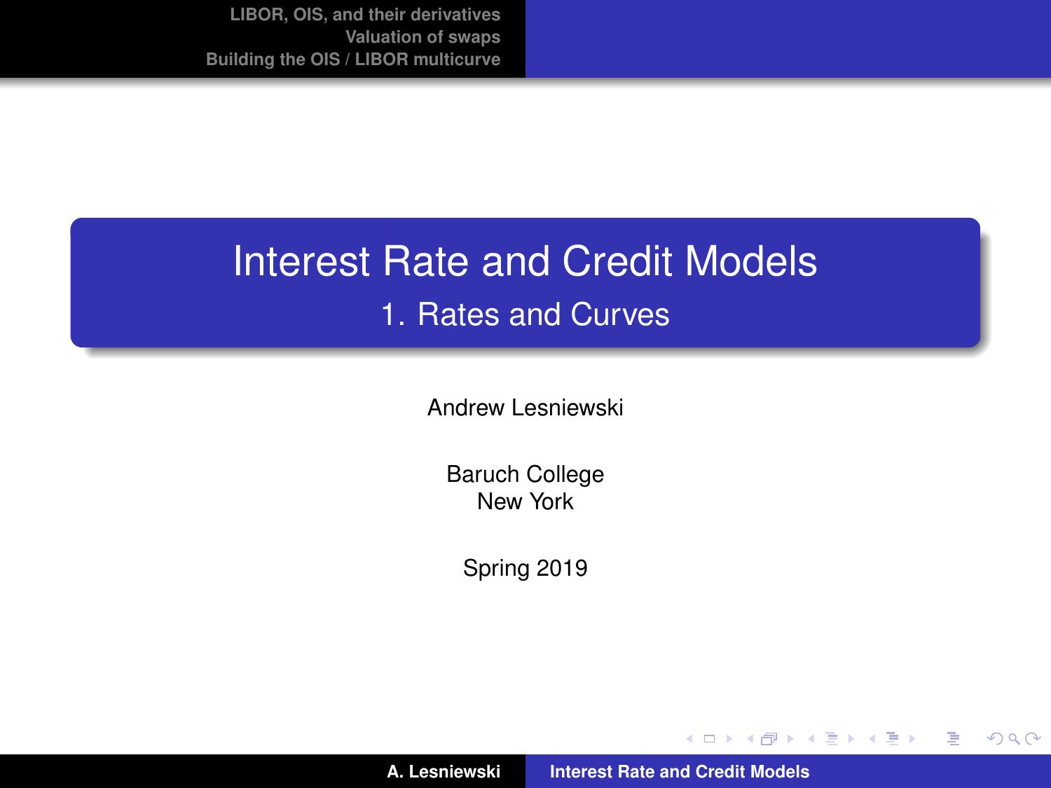# Interest Rate and Credit Models

## 1. Rates and Curves

Andrew Lesniewski

Baruch College
New York

Spring 2019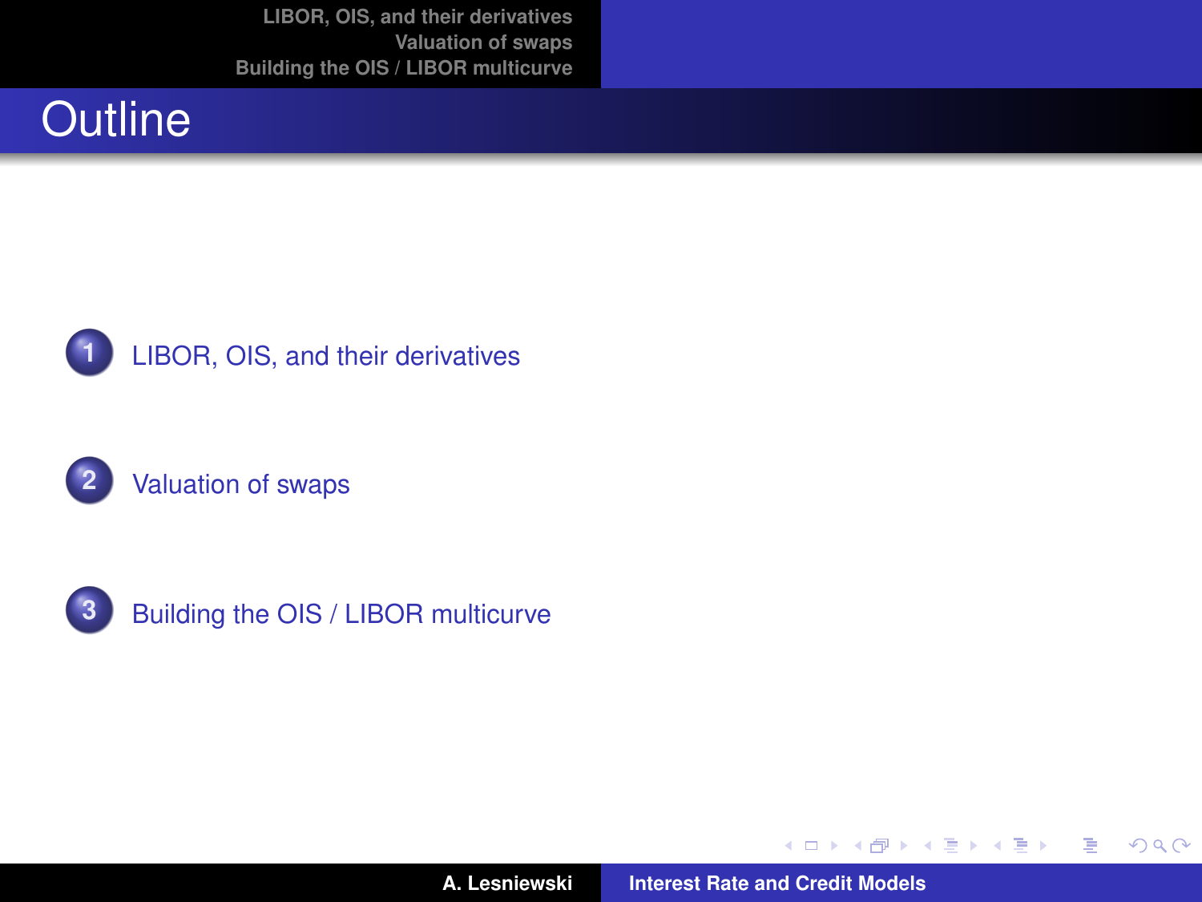# Outline

1. LIBOR, OIS, and their derivatives

2. Valuation of swaps

3. Building the OIS / LIBOR multicurve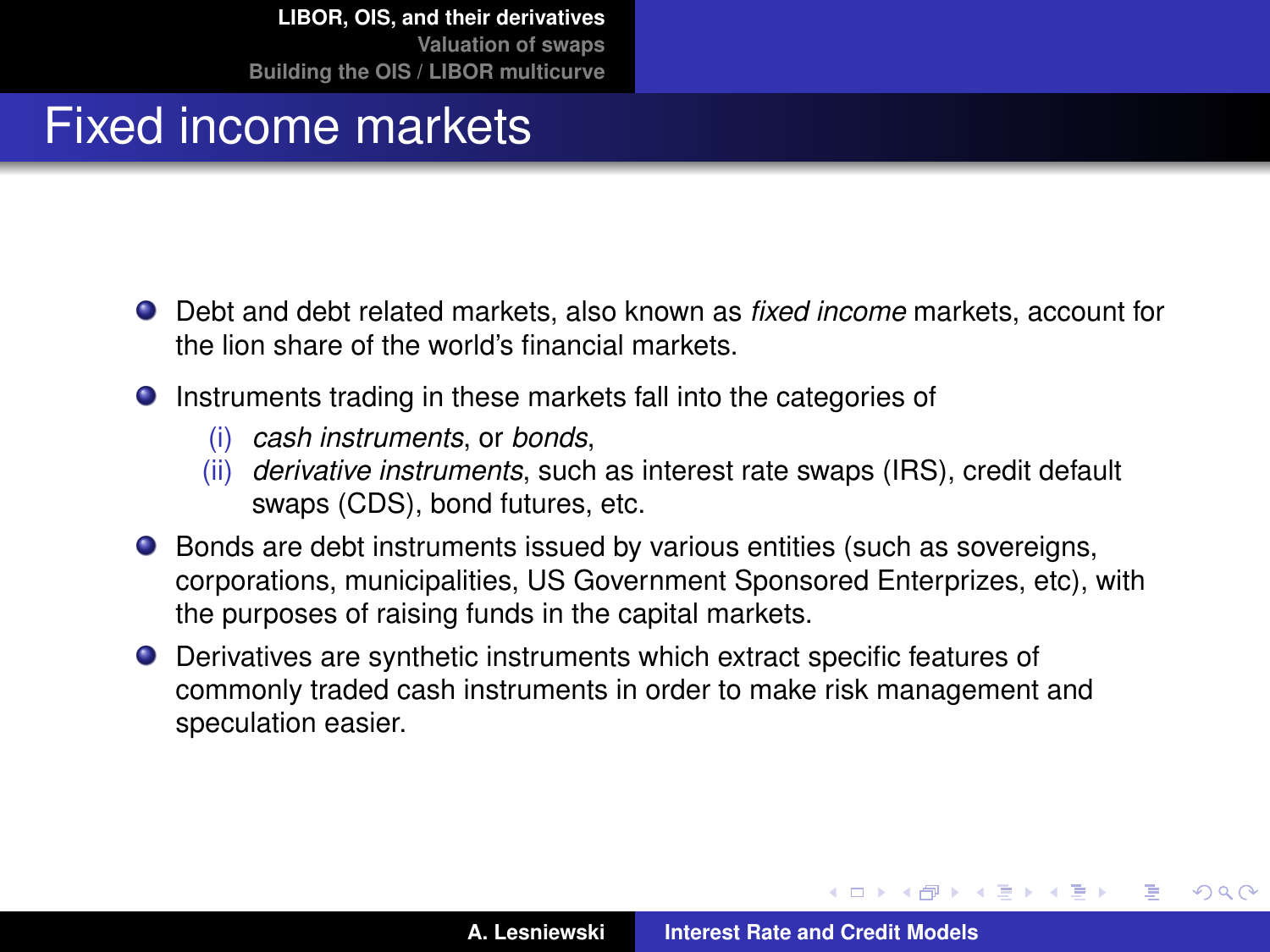# Fixed income markets

- Debt and debt related markets, also known as *fixed income* markets, account for the lion share of the world's financial markets.
- Instruments trading in these markets fall into the categories of
  - (i) *cash instruments*, or *bonds*,
  - (ii) *derivative instruments*, such as interest rate swaps (IRS), credit default swaps (CDS), bond futures, etc.
- Bonds are debt instruments issued by various entities (such as sovereigns, corporations, municipalities, US Government Sponsored Enterprizes, etc), with the purposes of raising funds in the capital markets.
- Derivatives are synthetic instruments which extract specific features of commonly traded cash instruments in order to make risk management and speculation easier.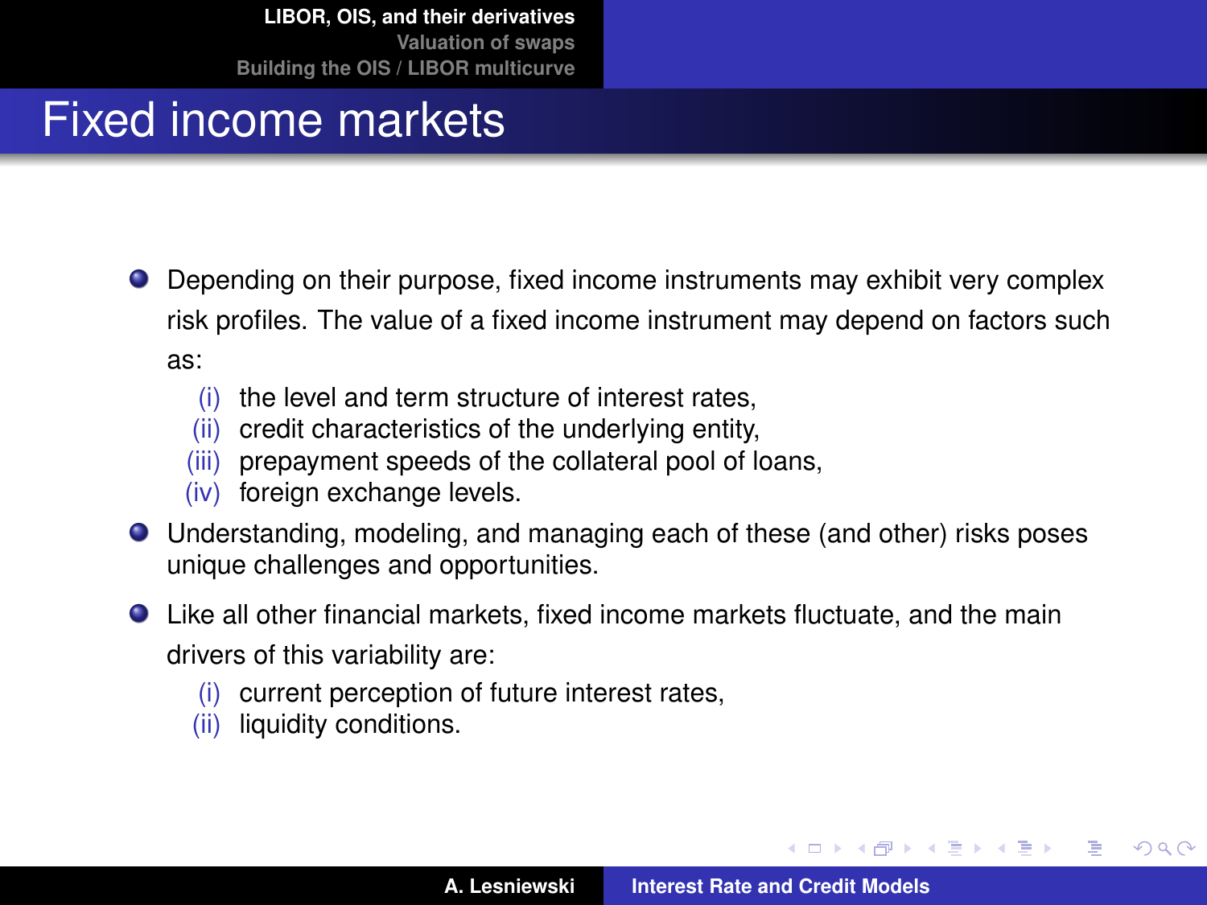# Fixed income markets

- Depending on their purpose, fixed income instruments may exhibit very complex risk profiles. The value of a fixed income instrument may depend on factors such as:
  - (i) the level and term structure of interest rates,
  - (ii) credit characteristics of the underlying entity,
  - (iii) prepayment speeds of the collateral pool of loans,
  - (iv) foreign exchange levels.
- Understanding, modeling, and managing each of these (and other) risks poses unique challenges and opportunities.
- Like all other financial markets, fixed income markets fluctuate, and the main drivers of this variability are:
  - (i) current perception of future interest rates,
  - (ii) liquidity conditions.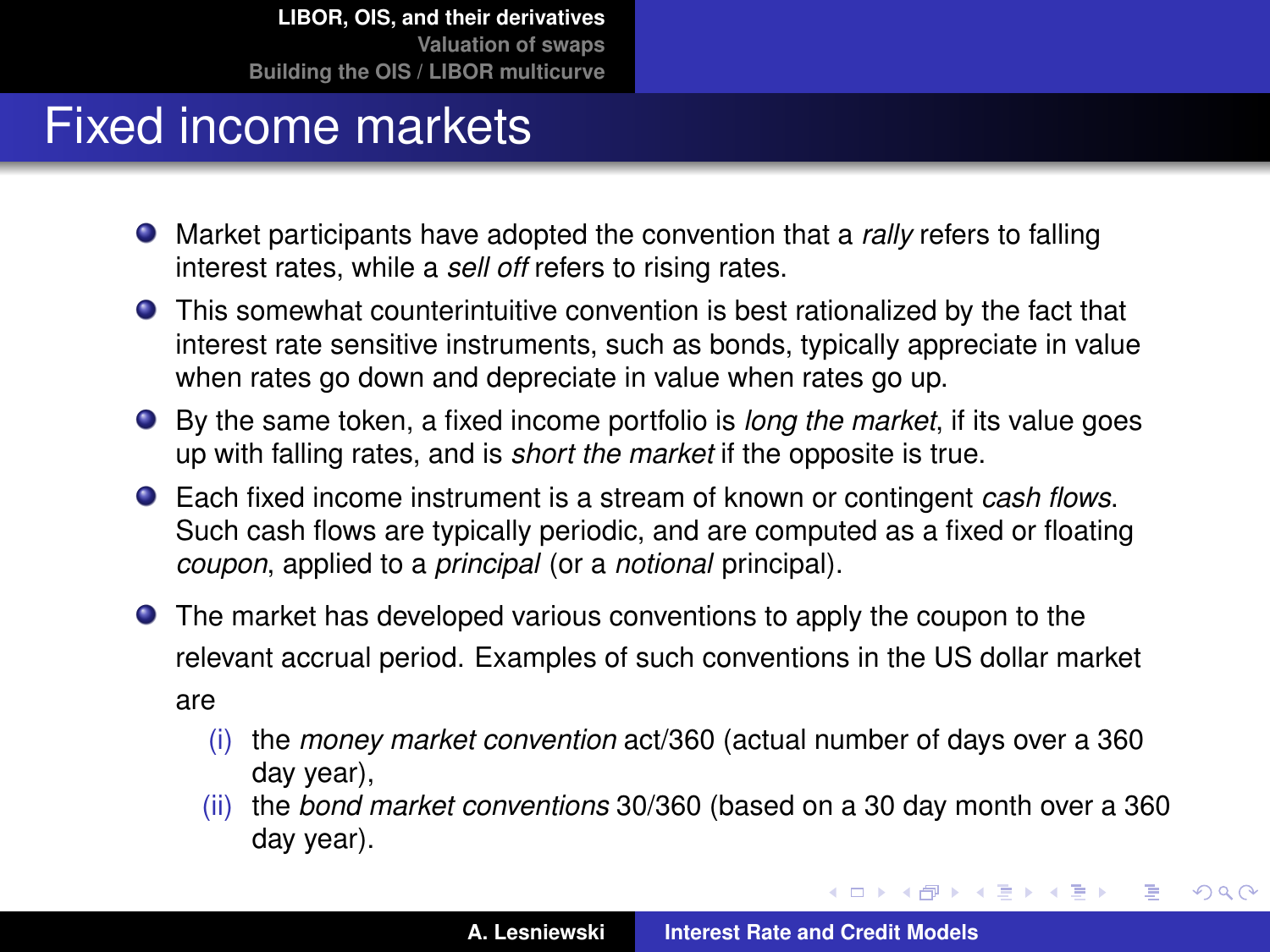# Fixed income markets

- Market participants have adopted the convention that a *rally* refers to falling interest rates, while a *sell off* refers to rising rates.
- This somewhat counterintuitive convention is best rationalized by the fact that interest rate sensitive instruments, such as bonds, typically appreciate in value when rates go down and depreciate in value when rates go up.
- By the same token, a fixed income portfolio is *long the market*, if its value goes up with falling rates, and is *short the market* if the opposite is true.
- Each fixed income instrument is a stream of known or contingent *cash flows*. Such cash flows are typically periodic, and are computed as a fixed or floating *coupon*, applied to a *principal* (or a *notional* principal).
- The market has developed various conventions to apply the coupon to the relevant accrual period. Examples of such conventions in the US dollar market are
  - (i) the *money market convention* act/360 (actual number of days over a 360 day year),
  - (ii) the *bond market conventions* 30/360 (based on a 30 day month over a 360 day year).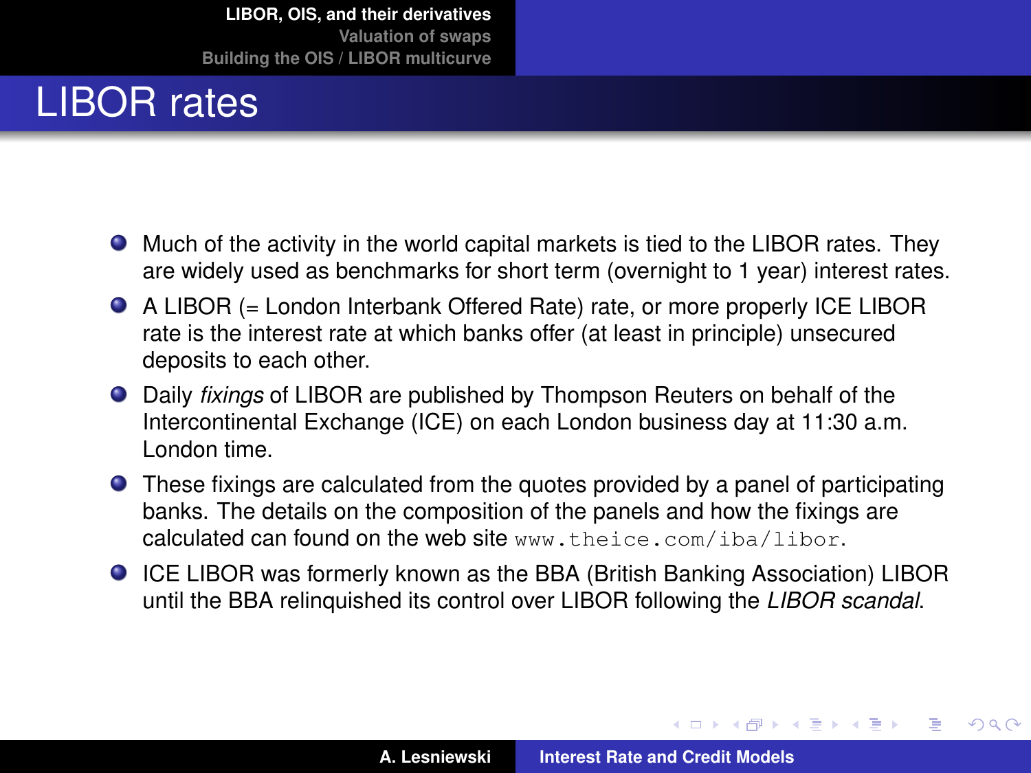# LIBOR rates

- Much of the activity in the world capital markets is tied to the LIBOR rates. They are widely used as benchmarks for short term (overnight to 1 year) interest rates.
- A LIBOR (= London Interbank Offered Rate) rate, or more properly ICE LIBOR rate is the interest rate at which banks offer (at least in principle) unsecured deposits to each other.
- Daily *fixings* of LIBOR are published by Thompson Reuters on behalf of the Intercontinental Exchange (ICE) on each London business day at 11:30 a.m. London time.
- These fixings are calculated from the quotes provided by a panel of participating banks. The details on the composition of the panels and how the fixings are calculated can found on the web site `www.theice.com/iba/libor`.
- ICE LIBOR was formerly known as the BBA (British Banking Association) LIBOR until the BBA relinquished its control over LIBOR following the *LIBOR scandal*.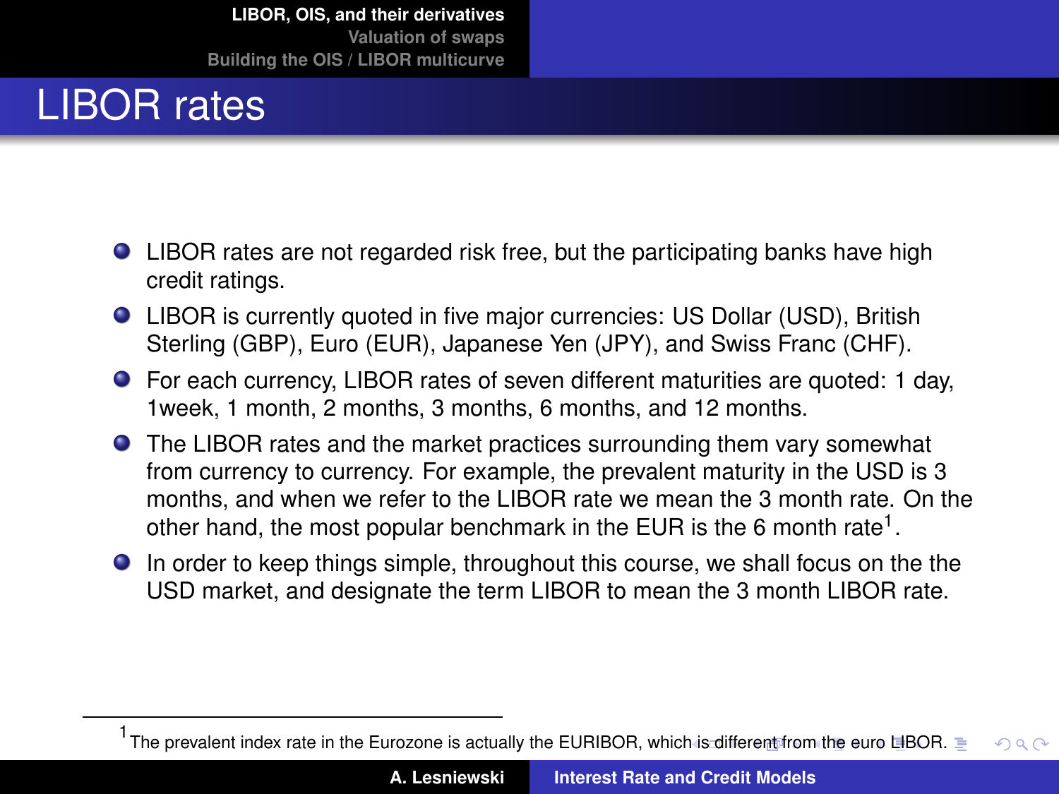# LIBOR rates

- LIBOR rates are not regarded risk free, but the participating banks have high credit ratings.
- LIBOR is currently quoted in five major currencies: US Dollar (USD), British Sterling (GBP), Euro (EUR), Japanese Yen (JPY), and Swiss Franc (CHF).
- For each currency, LIBOR rates of seven different maturities are quoted: 1 day, 1week, 1 month, 2 months, 3 months, 6 months, and 12 months.
- The LIBOR rates and the market practices surrounding them vary somewhat from currency to currency. For example, the prevalent maturity in the USD is 3 months, and when we refer to the LIBOR rate we mean the 3 month rate. On the other hand, the most popular benchmark in the EUR is the 6 month rate[1].
- In order to keep things simple, throughout this course, we shall focus on the the USD market, and designate the term LIBOR to mean the 3 month LIBOR rate.

[1] The prevalent index rate in the Eurozone is actually the EURIBOR, which is different from the euro LIBOR.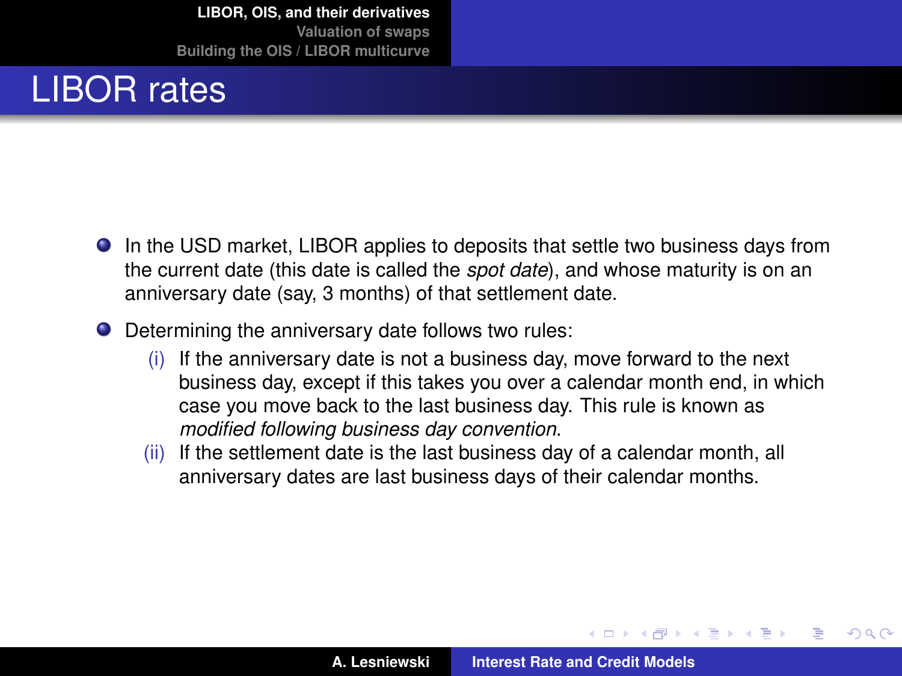# LIBOR rates

- In the USD market, LIBOR applies to deposits that settle two business days from the current date (this date is called the *spot date*), and whose maturity is on an anniversary date (say, 3 months) of that settlement date.
- Determining the anniversary date follows two rules:
  - (i) If the anniversary date is not a business day, move forward to the next business day, except if this takes you over a calendar month end, in which case you move back to the last business day. This rule is known as *modified following business day convention*.
  - (ii) If the settlement date is the last business day of a calendar month, all anniversary dates are last business days of their calendar months.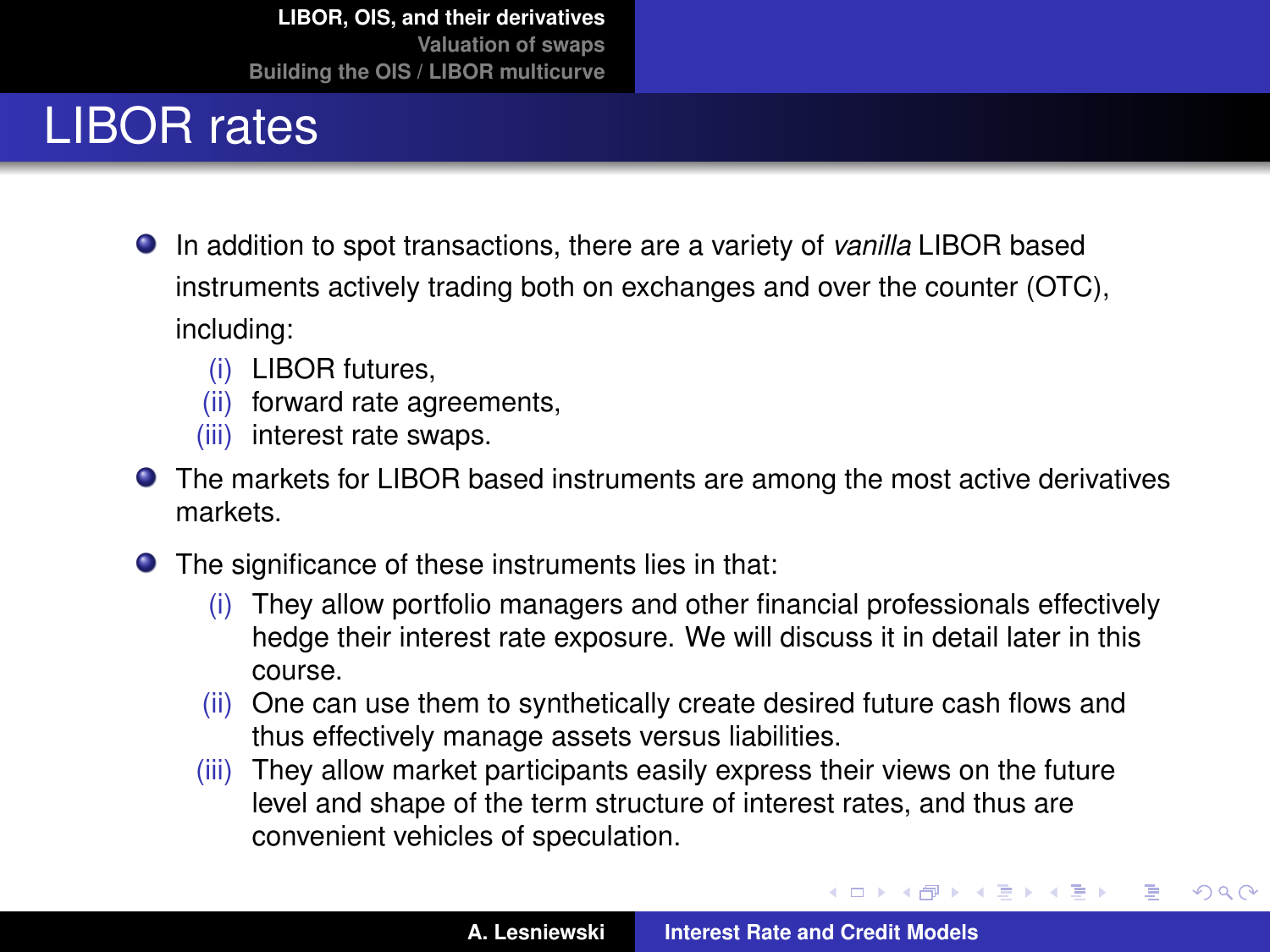# LIBOR rates

- In addition to spot transactions, there are a variety of *vanilla* LIBOR based instruments actively trading both on exchanges and over the counter (OTC), including:
  (i) LIBOR futures,
  (ii) forward rate agreements,
  (iii) interest rate swaps.
- The markets for LIBOR based instruments are among the most active derivatives markets.
- The significance of these instruments lies in that:
  (i) They allow portfolio managers and other financial professionals effectively hedge their interest rate exposure. We will discuss it in detail later in this course.
  (ii) One can use them to synthetically create desired future cash flows and thus effectively manage assets versus liabilities.
  (iii) They allow market participants easily express their views on the future level and shape of the term structure of interest rates, and thus are convenient vehicles of speculation.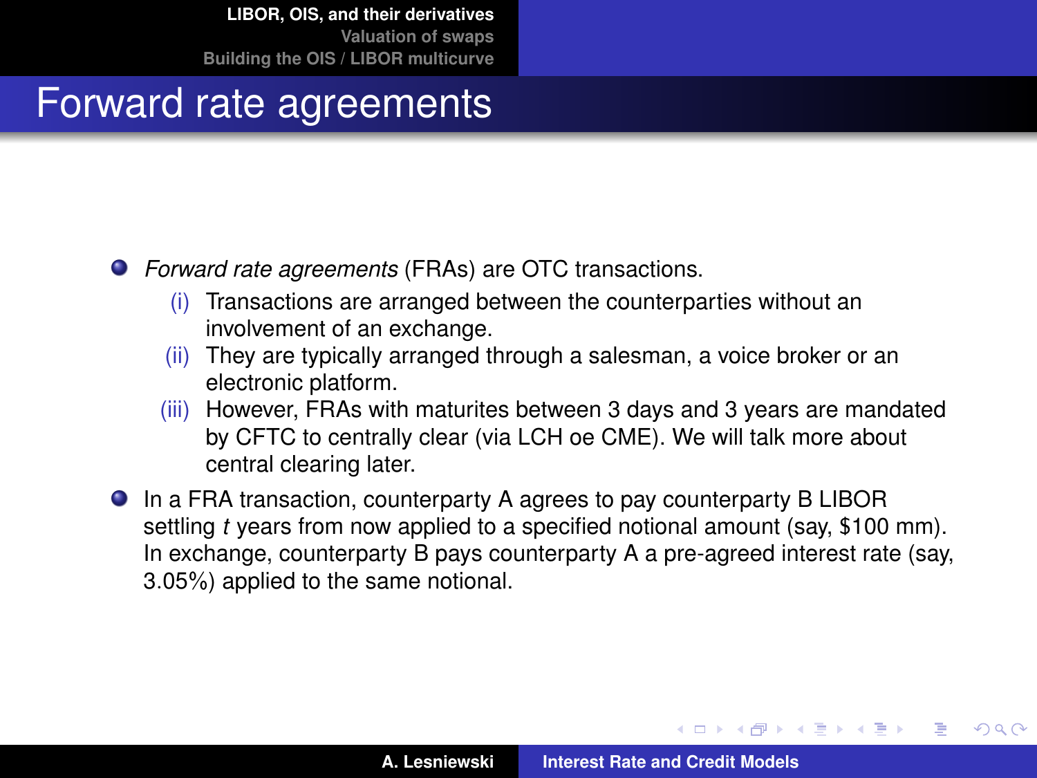# Forward rate agreements

- *Forward rate agreements* (FRAs) are OTC transactions.
  - (i) Transactions are arranged between the counterparties without an involvement of an exchange.
  - (ii) They are typically arranged through a salesman, a voice broker or an electronic platform.
  - (iii) However, FRAs with maturites between 3 days and 3 years are mandated by CFTC to centrally clear (via LCH oe CME). We will talk more about central clearing later.
- In a FRA transaction, counterparty A agrees to pay counterparty B LIBOR settling $t$ years from now applied to a specified notional amount (say, \$100 mm). In exchange, counterparty B pays counterparty A a pre-agreed interest rate (say, 3.05%) applied to the same notional.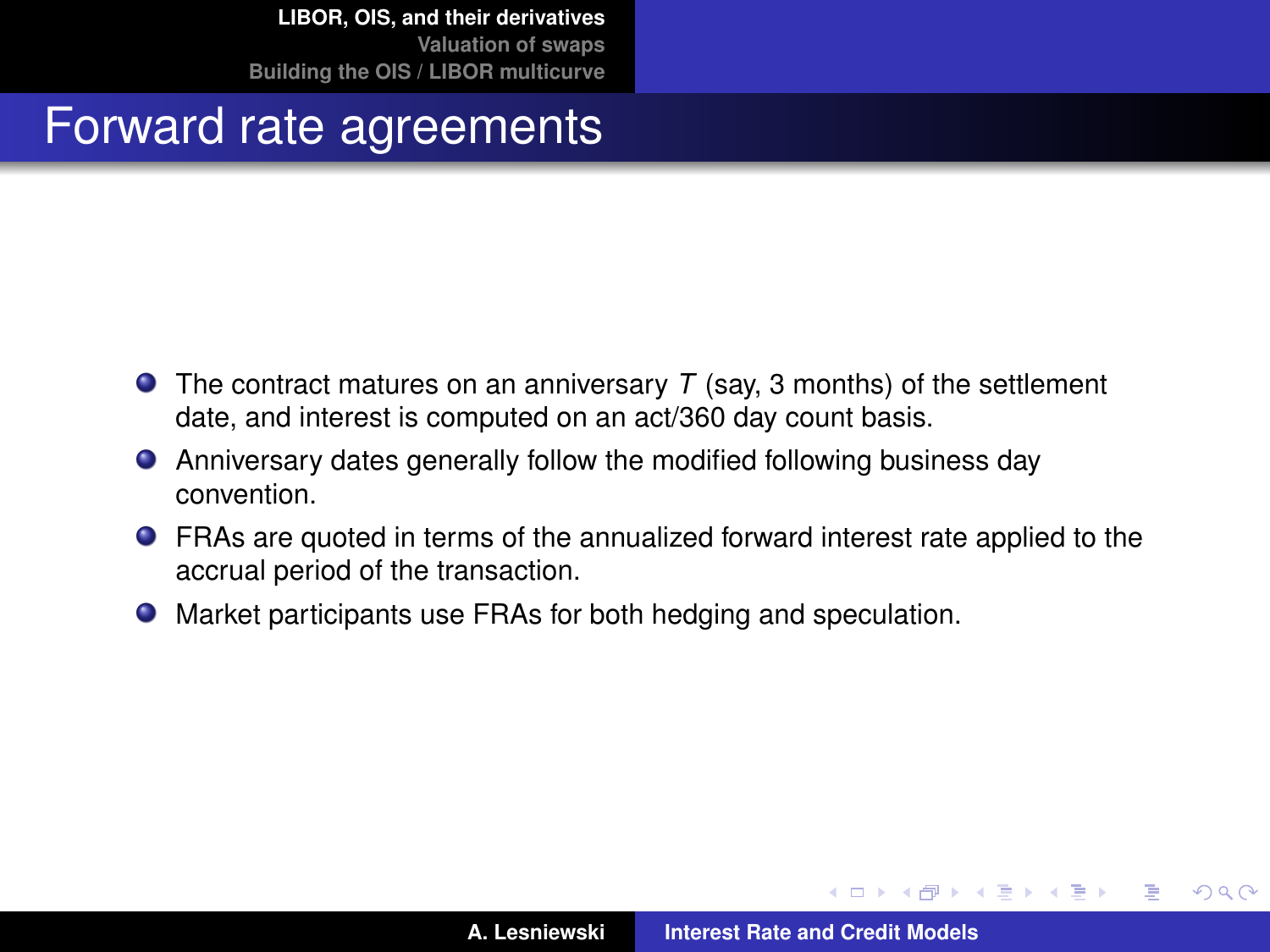# Forward rate agreements

- The contract matures on an anniversary $T$ (say, 3 months) of the settlement date, and interest is computed on an act/360 day count basis.
- Anniversary dates generally follow the modified following business day convention.
- FRAs are quoted in terms of the annualized forward interest rate applied to the accrual period of the transaction.
- Market participants use FRAs for both hedging and speculation.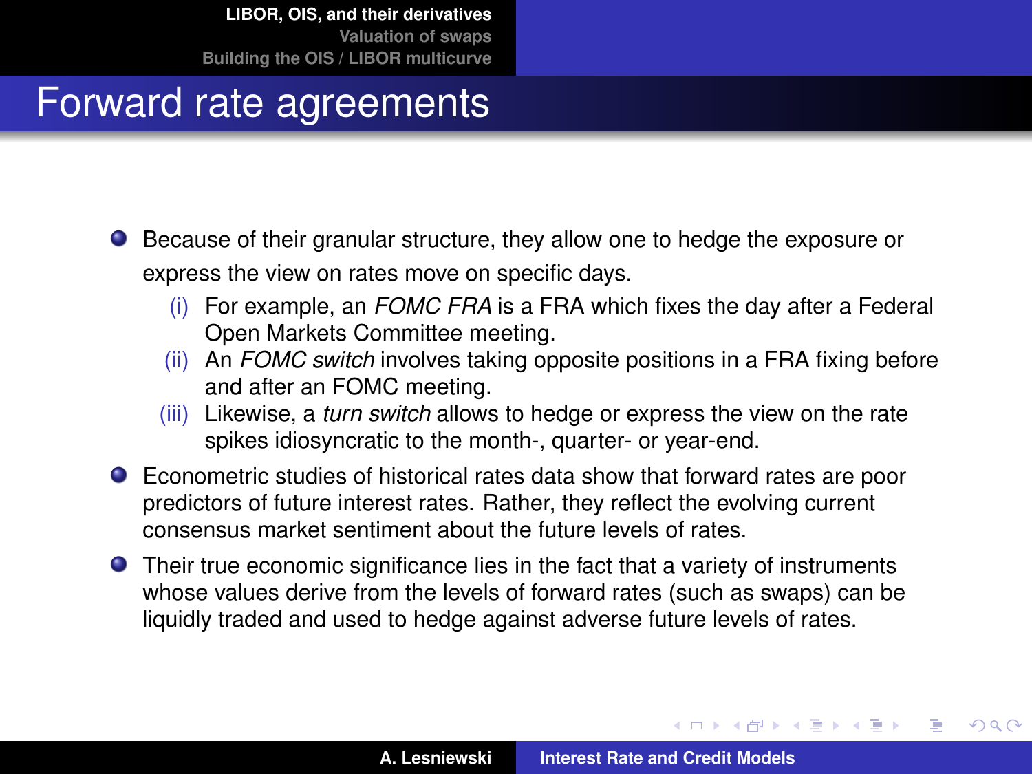# Forward rate agreements

- Because of their granular structure, they allow one to hedge the exposure or express the view on rates move on specific days.
  - (i) For example, an *FOMC FRA* is a FRA which fixes the day after a Federal Open Markets Committee meeting.
  - (ii) An *FOMC switch* involves taking opposite positions in a FRA fixing before and after an FOMC meeting.
  - (iii) Likewise, a *turn switch* allows to hedge or express the view on the rate spikes idiosyncratic to the month-, quarter- or year-end.
- Econometric studies of historical rates data show that forward rates are poor predictors of future interest rates. Rather, they reflect the evolving current consensus market sentiment about the future levels of rates.
- Their true economic significance lies in the fact that a variety of instruments whose values derive from the levels of forward rates (such as swaps) can be liquidly traded and used to hedge against adverse future levels of rates.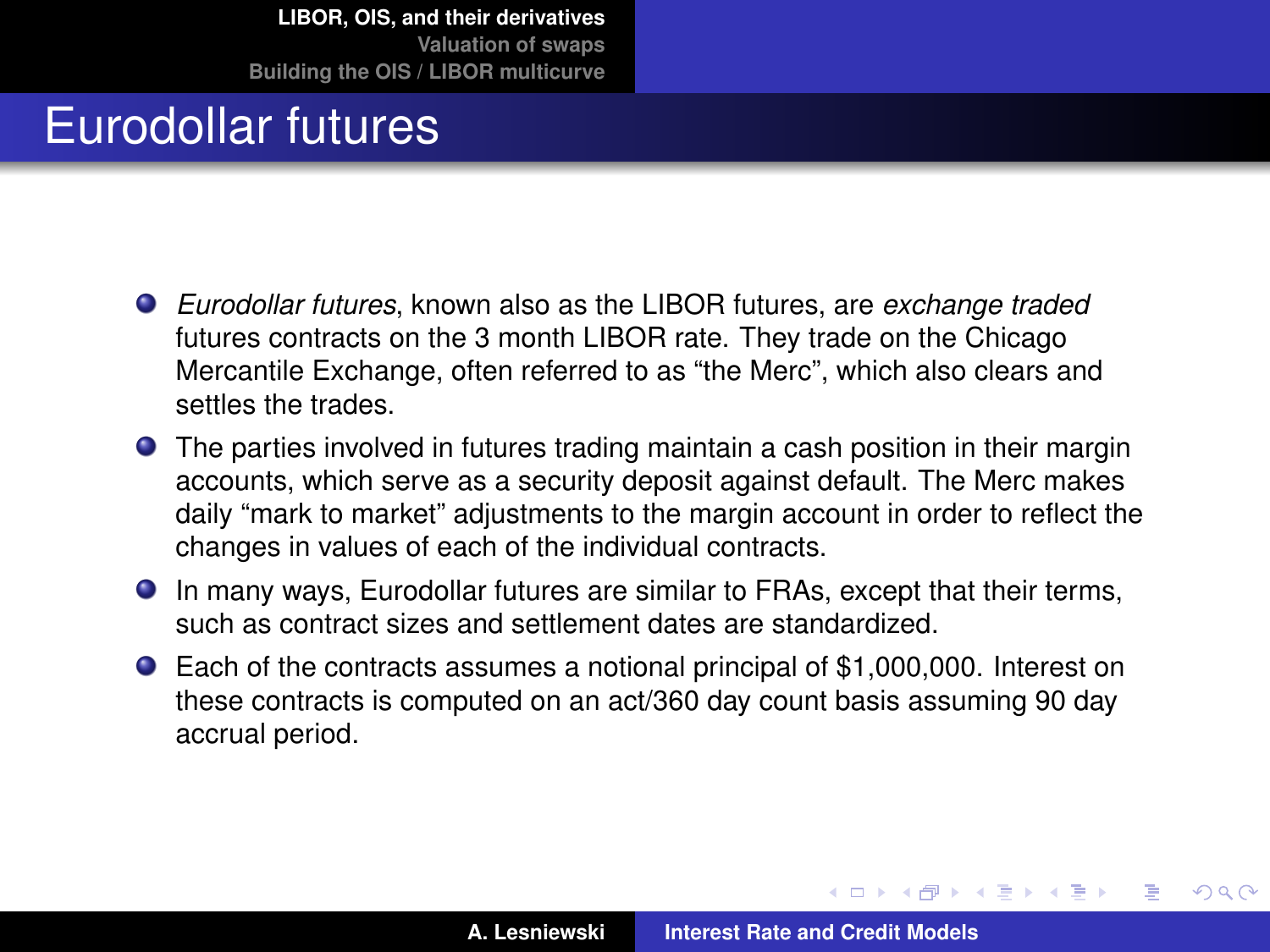# Eurodollar futures

- *Eurodollar futures*, known also as the LIBOR futures, are *exchange traded* futures contracts on the 3 month LIBOR rate. They trade on the Chicago Mercantile Exchange, often referred to as "the Merc", which also clears and settles the trades.
- The parties involved in futures trading maintain a cash position in their margin accounts, which serve as a security deposit against default. The Merc makes daily "mark to market" adjustments to the margin account in order to reflect the changes in values of each of the individual contracts.
- In many ways, Eurodollar futures are similar to FRAs, except that their terms, such as contract sizes and settlement dates are standardized.
- Each of the contracts assumes a notional principal of $1,000,000. Interest on these contracts is computed on an act/360 day count basis assuming 90 day accrual period.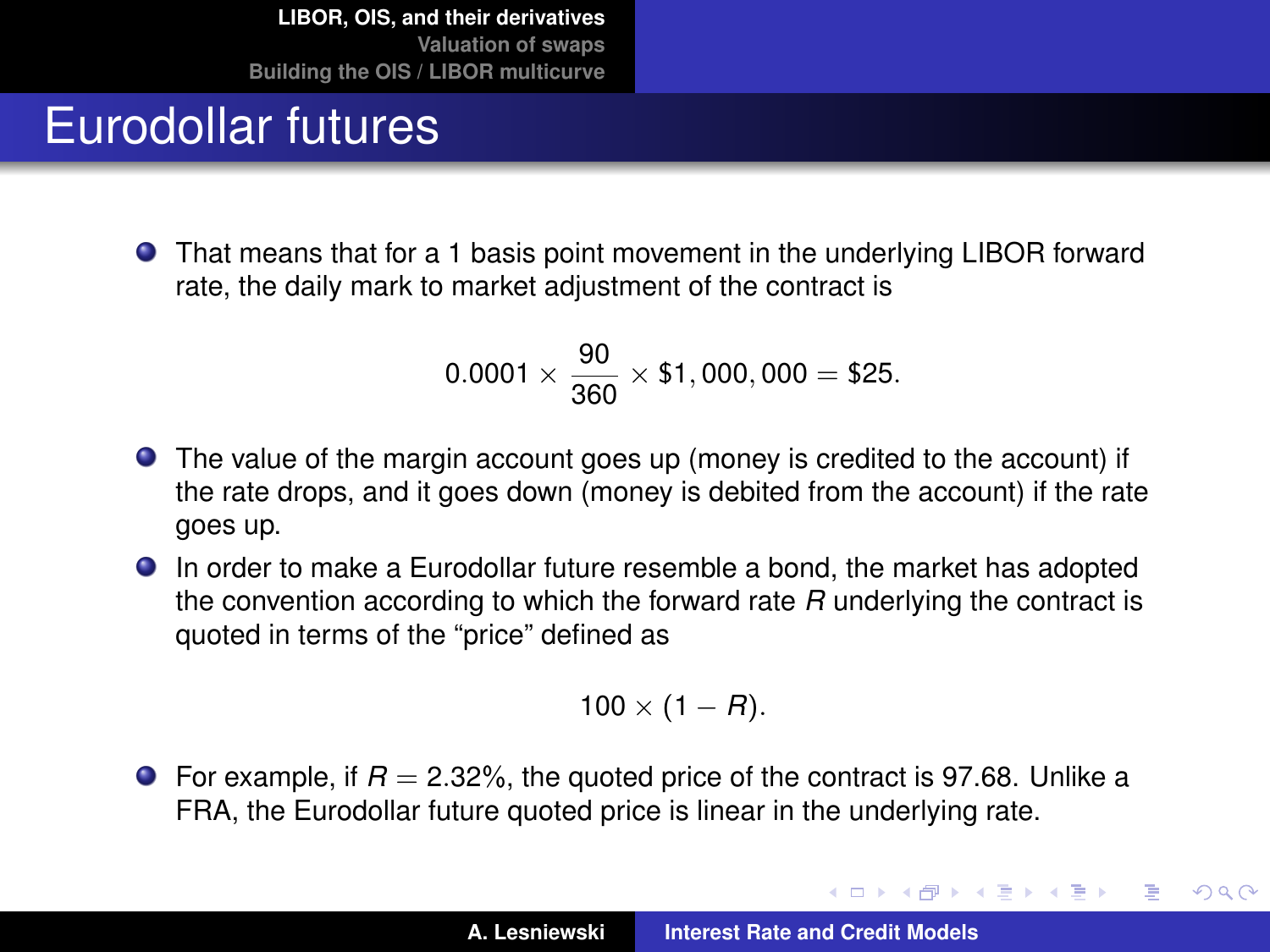# Eurodollar futures

- That means that for a 1 basis point movement in the underlying LIBOR forward rate, the daily mark to market adjustment of the contract is

$$0.0001 \times \frac{90}{360} \times \$1,000,000 = \$25.$$

- The value of the margin account goes up (money is credited to the account) if the rate drops, and it goes down (money is debited from the account) if the rate goes up.
- In order to make a Eurodollar future resemble a bond, the market has adopted the convention according to which the forward rate $R$ underlying the contract is quoted in terms of the "price" defined as

$$100 \times (1 - R).$$

- For example, if $R = 2.32\%$, the quoted price of the contract is 97.68. Unlike a FRA, the Eurodollar future quoted price is linear in the underlying rate.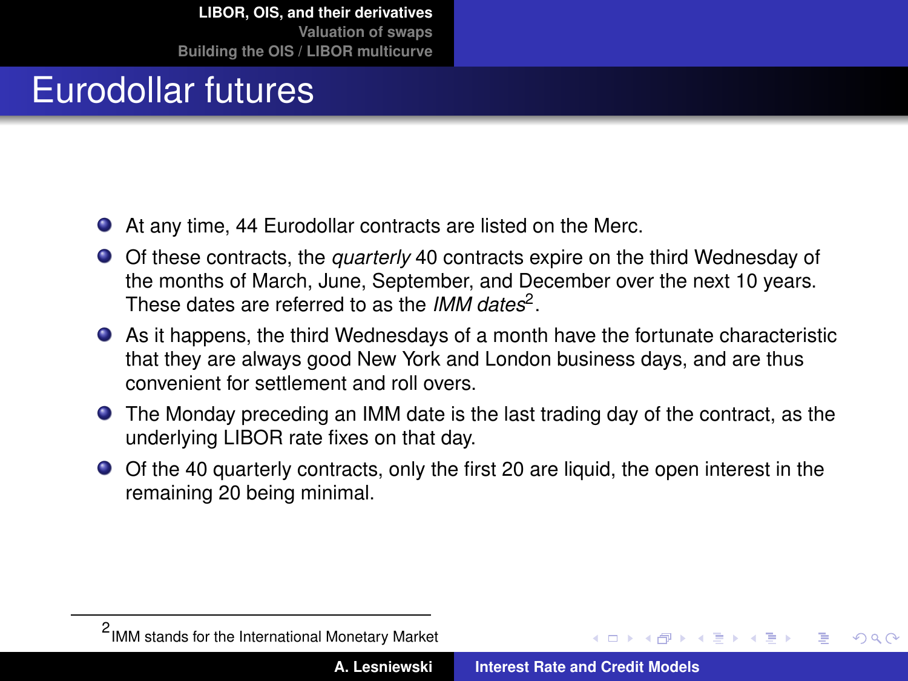# Eurodollar futures

- At any time, 44 Eurodollar contracts are listed on the Merc.
- Of these contracts, the *quarterly* 40 contracts expire on the third Wednesday of the months of March, June, September, and December over the next 10 years. These dates are referred to as the *IMM dates*[2].
- As it happens, the third Wednesdays of a month have the fortunate characteristic that they are always good New York and London business days, and are thus convenient for settlement and roll overs.
- The Monday preceding an IMM date is the last trading day of the contract, as the underlying LIBOR rate fixes on that day.
- Of the 40 quarterly contracts, only the first 20 are liquid, the open interest in the remaining 20 being minimal.

[2] IMM stands for the International Monetary Market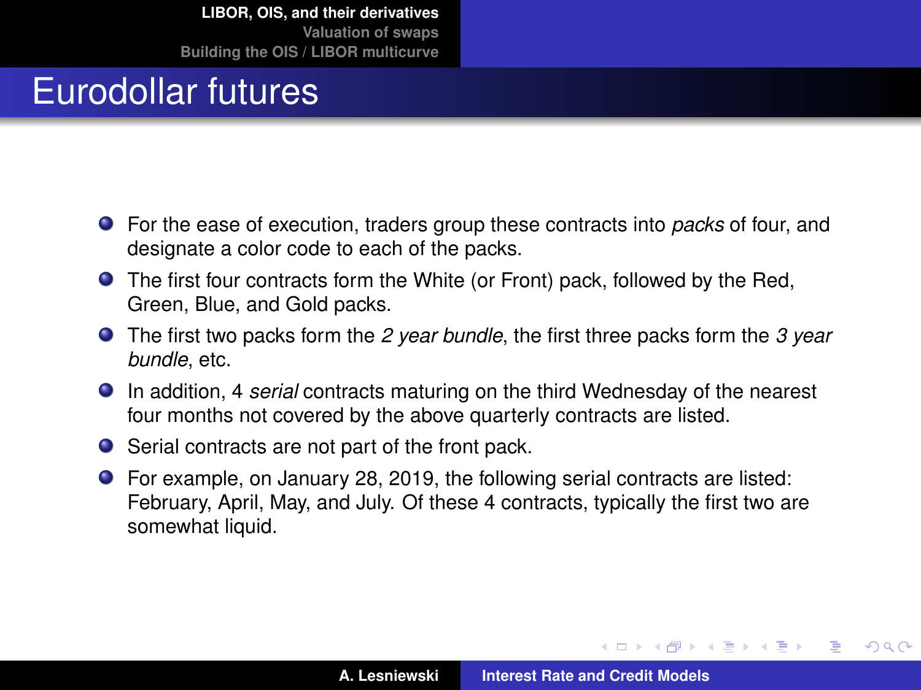# Eurodollar futures

- For the ease of execution, traders group these contracts into *packs* of four, and designate a color code to each of the packs.
- The first four contracts form the White (or Front) pack, followed by the Red, Green, Blue, and Gold packs.
- The first two packs form the *2 year bundle*, the first three packs form the *3 year bundle*, etc.
- In addition, 4 *serial* contracts maturing on the third Wednesday of the nearest four months not covered by the above quarterly contracts are listed.
- Serial contracts are not part of the front pack.
- For example, on January 28, 2019, the following serial contracts are listed: February, April, May, and July. Of these 4 contracts, typically the first two are somewhat liquid.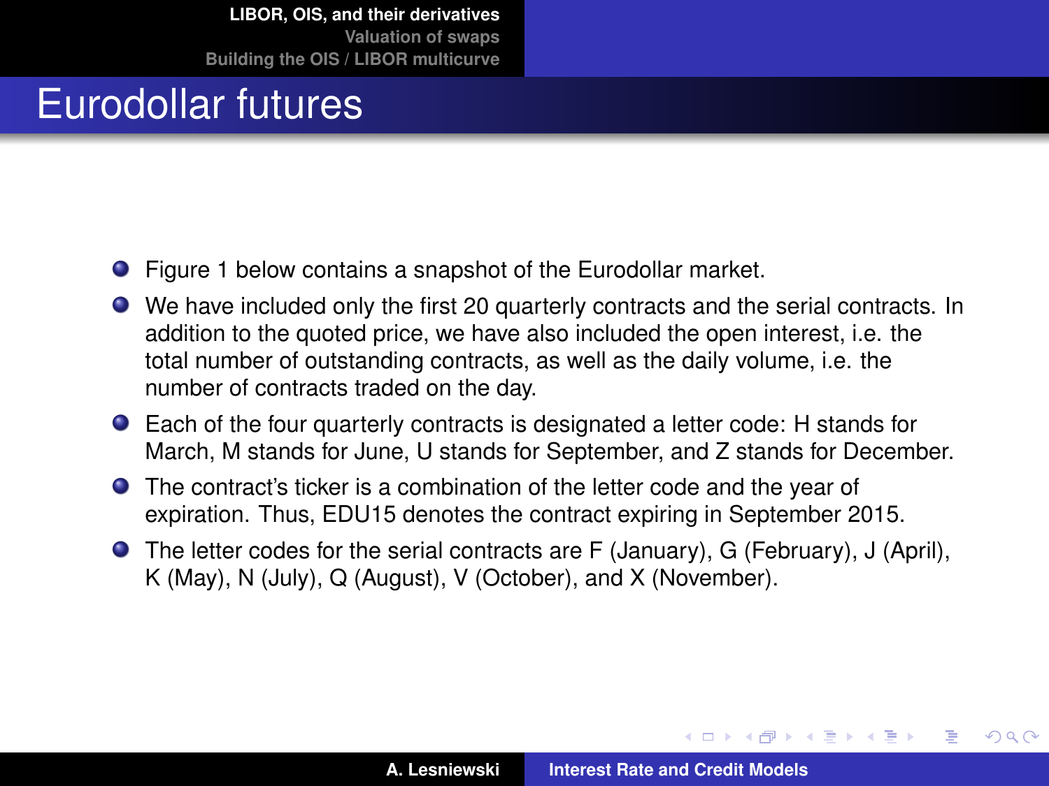# Eurodollar futures

- Figure 1 below contains a snapshot of the Eurodollar market.
- We have included only the first 20 quarterly contracts and the serial contracts. In addition to the quoted price, we have also included the open interest, i.e. the total number of outstanding contracts, as well as the daily volume, i.e. the number of contracts traded on the day.
- Each of the four quarterly contracts is designated a letter code: H stands for March, M stands for June, U stands for September, and Z stands for December.
- The contract's ticker is a combination of the letter code and the year of expiration. Thus, EDU15 denotes the contract expiring in September 2015.
- The letter codes for the serial contracts are F (January), G (February), J (April), K (May), N (July), Q (August), V (October), and X (November).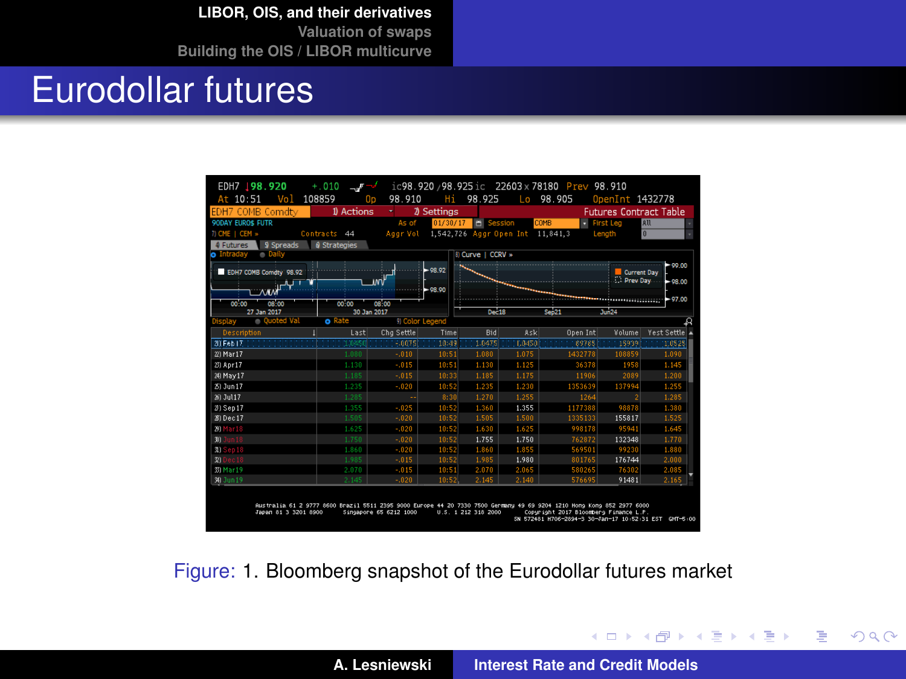# Eurodollar futures

Figure: 1. Bloomberg snapshot of the Eurodollar futures market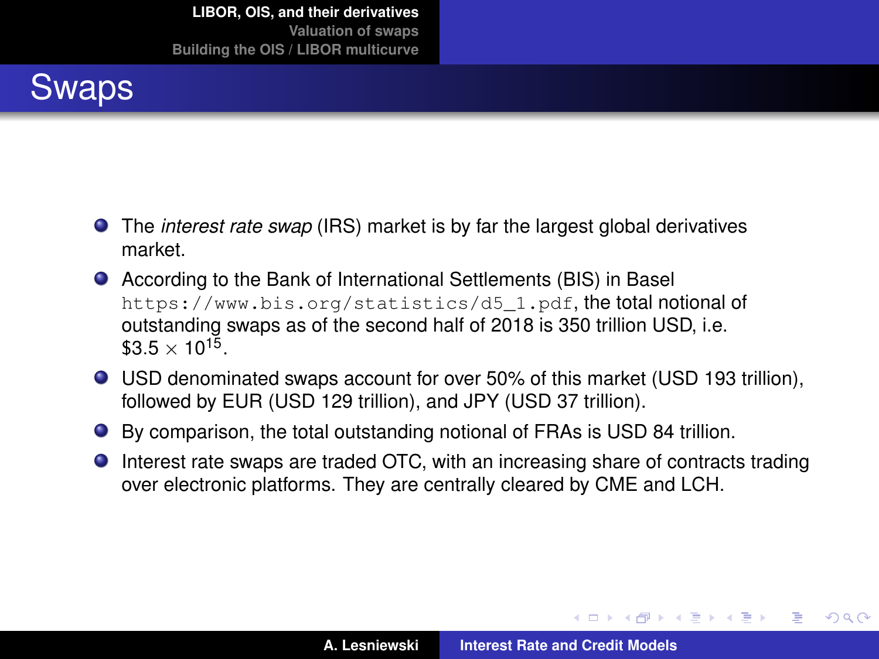# Swaps

- The *interest rate swap* (IRS) market is by far the largest global derivatives market.
- According to the Bank of International Settlements (BIS) in Basel `https://www.bis.org/statistics/d5_1.pdf`, the total notional of outstanding swaps as of the second half of 2018 is 350 trillion USD, i.e. $\$3.5 \times 10^{15}$.
- USD denominated swaps account for over 50% of this market (USD 193 trillion), followed by EUR (USD 129 trillion), and JPY (USD 37 trillion).
- By comparison, the total outstanding notional of FRAs is USD 84 trillion.
- Interest rate swaps are traded OTC, with an increasing share of contracts trading over electronic platforms. They are centrally cleared by CME and LCH.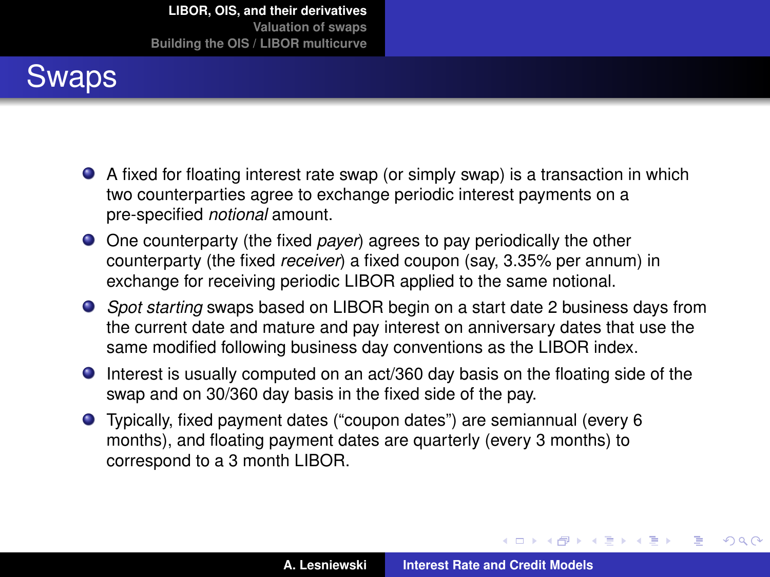# Swaps

- A fixed for floating interest rate swap (or simply swap) is a transaction in which two counterparties agree to exchange periodic interest payments on a pre-specified *notional* amount.
- One counterparty (the fixed *payer*) agrees to pay periodically the other counterparty (the fixed *receiver*) a fixed coupon (say, 3.35% per annum) in exchange for receiving periodic LIBOR applied to the same notional.
- *Spot starting* swaps based on LIBOR begin on a start date 2 business days from the current date and mature and pay interest on anniversary dates that use the same modified following business day conventions as the LIBOR index.
- Interest is usually computed on an act/360 day basis on the floating side of the swap and on 30/360 day basis in the fixed side of the pay.
- Typically, fixed payment dates ("coupon dates") are semiannual (every 6 months), and floating payment dates are quarterly (every 3 months) to correspond to a 3 month LIBOR.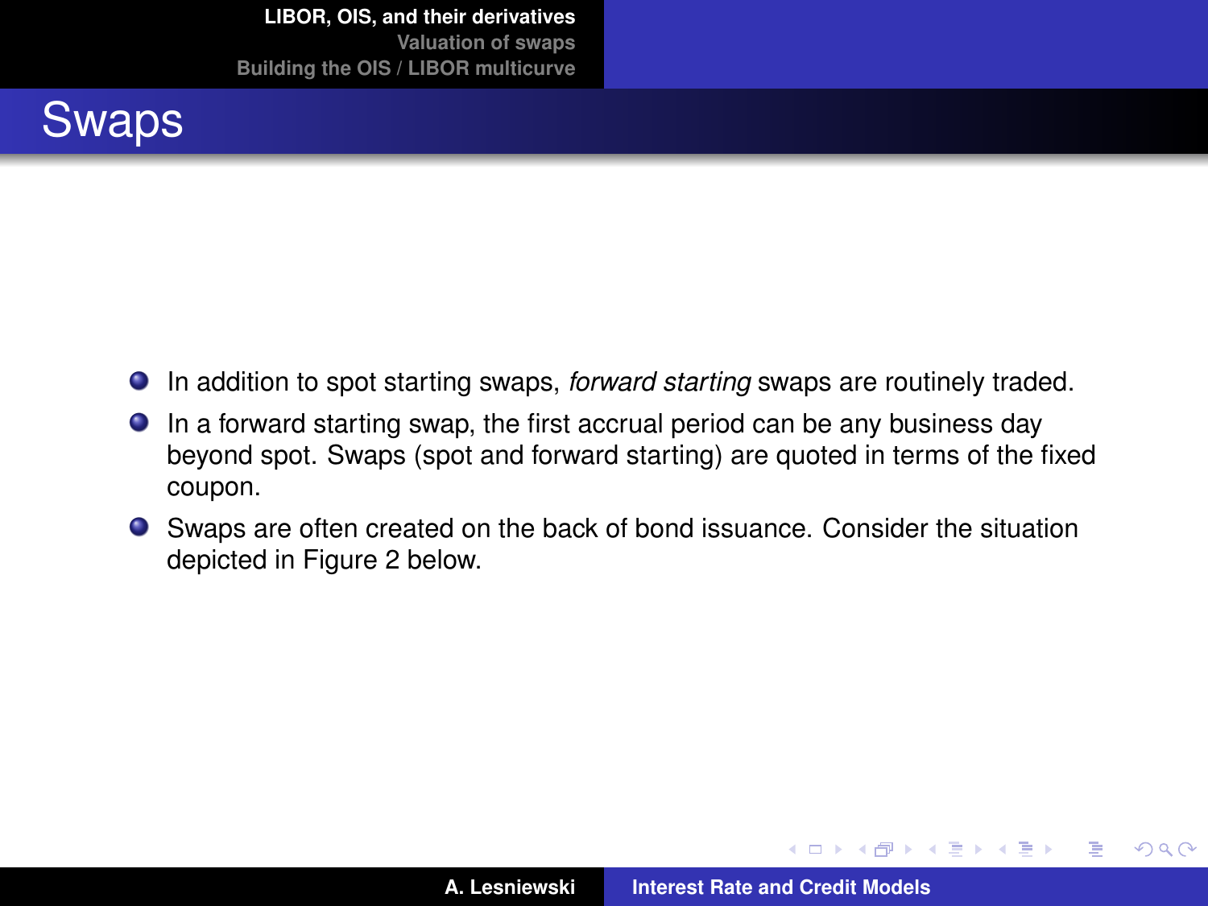# Swaps

- In addition to spot starting swaps, *forward starting* swaps are routinely traded.
- In a forward starting swap, the first accrual period can be any business day beyond spot. Swaps (spot and forward starting) are quoted in terms of the fixed coupon.
- Swaps are often created on the back of bond issuance. Consider the situation depicted in Figure 2 below.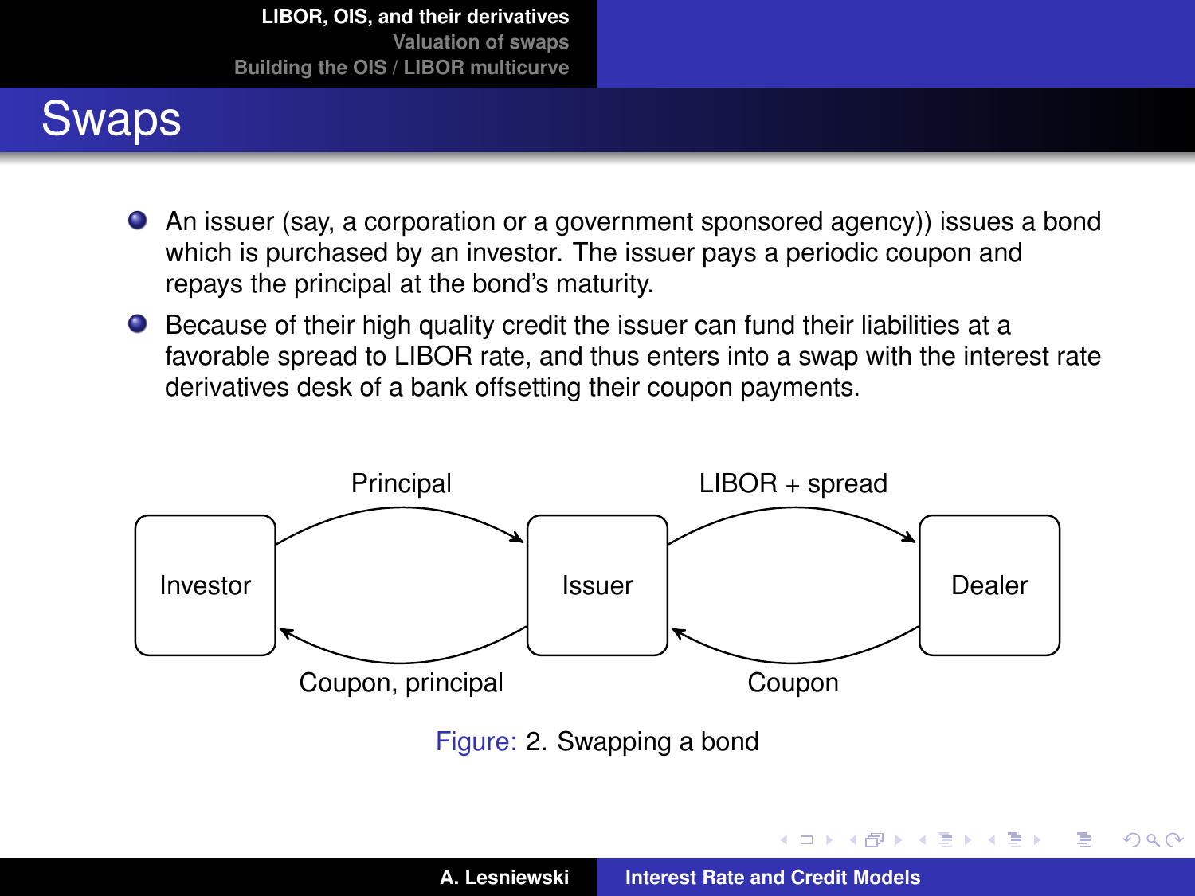# Swaps

- An issuer (say, a corporation or a government sponsored agency)) issues a bond which is purchased by an investor. The issuer pays a periodic coupon and repays the principal at the bond's maturity.
- Because of their high quality credit the issuer can fund their liabilities at a favorable spread to LIBOR rate, and thus enters into a swap with the interest rate derivatives desk of a bank offsetting their coupon payments.

Investor → Issuer: Principal

Issuer → Investor: Coupon, principal

Issuer → Dealer: LIBOR + spread

Dealer → Issuer: Coupon

Figure: 2. Swapping a bond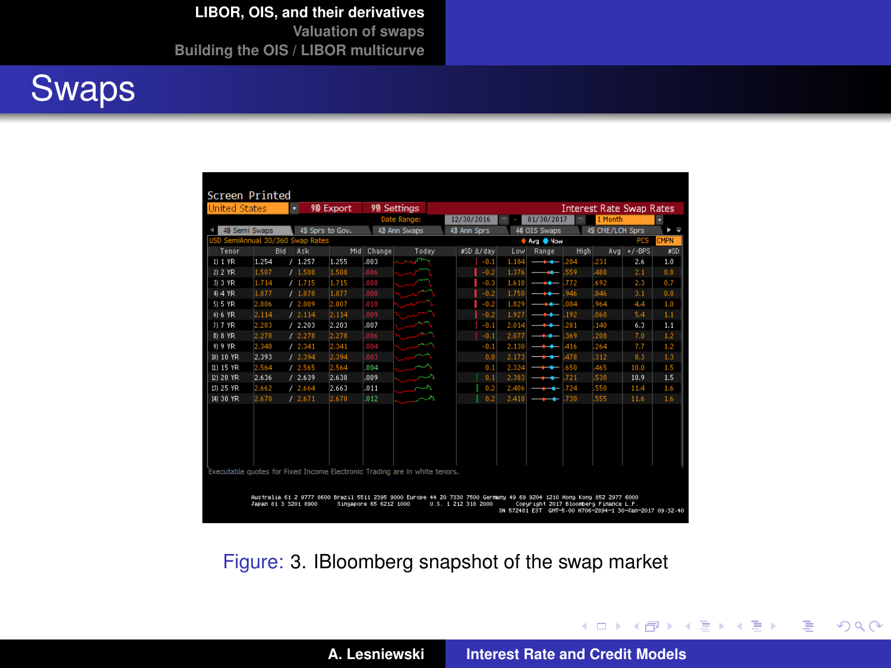# Swaps

| Tenor | Bid | Ask | Mid | Change | #SD Δ/day | Low | High | Avg | +/-BPS | #SD |
|---|---|---|---|---|---|---|---|---|---|---|
| 1) 1 YR | 1.254 | 1.257 | 1.255 | .003 | -0.1 | 1.184 | .284 | .231 | 2.6 | 1.0 |
| 2) 2 YR | 1.507 | 1.508 | 1.508 | .006 | -0.2 | 1.376 | .559 | .488 | 2.1 | 0.8 |
| 3) 3 YR | 1.714 | 1.715 | 1.715 | .008 | -0.3 | 1.610 | .772 | .692 | 2.3 | 0.7 |
| 4) 4 YR | 1.877 | 1.878 | 1.877 | .008 | -0.2 | 1.750 | .946 | .846 | 3.1 | 0.8 |
| 5) 5 YR | 2.006 | 2.009 | 2.007 | .010 | -0.2 | 1.829 | .084 | .964 | 4.4 | 1.0 |
| 6) 6 YR | 2.114 | 2.114 | 2.114 | .009 | -0.2 | 1.927 | .192 | .060 | 5.4 | 1.1 |
| 7) 7 YR | 2.203 | 2.203 | 2.203 | .007 | -0.1 | 2.014 | .281 | .140 | 6.3 | 1.1 |
| 8) 8 YR | 2.278 | 2.278 | 2.278 | .006 | -0.1 | 2.077 | .369 | .208 | 7.0 | 1.2 |
| 9) 9 YR | 2.340 | 2.341 | 2.341 | .004 | -0.1 | 2.130 | .416 | .264 | 7.7 | 1.2 |
| 10) 10 YR | 2.393 | 2.394 | 2.394 | .003 | 0.0 | 2.173 | .478 | .312 | 8.3 | 1.3 |
| 11) 15 YR | 2.564 | 2.565 | 2.564 | .004 | 0.1 | 2.324 | .650 | .465 | 10.0 | 1.5 |
| 12) 20 YR | 2.636 | 2.639 | 2.638 | .009 | 0.1 | 2.383 | .721 | .530 | 10.9 | 1.5 |
| 13) 25 YR | 2.662 | 2.664 | 2.663 | .011 | 0.2 | 2.406 | .724 | .550 | 11.4 | 1.6 |
| 14) 30 YR | 2.670 | 2.671 | 2.670 | .012 | 0.2 | 2.410 | .730 | .555 | 11.6 | 1.6 |

Figure: 3. IBloomberg snapshot of the swap market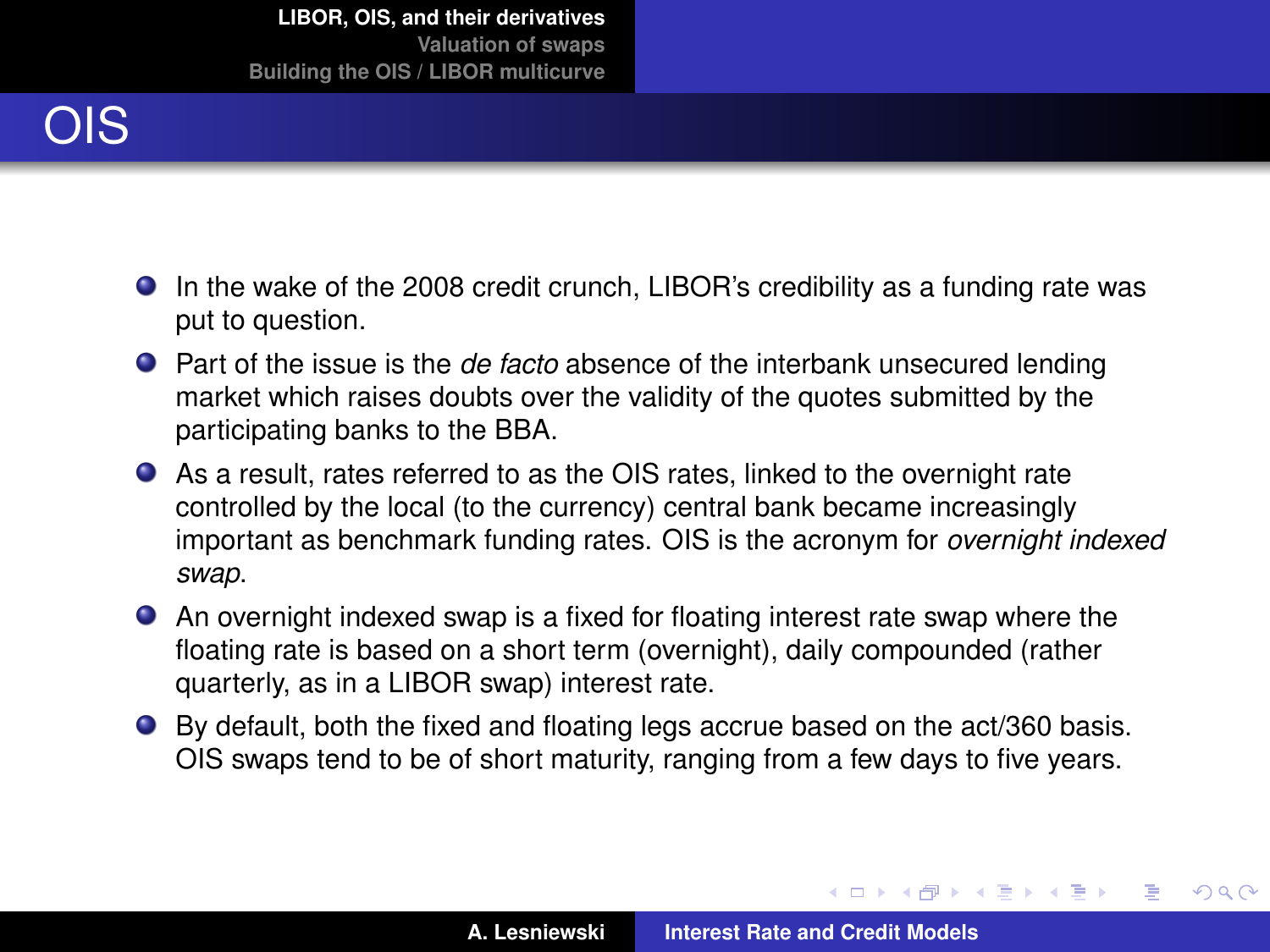# OIS

- In the wake of the 2008 credit crunch, LIBOR's credibility as a funding rate was put to question.
- Part of the issue is the *de facto* absence of the interbank unsecured lending market which raises doubts over the validity of the quotes submitted by the participating banks to the BBA.
- As a result, rates referred to as the OIS rates, linked to the overnight rate controlled by the local (to the currency) central bank became increasingly important as benchmark funding rates. OIS is the acronym for *overnight indexed swap*.
- An overnight indexed swap is a fixed for floating interest rate swap where the floating rate is based on a short term (overnight), daily compounded (rather quarterly, as in a LIBOR swap) interest rate.
- By default, both the fixed and floating legs accrue based on the act/360 basis. OIS swaps tend to be of short maturity, ranging from a few days to five years.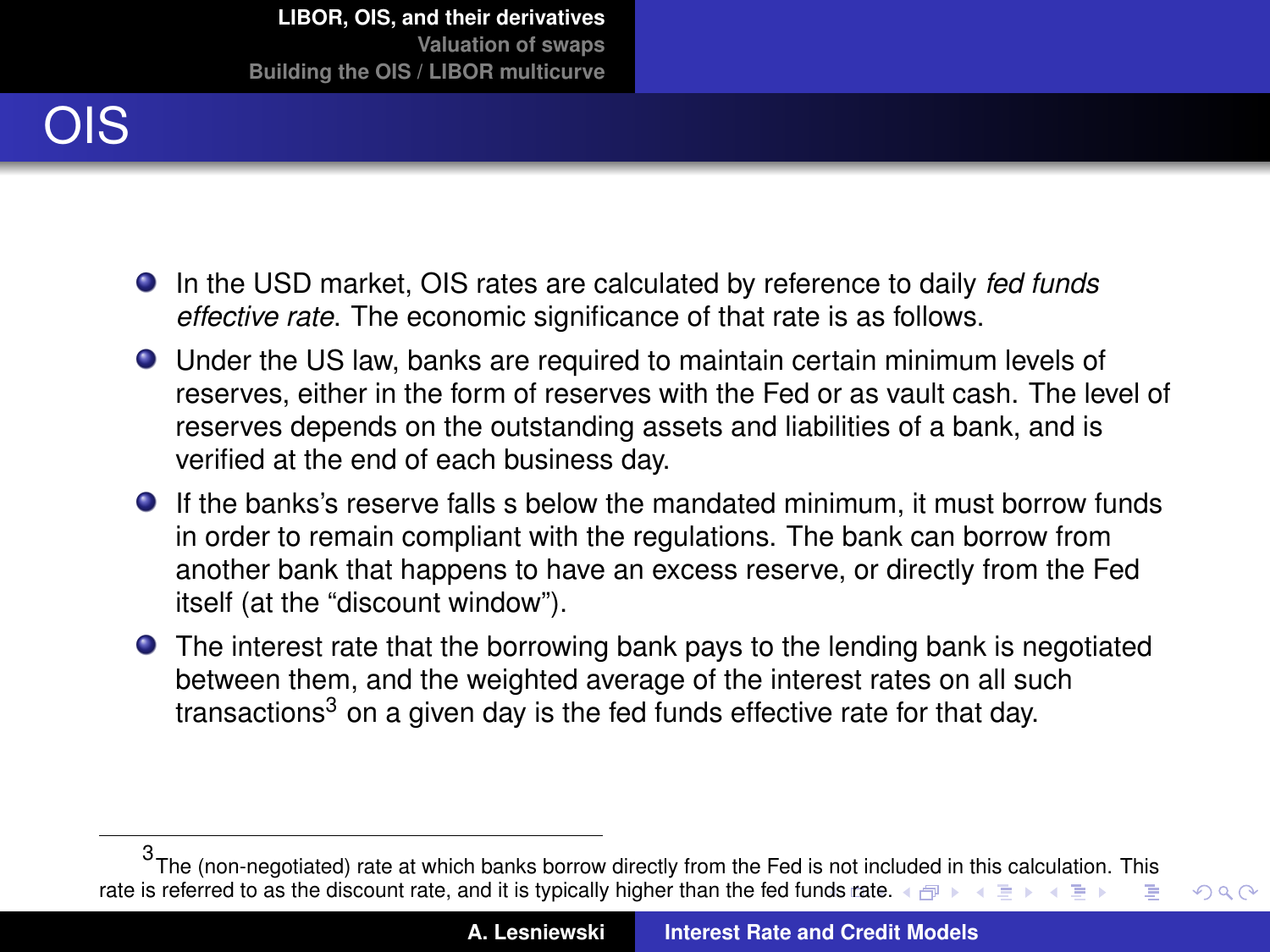# OIS

- In the USD market, OIS rates are calculated by reference to daily *fed funds effective rate*. The economic significance of that rate is as follows.
- Under the US law, banks are required to maintain certain minimum levels of reserves, either in the form of reserves with the Fed or as vault cash. The level of reserves depends on the outstanding assets and liabilities of a bank, and is verified at the end of each business day.
- If the banks's reserve falls s below the mandated minimum, it must borrow funds in order to remain compliant with the regulations. The bank can borrow from another bank that happens to have an excess reserve, or directly from the Fed itself (at the "discount window").
- The interest rate that the borrowing bank pays to the lending bank is negotiated between them, and the weighted average of the interest rates on all such transactions[3] on a given day is the fed funds effective rate for that day.

---

[3] The (non-negotiated) rate at which banks borrow directly from the Fed is not included in this calculation. This rate is referred to as the discount rate, and it is typically higher than the fed funds rate.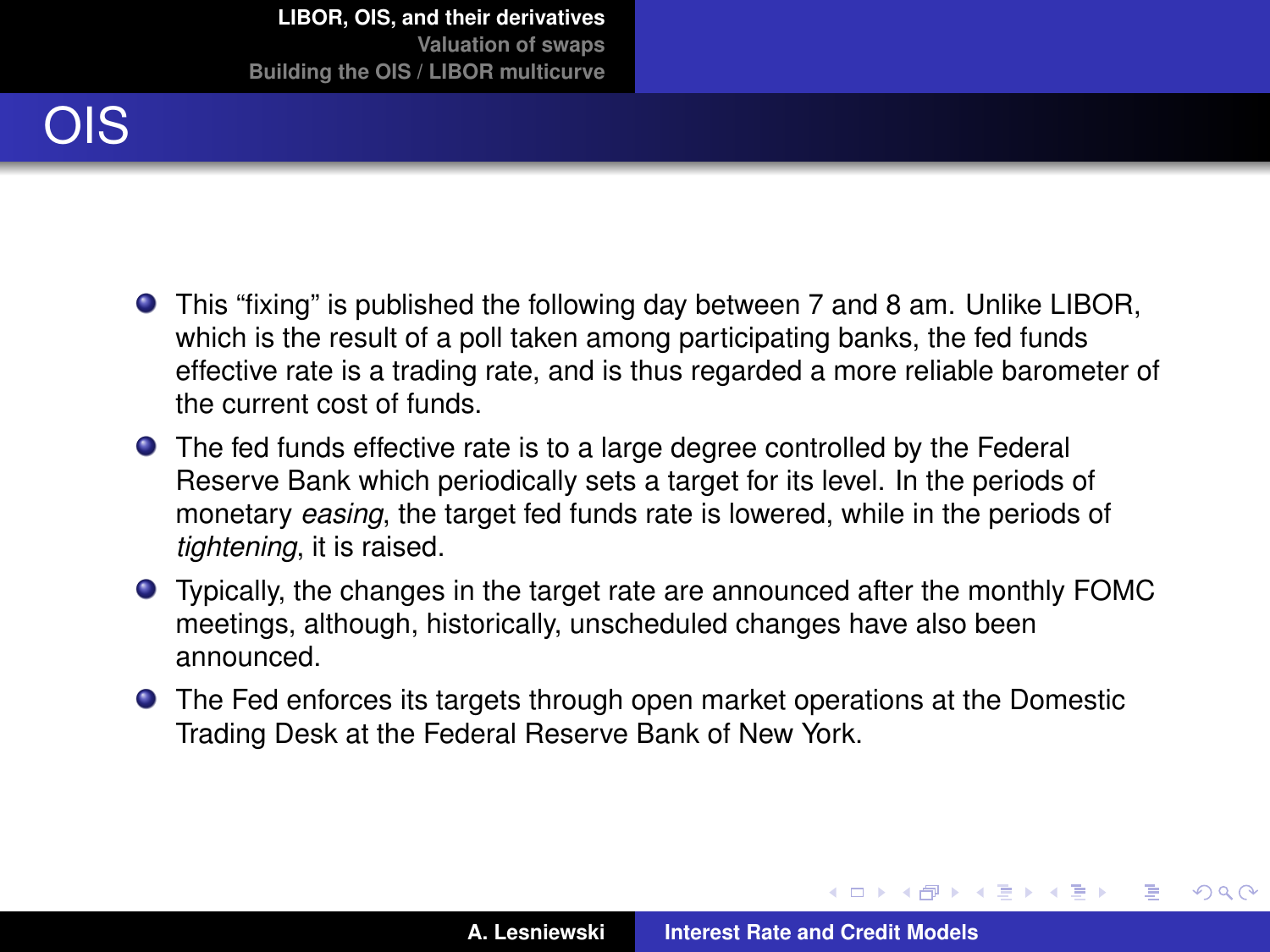# OIS

- This “fixing” is published the following day between 7 and 8 am. Unlike LIBOR, which is the result of a poll taken among participating banks, the fed funds effective rate is a trading rate, and is thus regarded a more reliable barometer of the current cost of funds.
- The fed funds effective rate is to a large degree controlled by the Federal Reserve Bank which periodically sets a target for its level. In the periods of monetary *easing*, the target fed funds rate is lowered, while in the periods of *tightening*, it is raised.
- Typically, the changes in the target rate are announced after the monthly FOMC meetings, although, historically, unscheduled changes have also been announced.
- The Fed enforces its targets through open market operations at the Domestic Trading Desk at the Federal Reserve Bank of New York.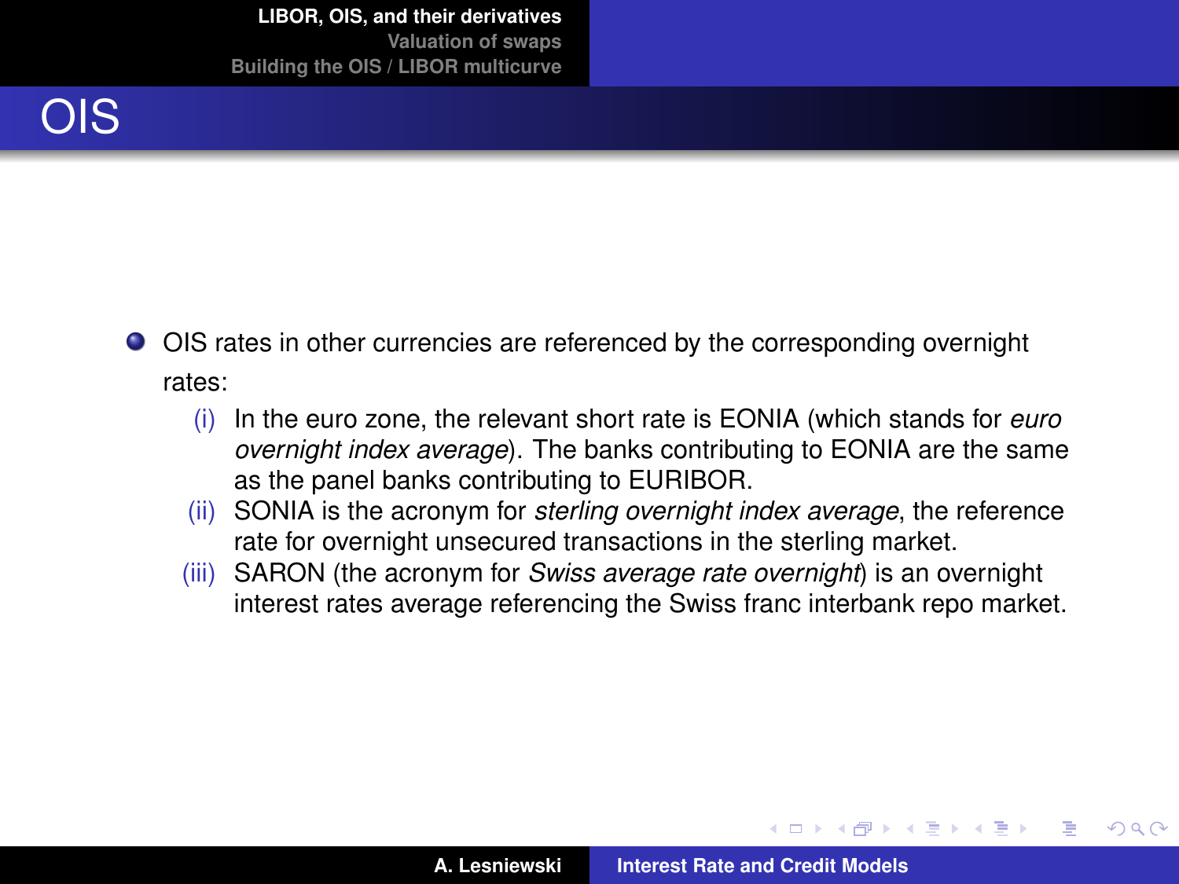# OIS

- OIS rates in other currencies are referenced by the corresponding overnight rates:
  1. (i) In the euro zone, the relevant short rate is EONIA (which stands for *euro overnight index average*). The banks contributing to EONIA are the same as the panel banks contributing to EURIBOR.
  2. (ii) SONIA is the acronym for *sterling overnight index average*, the reference rate for overnight unsecured transactions in the sterling market.
  3. (iii) SARON (the acronym for *Swiss average rate overnight*) is an overnight interest rates average referencing the Swiss franc interbank repo market.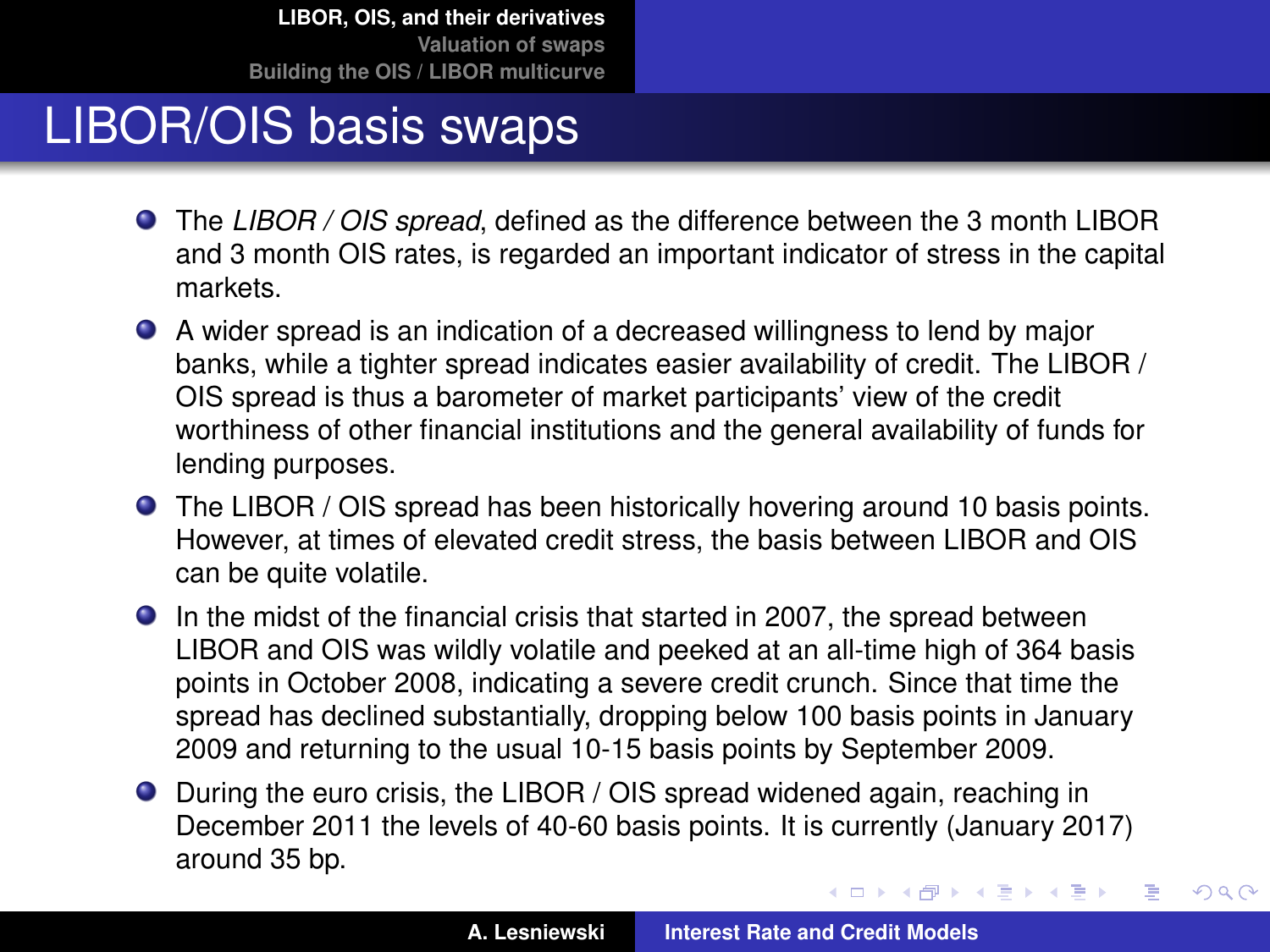# LIBOR/OIS basis swaps

- The *LIBOR / OIS spread*, defined as the difference between the 3 month LIBOR and 3 month OIS rates, is regarded an important indicator of stress in the capital markets.
- A wider spread is an indication of a decreased willingness to lend by major banks, while a tighter spread indicates easier availability of credit. The LIBOR / OIS spread is thus a barometer of market participants' view of the credit worthiness of other financial institutions and the general availability of funds for lending purposes.
- The LIBOR / OIS spread has been historically hovering around 10 basis points. However, at times of elevated credit stress, the basis between LIBOR and OIS can be quite volatile.
- In the midst of the financial crisis that started in 2007, the spread between LIBOR and OIS was wildly volatile and peeked at an all-time high of 364 basis points in October 2008, indicating a severe credit crunch. Since that time the spread has declined substantially, dropping below 100 basis points in January 2009 and returning to the usual 10-15 basis points by September 2009.
- During the euro crisis, the LIBOR / OIS spread widened again, reaching in December 2011 the levels of 40-60 basis points. It is currently (January 2017) around 35 bp.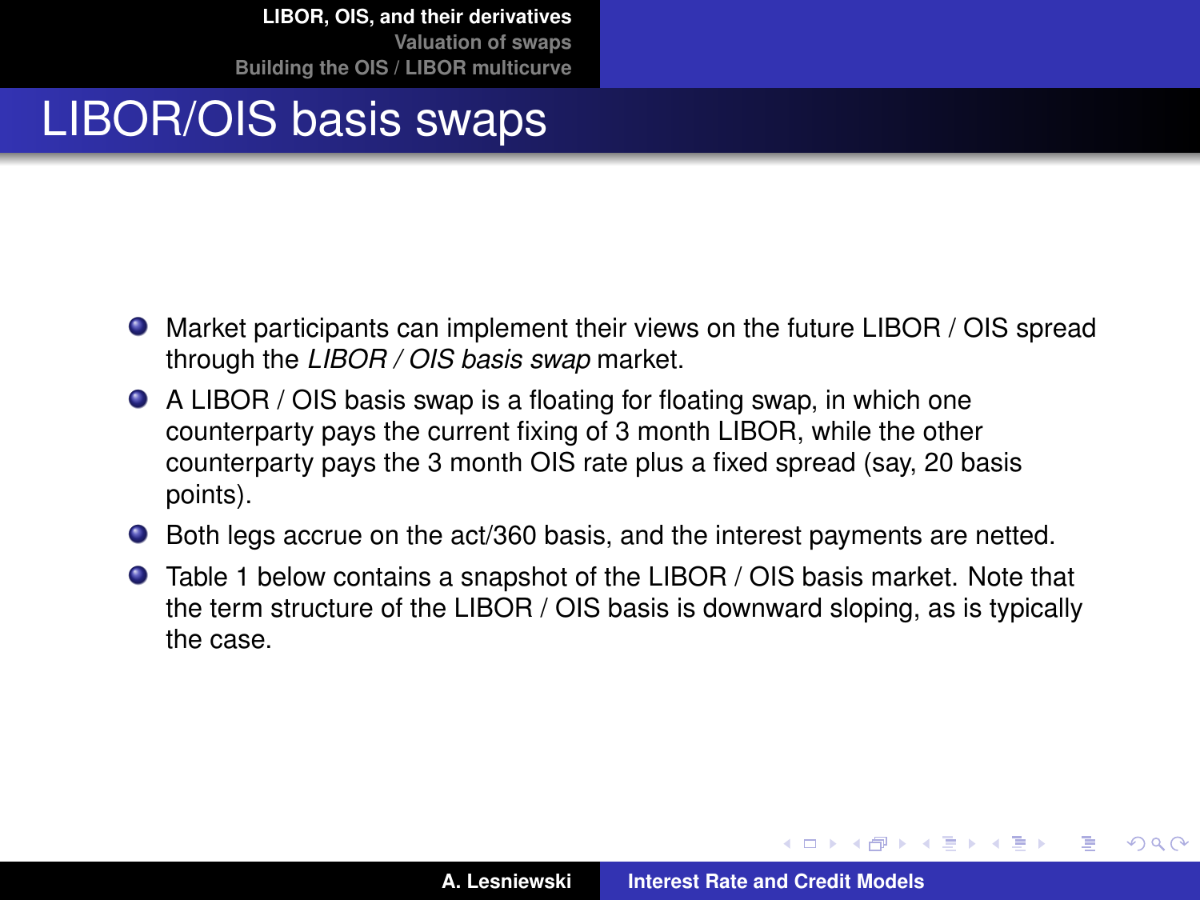# LIBOR/OIS basis swaps

- Market participants can implement their views on the future LIBOR / OIS spread through the *LIBOR / OIS basis swap* market.
- A LIBOR / OIS basis swap is a floating for floating swap, in which one counterparty pays the current fixing of 3 month LIBOR, while the other counterparty pays the 3 month OIS rate plus a fixed spread (say, 20 basis points).
- Both legs accrue on the act/360 basis, and the interest payments are netted.
- Table 1 below contains a snapshot of the LIBOR / OIS basis market. Note that the term structure of the LIBOR / OIS basis is downward sloping, as is typically the case.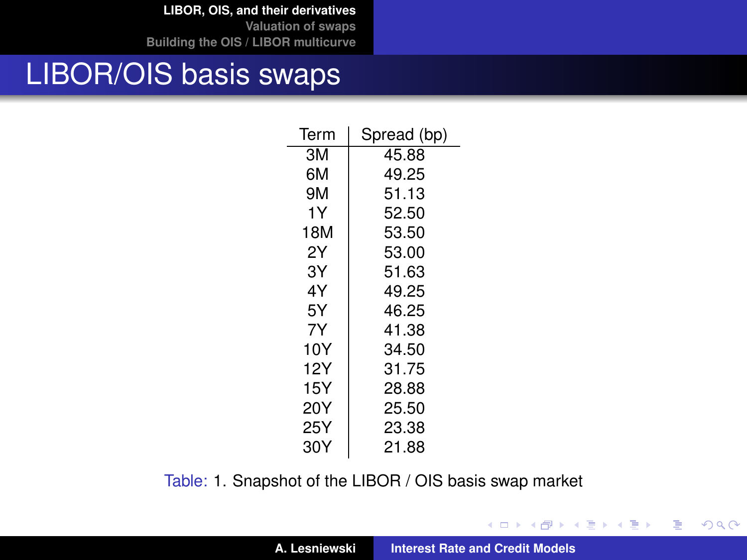## LIBOR/OIS basis swaps

| Term | Spread (bp) |
|---|---|
| 3M | 45.88 |
| 6M | 49.25 |
| 9M | 51.13 |
| 1Y | 52.50 |
| 18M | 53.50 |
| 2Y | 53.00 |
| 3Y | 51.63 |
| 4Y | 49.25 |
| 5Y | 46.25 |
| 7Y | 41.38 |
| 10Y | 34.50 |
| 12Y | 31.75 |
| 15Y | 28.88 |
| 20Y | 25.50 |
| 25Y | 23.38 |
| 30Y | 21.88 |

Table: 1. Snapshot of the LIBOR / OIS basis swap market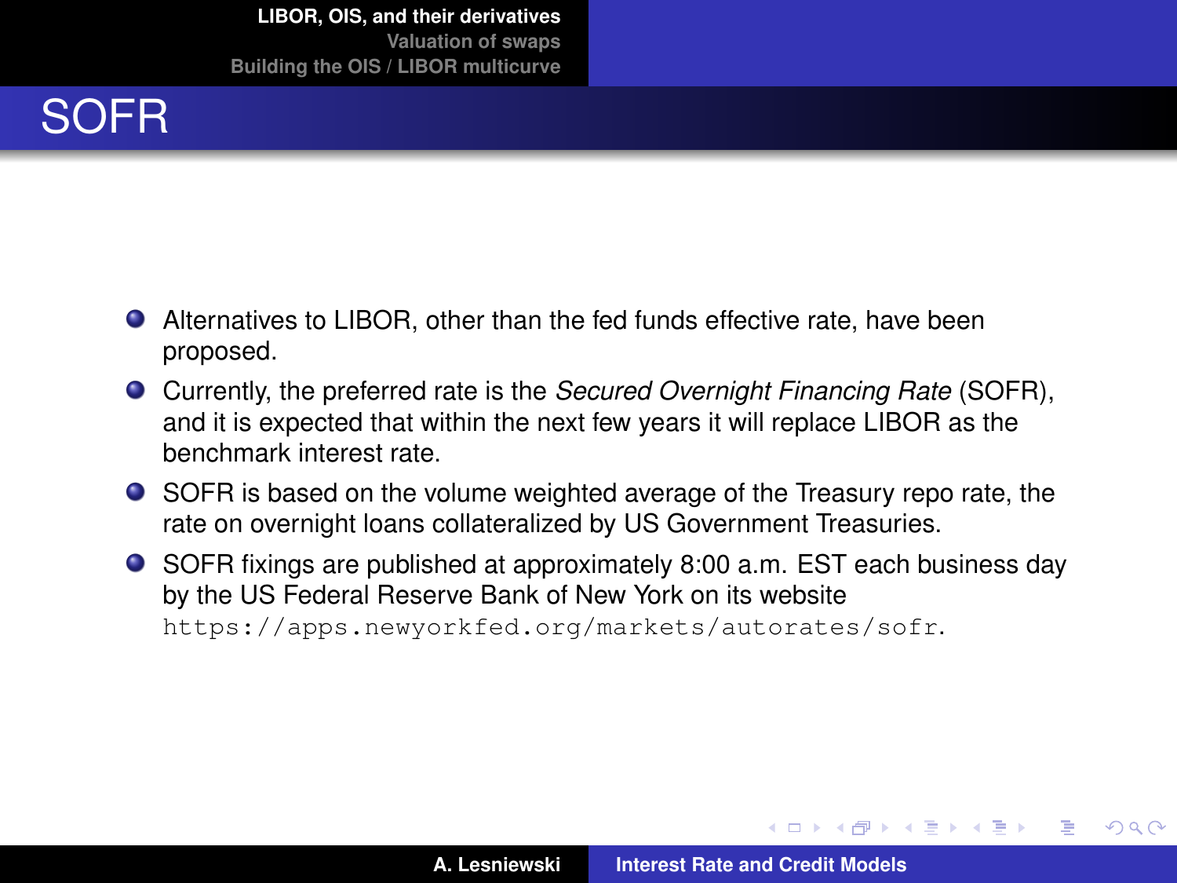# SOFR

- Alternatives to LIBOR, other than the fed funds effective rate, have been proposed.
- Currently, the preferred rate is the *Secured Overnight Financing Rate* (SOFR), and it is expected that within the next few years it will replace LIBOR as the benchmark interest rate.
- SOFR is based on the volume weighted average of the Treasury repo rate, the rate on overnight loans collateralized by US Government Treasuries.
- SOFR fixings are published at approximately 8:00 a.m. EST each business day by the US Federal Reserve Bank of New York on its website `https://apps.newyorkfed.org/markets/autorates/sofr`.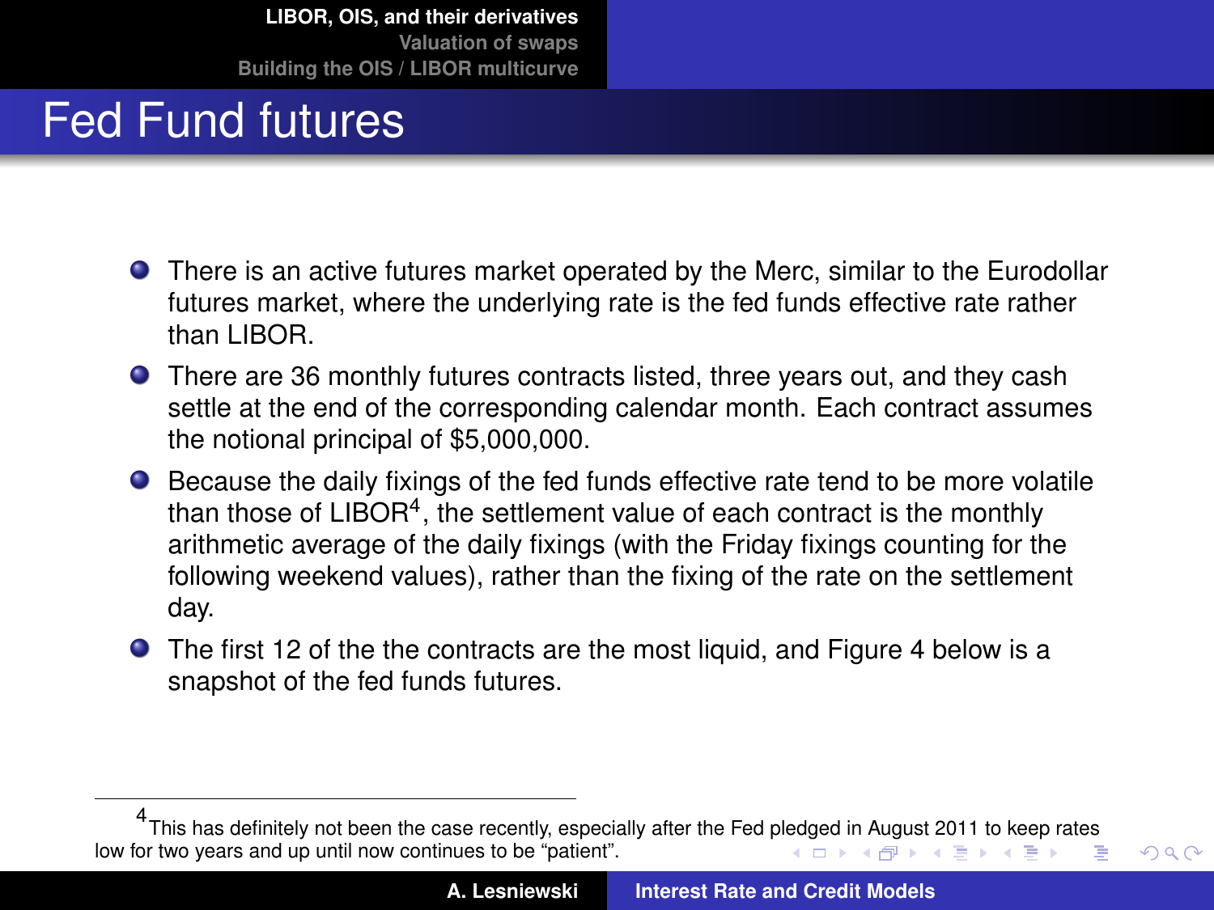# Fed Fund futures

- There is an active futures market operated by the Merc, similar to the Eurodollar futures market, where the underlying rate is the fed funds effective rate rather than LIBOR.
- There are 36 monthly futures contracts listed, three years out, and they cash settle at the end of the corresponding calendar month. Each contract assumes the notional principal of $5,000,000.
- Because the daily fixings of the fed funds effective rate tend to be more volatile than those of LIBOR[4], the settlement value of each contract is the monthly arithmetic average of the daily fixings (with the Friday fixings counting for the following weekend values), rather than the fixing of the rate on the settlement day.
- The first 12 of the the contracts are the most liquid, and Figure 4 below is a snapshot of the fed funds futures.

[4] This has definitely not been the case recently, especially after the Fed pledged in August 2011 to keep rates low for two years and up until now continues to be "patient".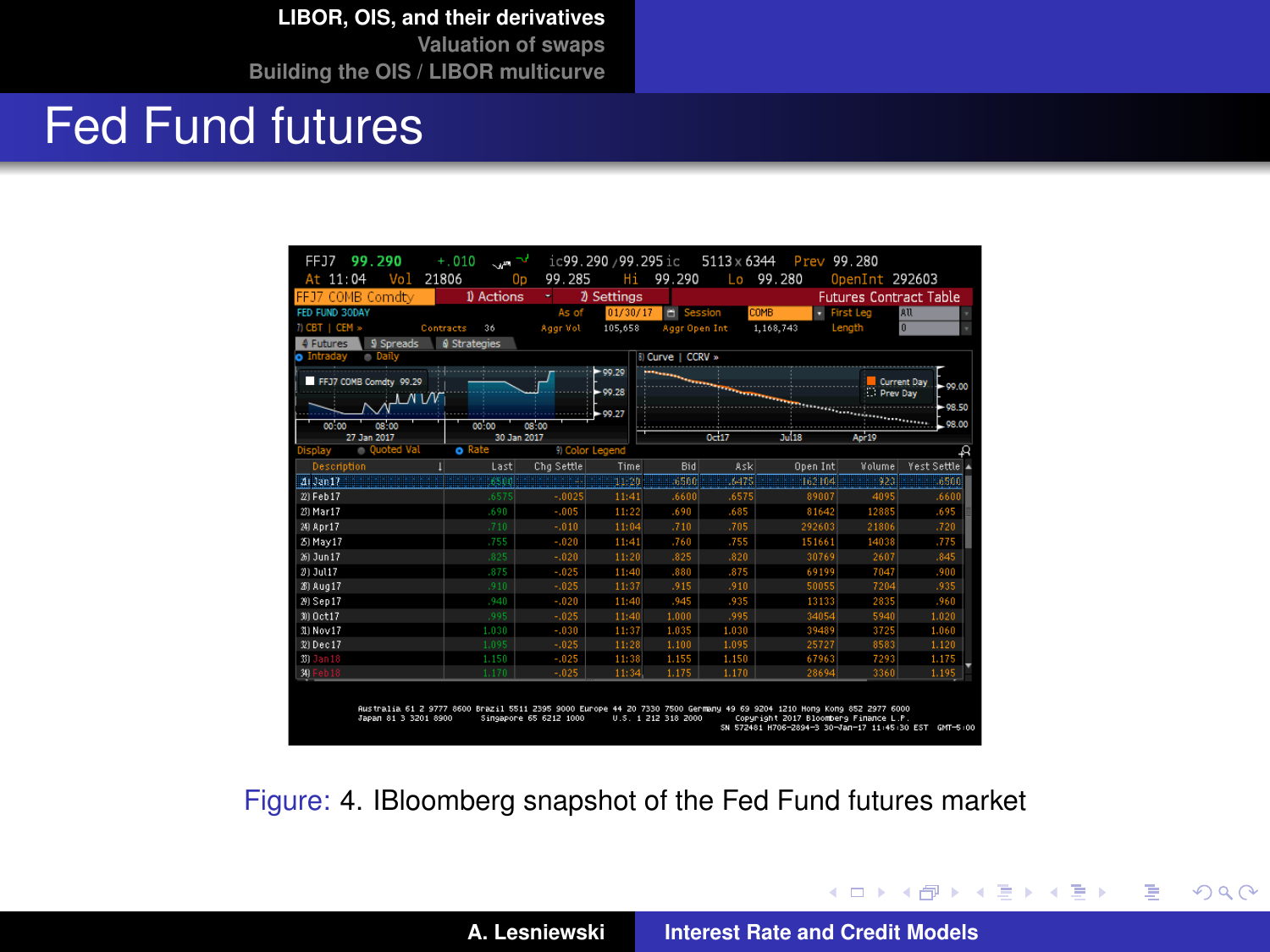# Fed Fund futures

Figure: 4. IBloomberg snapshot of the Fed Fund futures market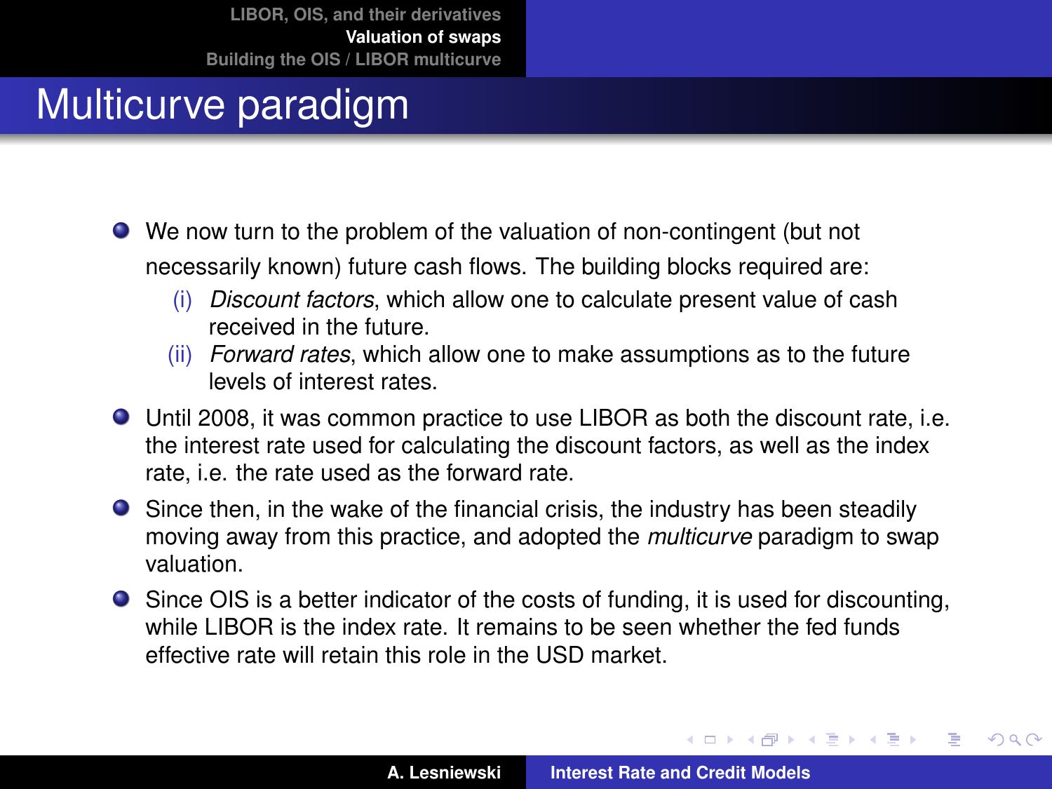# Multicurve paradigm

- We now turn to the problem of the valuation of non-contingent (but not necessarily known) future cash flows. The building blocks required are:
  - (i) *Discount factors*, which allow one to calculate present value of cash received in the future.
  - (ii) *Forward rates*, which allow one to make assumptions as to the future levels of interest rates.
- Until 2008, it was common practice to use LIBOR as both the discount rate, i.e. the interest rate used for calculating the discount factors, as well as the index rate, i.e. the rate used as the forward rate.
- Since then, in the wake of the financial crisis, the industry has been steadily moving away from this practice, and adopted the *multicurve* paradigm to swap valuation.
- Since OIS is a better indicator of the costs of funding, it is used for discounting, while LIBOR is the index rate. It remains to be seen whether the fed funds effective rate will retain this role in the USD market.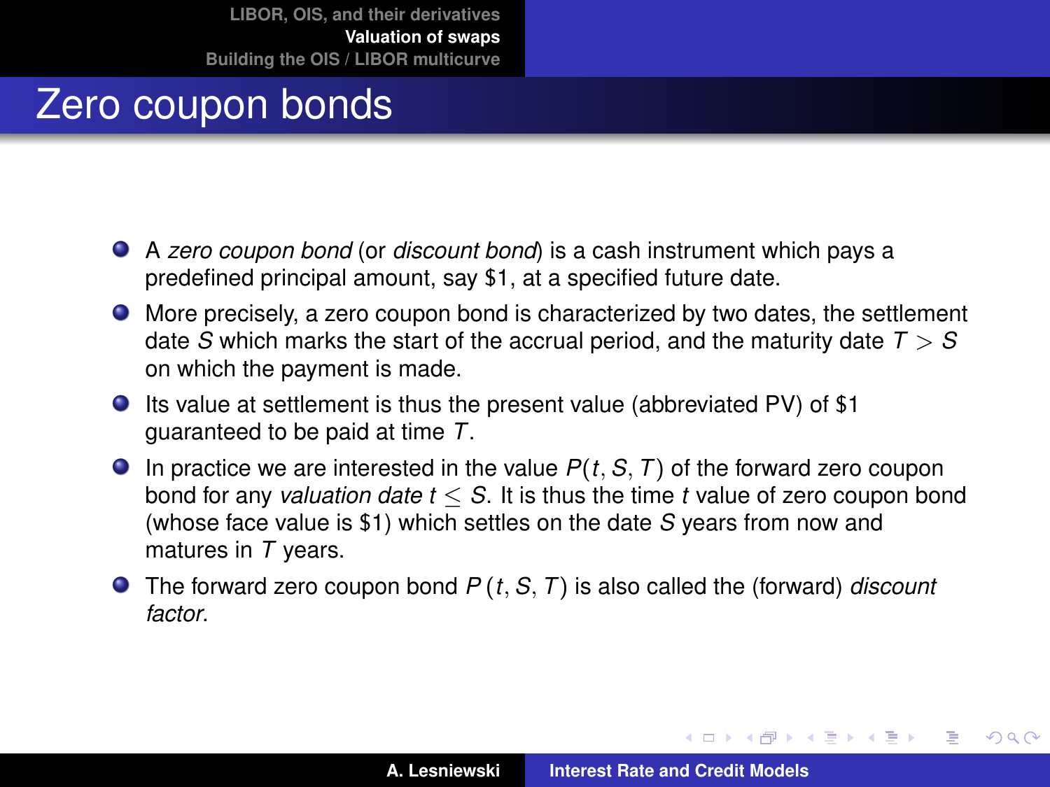# Zero coupon bonds

- A *zero coupon bond* (or *discount bond*) is a cash instrument which pays a predefined principal amount, say $1, at a specified future date.
- More precisely, a zero coupon bond is characterized by two dates, the settlement date $S$ which marks the start of the accrual period, and the maturity date $T > S$ on which the payment is made.
- Its value at settlement is thus the present value (abbreviated PV) of $1 guaranteed to be paid at time $T$.
- In practice we are interested in the value $P(t, S, T)$ of the forward zero coupon bond for any *valuation date* $t \leq S$. It is thus the time $t$ value of zero coupon bond (whose face value is $1) which settles on the date $S$ years from now and matures in $T$ years.
- The forward zero coupon bond $P(t, S, T)$ is also called the (forward) *discount factor*.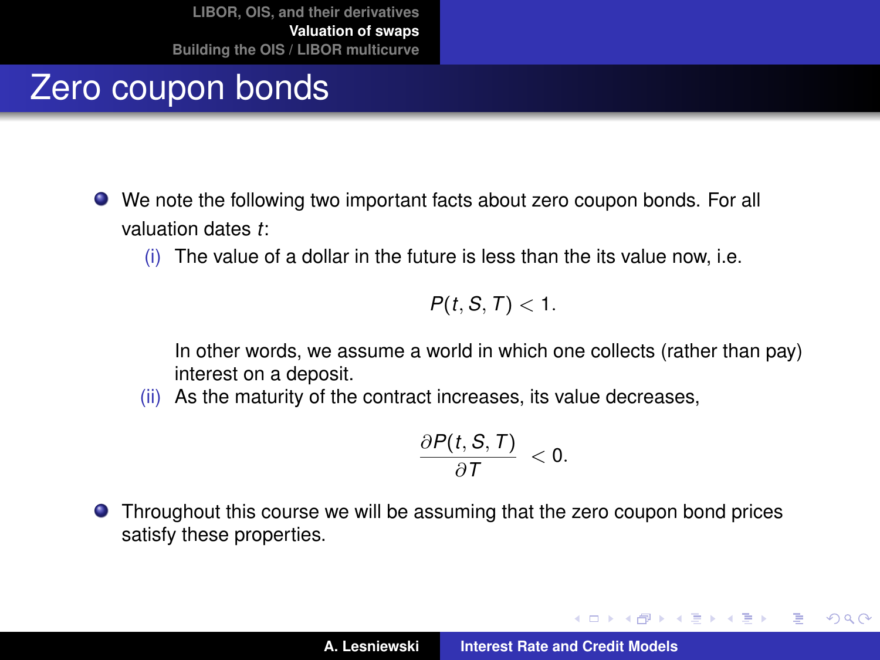# Zero coupon bonds

- We note the following two important facts about zero coupon bonds. For all valuation dates $t$:
  - (i) The value of a dollar in the future is less than the its value now, i.e.

    $$P(t, S, T) < 1.$$

    In other words, we assume a world in which one collects (rather than pay) interest on a deposit.
  - (ii) As the maturity of the contract increases, its value decreases,

    $$\frac{\partial P(t, S, T)}{\partial T} < 0.$$

- Throughout this course we will be assuming that the zero coupon bond prices satisfy these properties.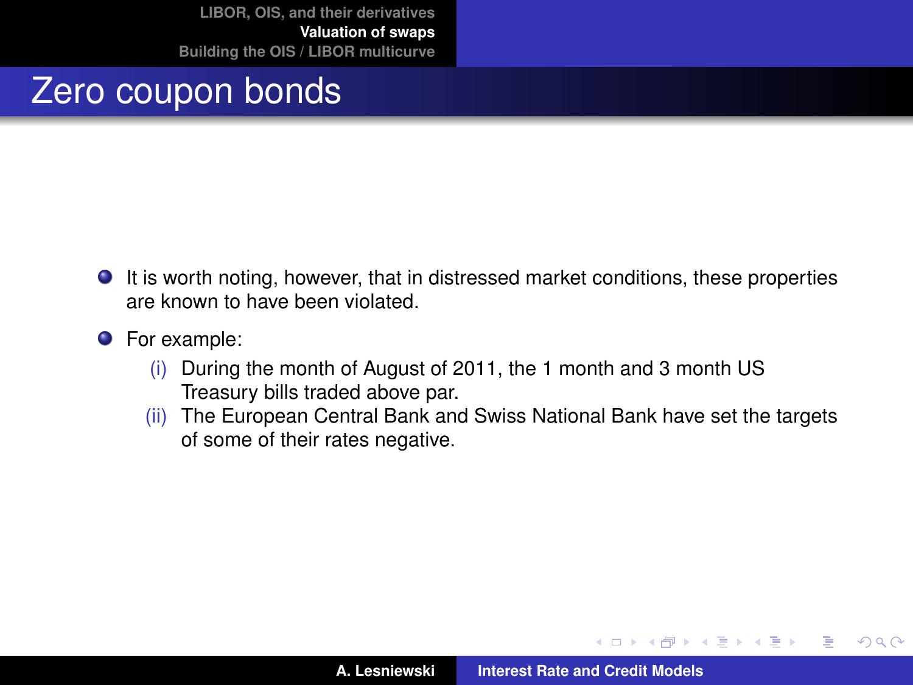# Zero coupon bonds

- It is worth noting, however, that in distressed market conditions, these properties are known to have been violated.
- For example:
  - (i) During the month of August of 2011, the 1 month and 3 month US Treasury bills traded above par.
  - (ii) The European Central Bank and Swiss National Bank have set the targets of some of their rates negative.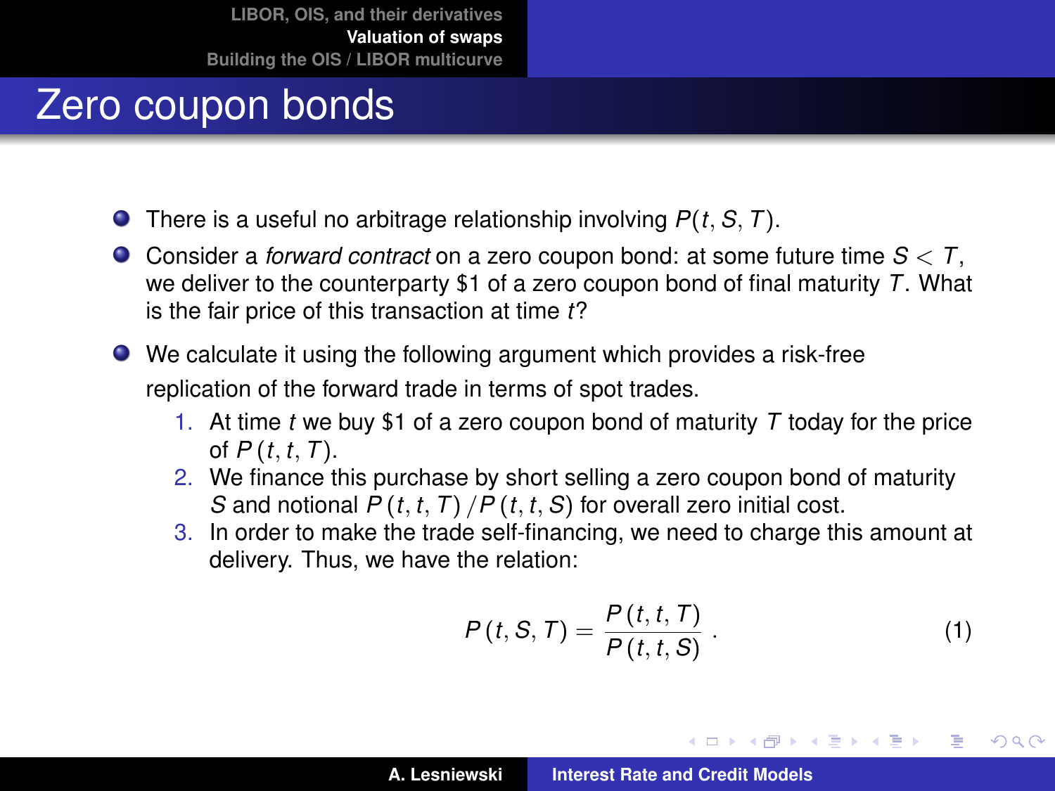# Zero coupon bonds

- There is a useful no arbitrage relationship involving $P(t, S, T)$.
- Consider a *forward contract* on a zero coupon bond: at some future time $S < T$, we deliver to the counterparty \$1 of a zero coupon bond of final maturity $T$. What is the fair price of this transaction at time $t$?
- We calculate it using the following argument which provides a risk-free replication of the forward trade in terms of spot trades.
  1. At time $t$ we buy \$1 of a zero coupon bond of maturity $T$ today for the price of $P(t, t, T)$.
  2. We finance this purchase by short selling a zero coupon bond of maturity $S$ and notional $P(t, t, T) / P(t, t, S)$ for overall zero initial cost.
  3. In order to make the trade self-financing, we need to charge this amount at delivery. Thus, we have the relation:

$$P(t, S, T) = \frac{P(t, t, T)}{P(t, t, S)} . \tag{1}$$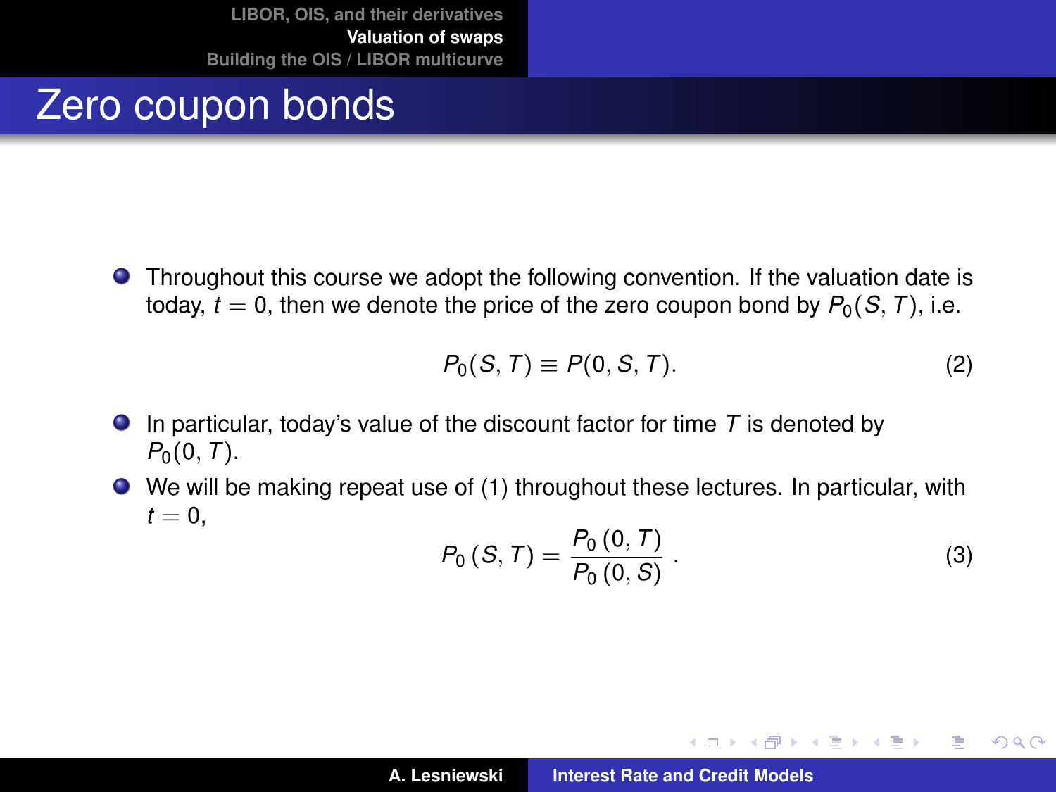# Zero coupon bonds

- Throughout this course we adopt the following convention. If the valuation date is today, $t = 0$, then we denote the price of the zero coupon bond by $P_0(S, T)$, i.e.

$$P_0(S, T) \equiv P(0, S, T). \tag{2}$$

- In particular, today's value of the discount factor for time $T$ is denoted by $P_0(0, T)$.
- We will be making repeat use of (1) throughout these lectures. In particular, with $t = 0$,

$$P_0\left(S, T\right) = \frac{P_0\left(0, T\right)}{P_0\left(0, S\right)}. \tag{3}$$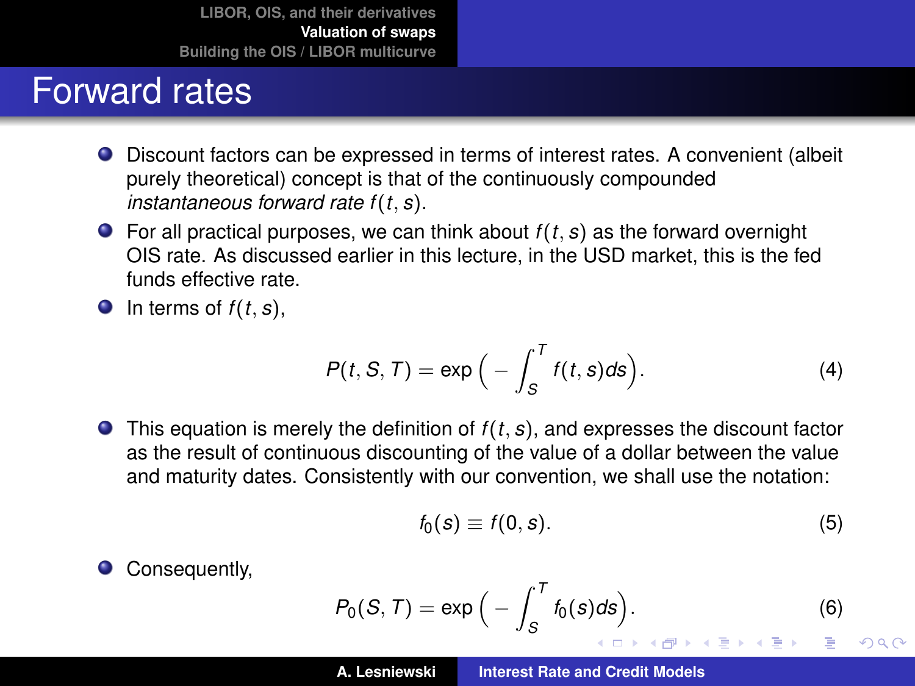# Forward rates

- Discount factors can be expressed in terms of interest rates. A convenient (albeit purely theoretical) concept is that of the continuously compounded *instantaneous forward rate* $f(t, s)$.
- For all practical purposes, we can think about $f(t, s)$ as the forward overnight OIS rate. As discussed earlier in this lecture, in the USD market, this is the fed funds effective rate.
- In terms of $f(t, s)$,

$$P(t, S, T) = \exp\Big(-\int_S^T f(t, s) ds\Big). \tag{4}$$

- This equation is merely the definition of $f(t, s)$, and expresses the discount factor as the result of continuous discounting of the value of a dollar between the value and maturity dates. Consistently with our convention, we shall use the notation:

$$f_0(s) \equiv f(0, s). \tag{5}$$

- Consequently,

$$P_0(S, T) = \exp\Big(-\int_S^T f_0(s) ds\Big). \tag{6}$$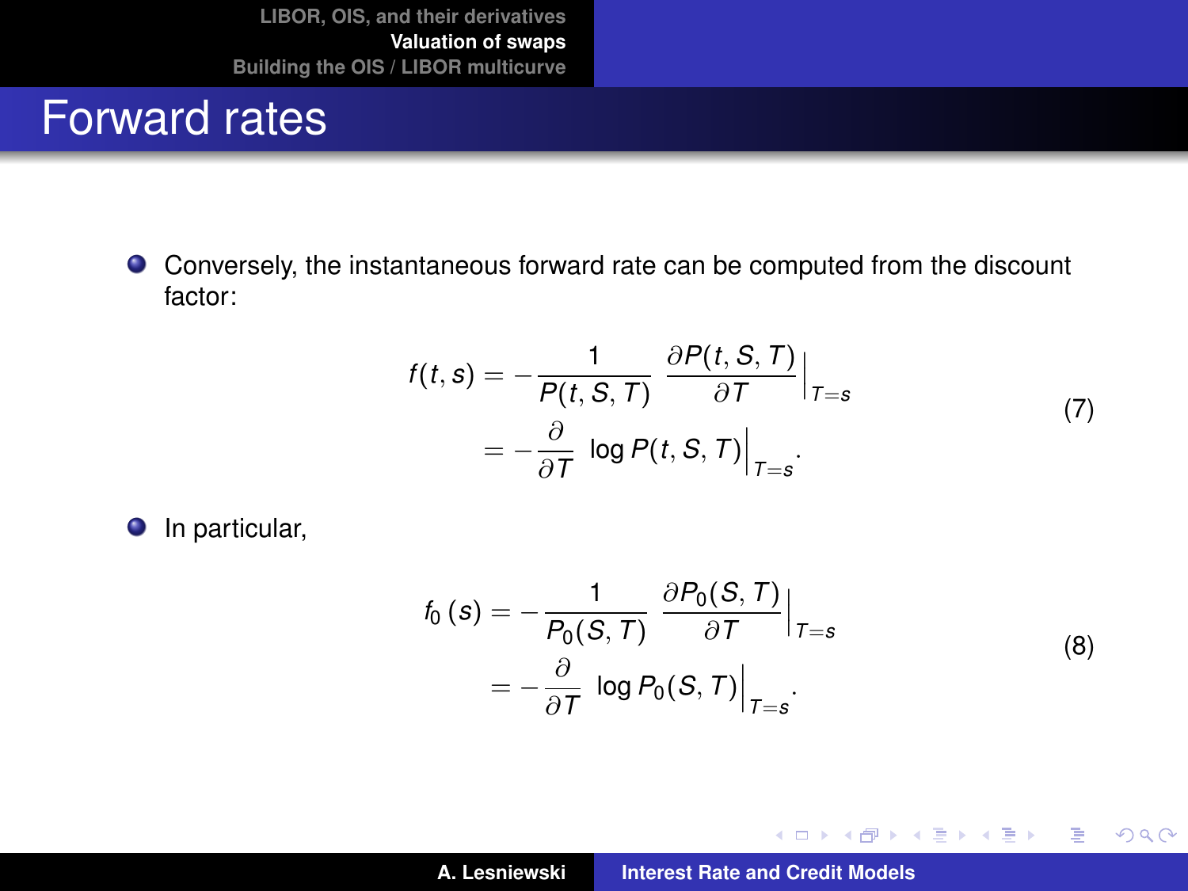# Forward rates

- Conversely, the instantaneous forward rate can be computed from the discount factor:

$$
\begin{aligned}
f(t,s) &= -\frac{1}{P(t,S,T)} \left.\frac{\partial P(t,S,T)}{\partial T}\right|_{T=s} \\
&= -\frac{\partial}{\partial T} \left.\log P(t,S,T)\right|_{T=s}.
\end{aligned}
\tag{7}
$$

- In particular,

$$
\begin{aligned}
f_0(s) &= -\frac{1}{P_0(S,T)} \left.\frac{\partial P_0(S,T)}{\partial T}\right|_{T=s} \\
&= -\frac{\partial}{\partial T} \left.\log P_0(S,T)\right|_{T=s}.
\end{aligned}
\tag{8}
$$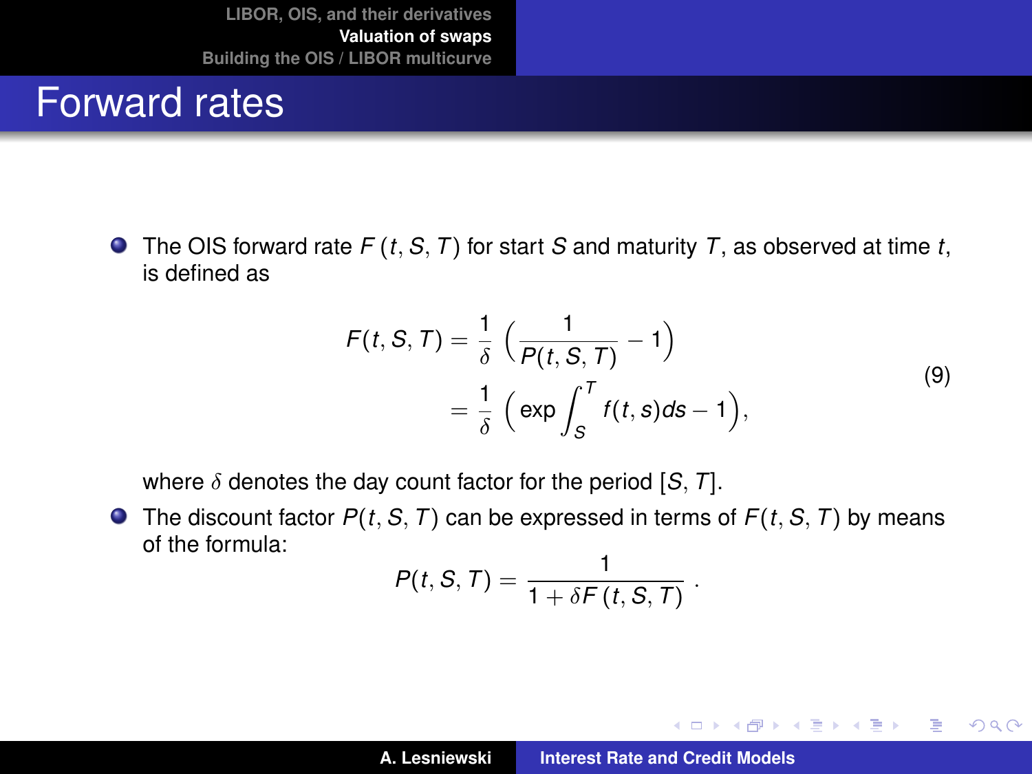# Forward rates

- The OIS forward rate $F(t, S, T)$ for start $S$ and maturity $T$, as observed at time $t$, is defined as

$$
\begin{aligned}
F(t, S, T) &= \frac{1}{\delta}\Big(\frac{1}{P(t, S, T)} - 1\Big) \\
&= \frac{1}{\delta}\Big(\exp\int_S^T f(t, s)ds - 1\Big),
\end{aligned}
\tag{9}
$$

  where $\delta$ denotes the day count factor for the period $[S, T]$.

- The discount factor $P(t, S, T)$ can be expressed in terms of $F(t, S, T)$ by means of the formula:

$$
P(t, S, T) = \frac{1}{1 + \delta F(t, S, T)} .
$$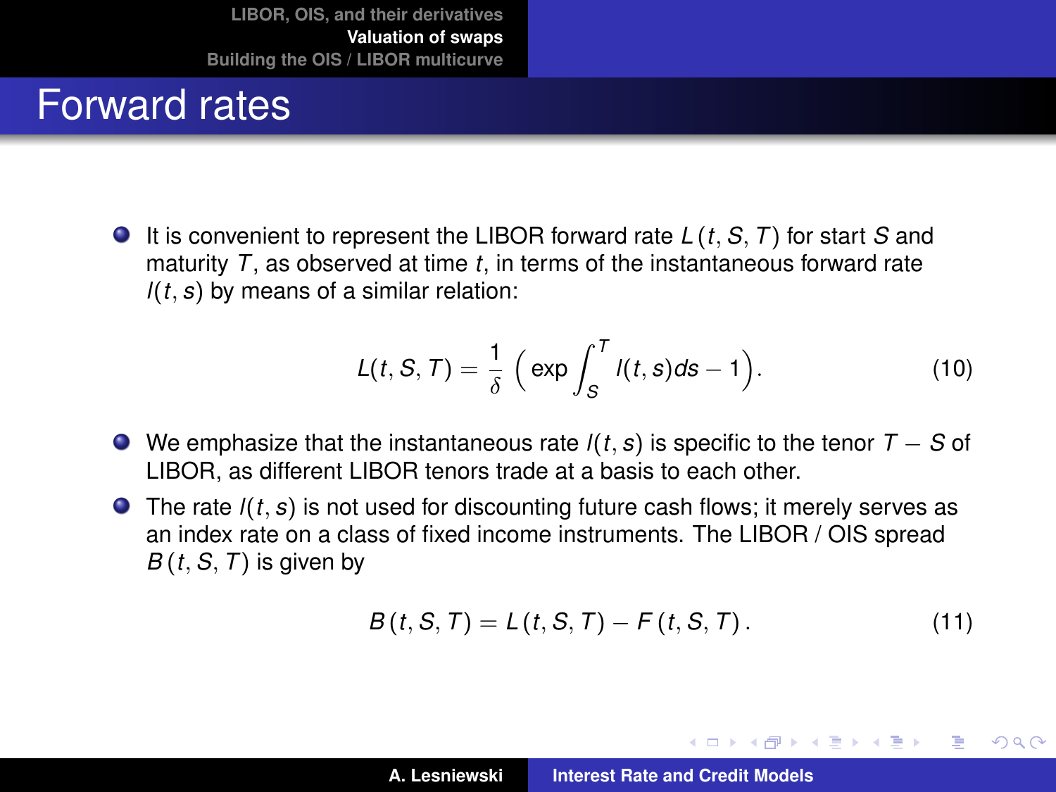# Forward rates

- It is convenient to represent the LIBOR forward rate $L(t, S, T)$ for start $S$ and maturity $T$, as observed at time $t$, in terms of the instantaneous forward rate $l(t, s)$ by means of a similar relation:

$$L(t, S, T) = \frac{1}{\delta} \Big( \exp \int_S^T l(t, s) ds - 1 \Big). \tag{10}$$

- We emphasize that the instantaneous rate $l(t, s)$ is specific to the tenor $T - S$ of LIBOR, as different LIBOR tenors trade at a basis to each other.
- The rate $l(t, s)$ is not used for discounting future cash flows; it merely serves as an index rate on a class of fixed income instruments. The LIBOR / OIS spread $B(t, S, T)$ is given by

$$B(t, S, T) = L(t, S, T) - F(t, S, T). \tag{11}$$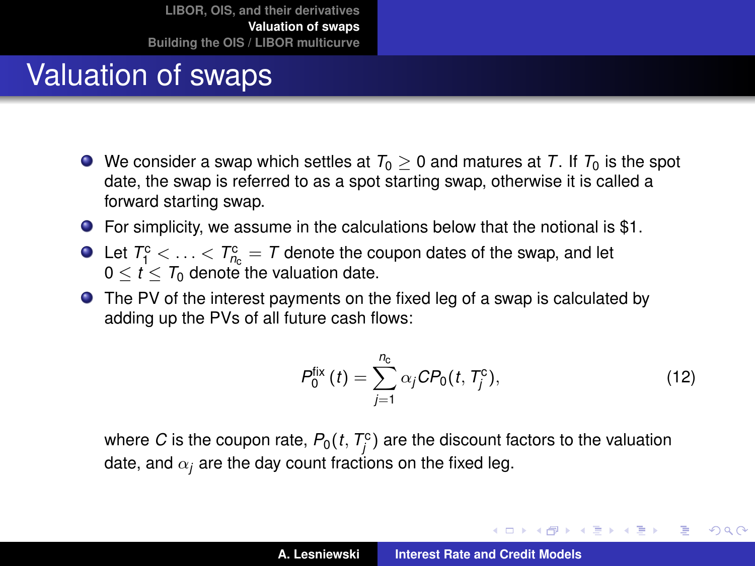# Valuation of swaps

- We consider a swap which settles at $T_0 \geq 0$ and matures at $T$. If $T_0$ is the spot date, the swap is referred to as a spot starting swap, otherwise it is called a forward starting swap.
- For simplicity, we assume in the calculations below that the notional is \$1.
- Let $T_1^{\mathrm{c}} < \ldots < T_{n_{\mathrm{c}}}^{\mathrm{c}} = T$ denote the coupon dates of the swap, and let $0 \leq t \leq T_0$ denote the valuation date.
- The PV of the interest payments on the fixed leg of a swap is calculated by adding up the PVs of all future cash flows:

$$
P_0^{\mathrm{fix}}(t) = \sum_{j=1}^{n_{\mathrm{c}}} \alpha_j C P_0(t, T_j^{\mathrm{c}}), \tag{12}
$$

where $C$ is the coupon rate, $P_0(t, T_j^{\mathrm{c}})$ are the discount factors to the valuation date, and $\alpha_j$ are the day count fractions on the fixed leg.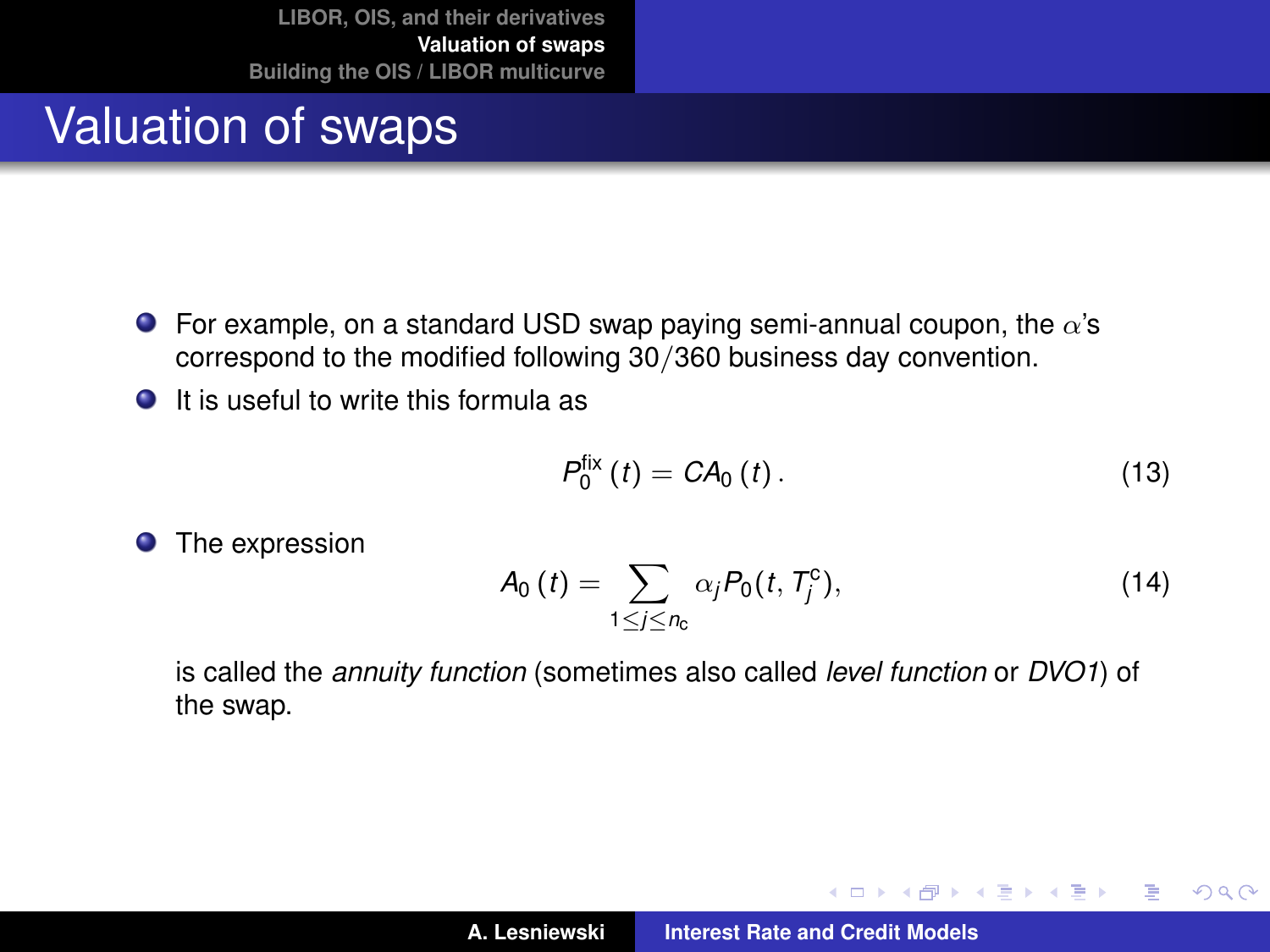# Valuation of swaps

- For example, on a standard USD swap paying semi-annual coupon, the $\alpha$'s correspond to the modified following $30/360$ business day convention.
- It is useful to write this formula as

$$P_0^{\text{fix}}(t) = CA_0(t). \tag{13}$$

- The expression

$$A_0(t) = \sum_{1 \le j \le n_c} \alpha_j P_0(t, T_j^c), \tag{14}$$

is called the *annuity function* (sometimes also called *level function* or *DVO1*) of the swap.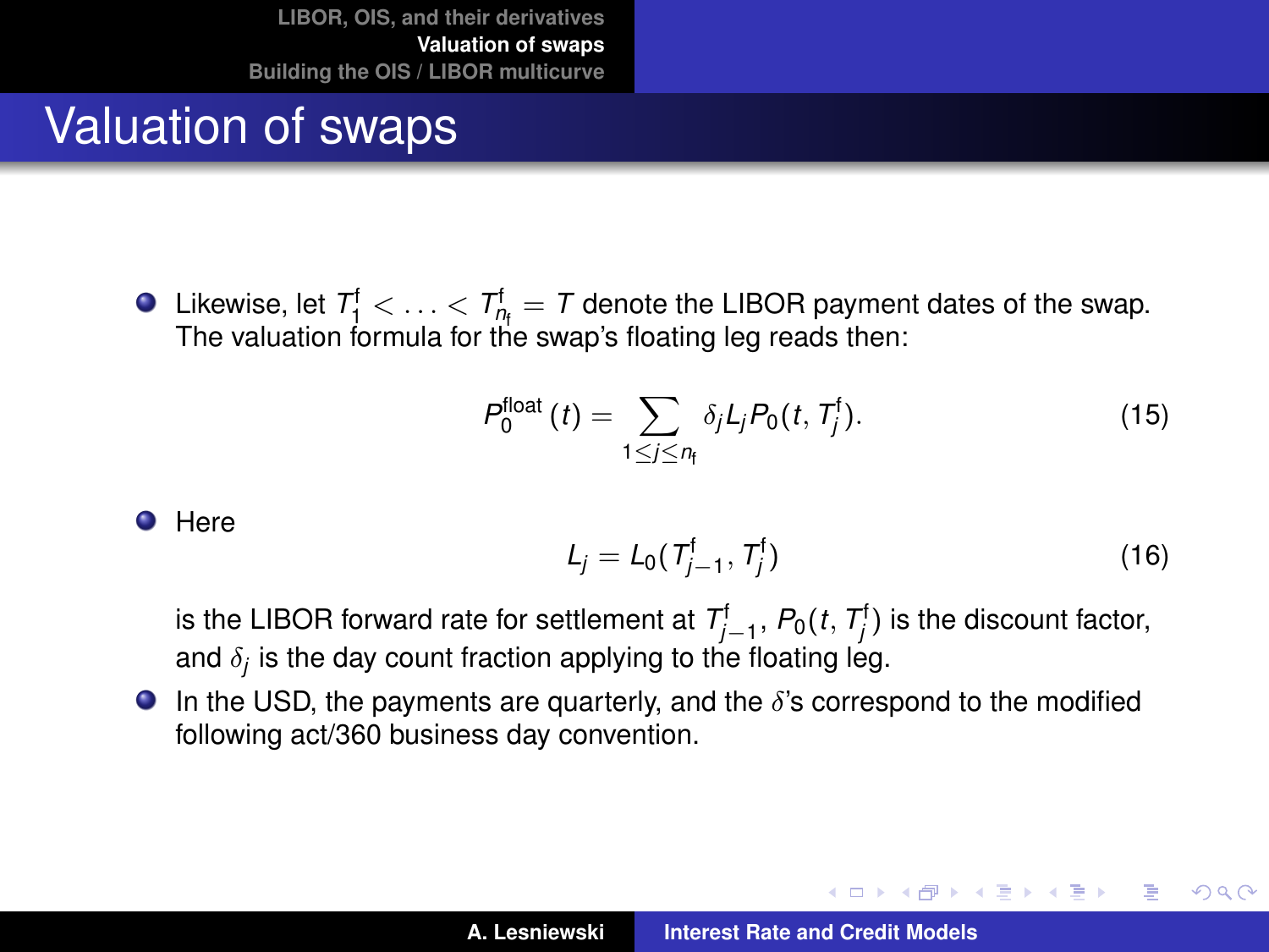# Valuation of swaps

- Likewise, let $T_1^{\mathrm{f}} < \ldots < T_{n_{\mathrm{f}}}^{\mathrm{f}} = T$ denote the LIBOR payment dates of the swap. The valuation formula for the swap's floating leg reads then:

$$P_0^{\text{float}}(t) = \sum_{1 \le j \le n_{\mathrm{f}}} \delta_j L_j P_0(t, T_j^{\mathrm{f}}). \tag{15}$$

- Here

$$L_j = L_0(T_{j-1}^{\mathrm{f}}, T_j^{\mathrm{f}}) \tag{16}$$

is the LIBOR forward rate for settlement at $T_{j-1}^{\mathrm{f}}$, $P_0(t, T_j^{\mathrm{f}})$ is the discount factor, and $\delta_j$ is the day count fraction applying to the floating leg.

- In the USD, the payments are quarterly, and the $\delta$'s correspond to the modified following act/360 business day convention.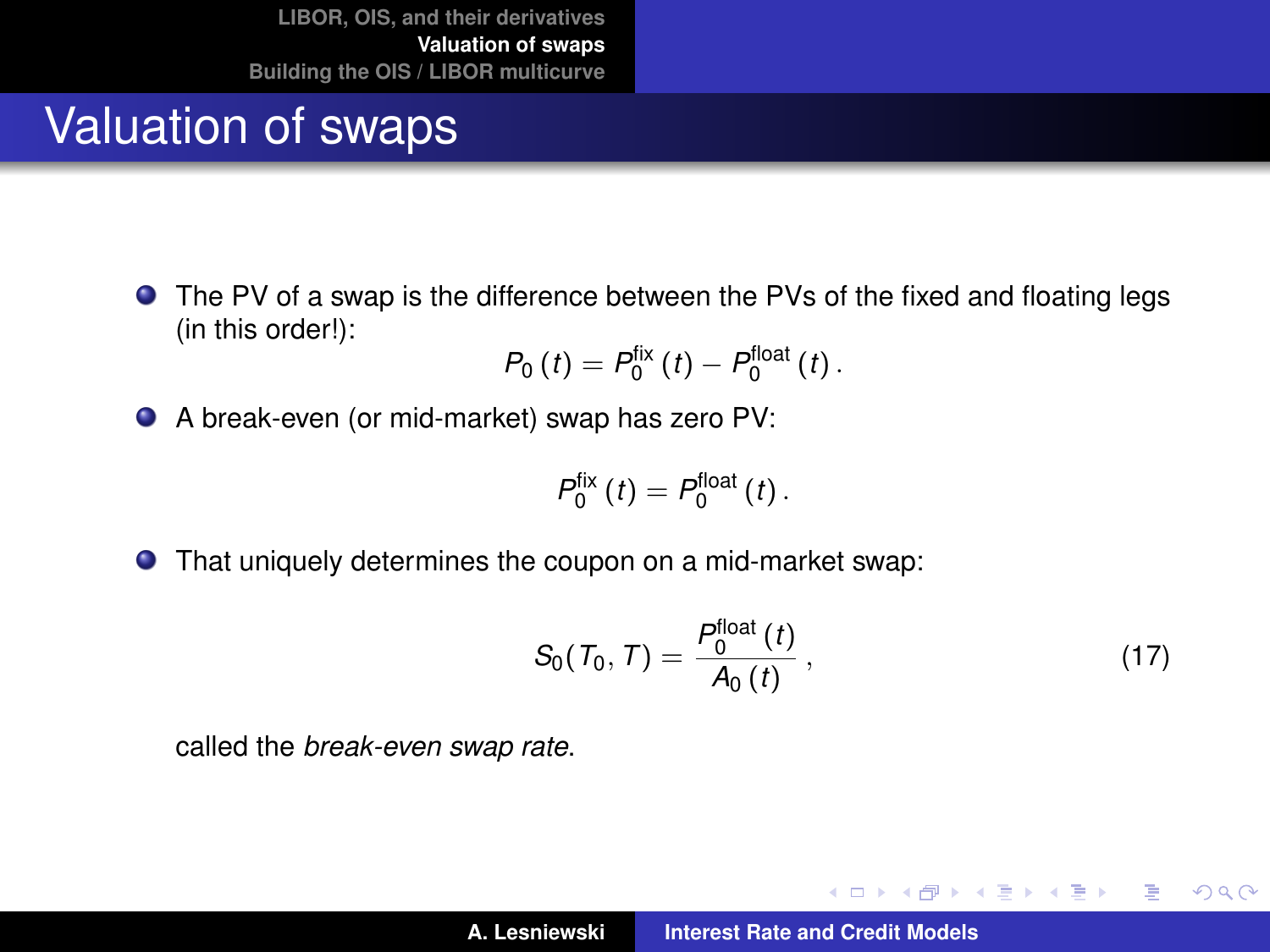# Valuation of swaps

- The PV of a swap is the difference between the PVs of the fixed and floating legs (in this order!):

$$P_0(t) = P_0^{\text{fix}}(t) - P_0^{\text{float}}(t).$$

- A break-even (or mid-market) swap has zero PV:

$$P_0^{\text{fix}}(t) = P_0^{\text{float}}(t).$$

- That uniquely determines the coupon on a mid-market swap:

$$S_0(T_0, T) = \frac{P_0^{\text{float}}(t)}{A_0(t)}, \tag{17}$$

called the *break-even swap rate*.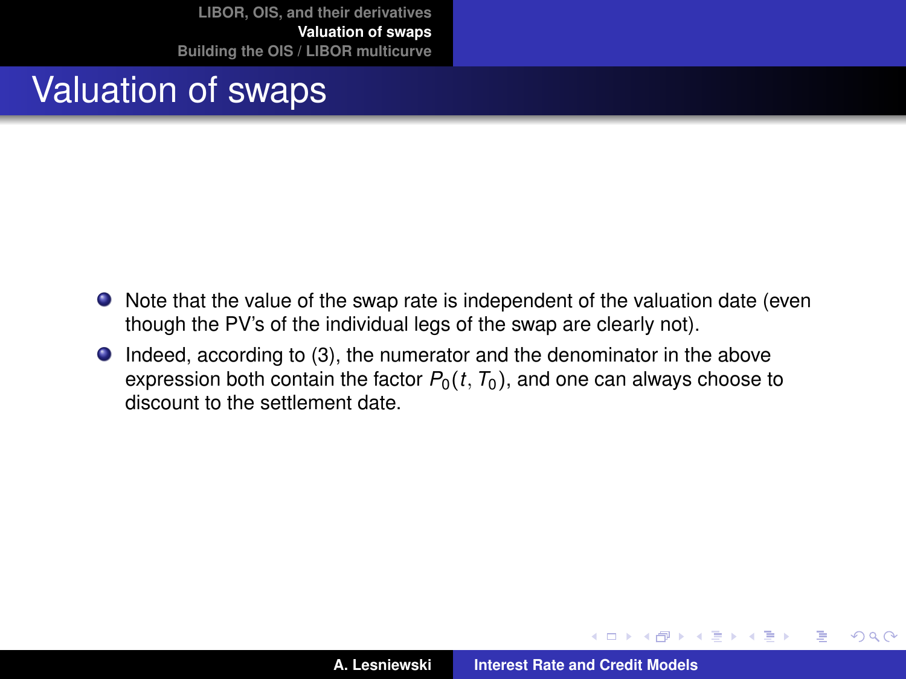# Valuation of swaps

- Note that the value of the swap rate is independent of the valuation date (even though the PV's of the individual legs of the swap are clearly not).
- Indeed, according to (3), the numerator and the denominator in the above expression both contain the factor $P_0(t, T_0)$, and one can always choose to discount to the settlement date.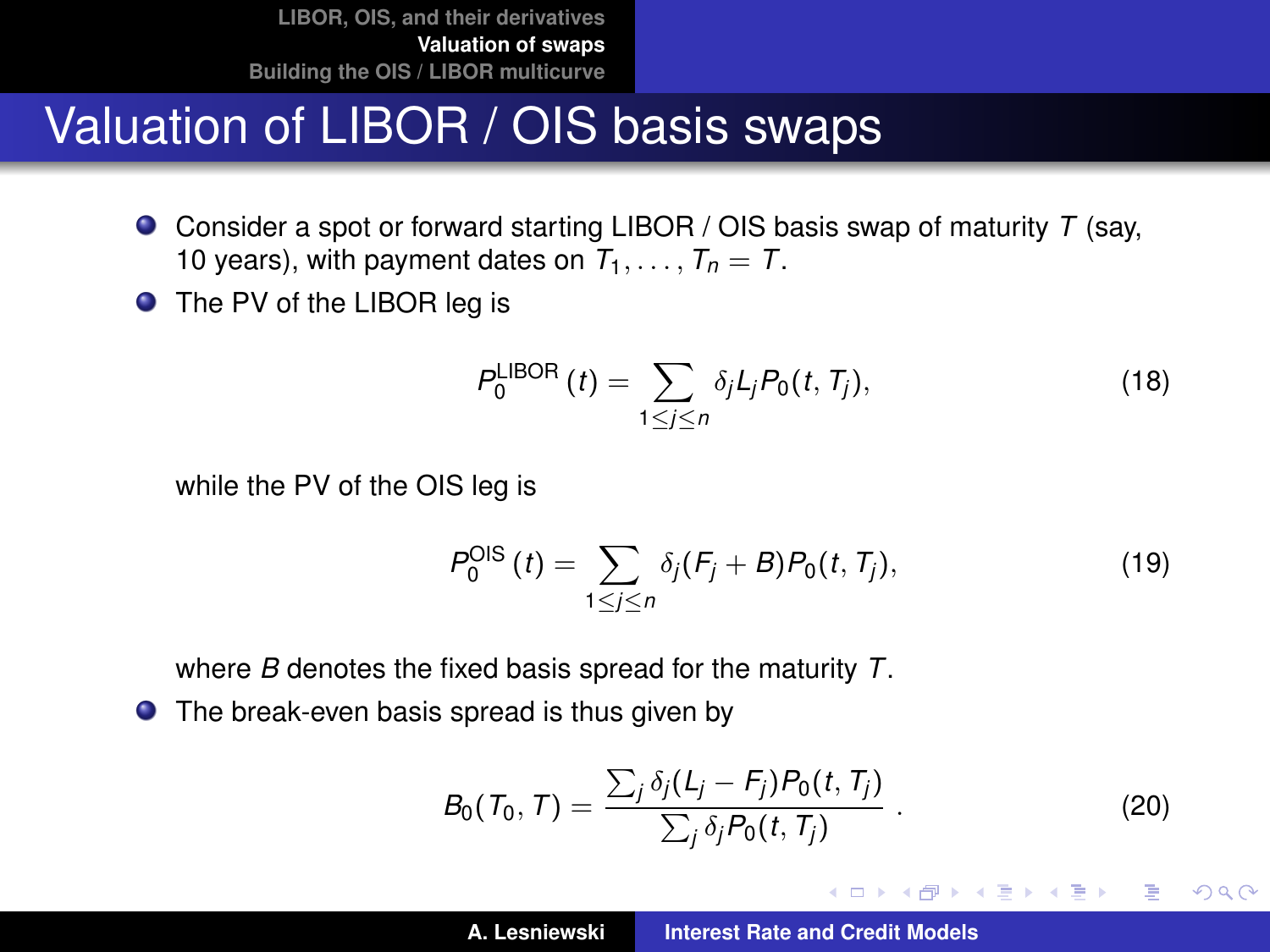# Valuation of LIBOR / OIS basis swaps

- Consider a spot or forward starting LIBOR / OIS basis swap of maturity $T$ (say, 10 years), with payment dates on $T_1, \ldots, T_n = T$.
- The PV of the LIBOR leg is

$$P_0^{\text{LIBOR}}(t) = \sum_{1 \leq j \leq n} \delta_j L_j P_0(t, T_j), \tag{18}$$

while the PV of the OIS leg is

$$P_0^{\text{OIS}}(t) = \sum_{1 \leq j \leq n} \delta_j (F_j + B) P_0(t, T_j), \tag{19}$$

where $B$ denotes the fixed basis spread for the maturity $T$.

- The break-even basis spread is thus given by

$$B_0(T_0, T) = \frac{\sum_j \delta_j (L_j - F_j) P_0(t, T_j)}{\sum_j \delta_j P_0(t, T_j)} \,. \tag{20}$$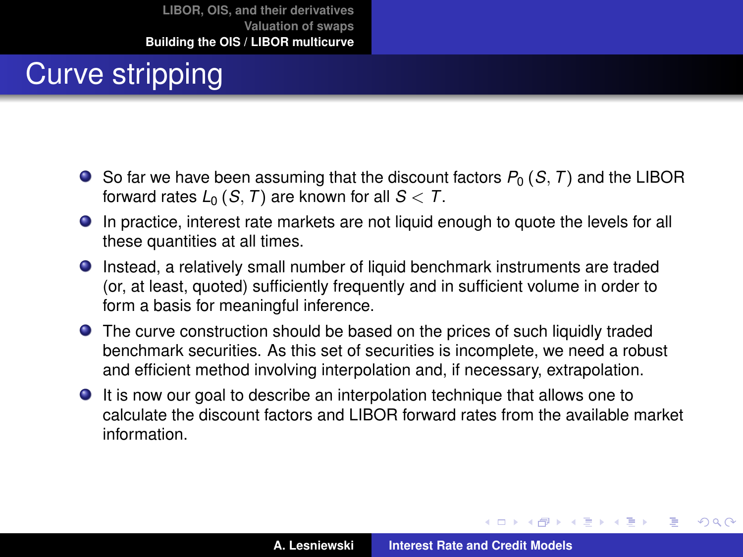# Curve stripping

- So far we have been assuming that the discount factors $P_0(S, T)$ and the LIBOR forward rates $L_0(S, T)$ are known for all $S < T$.
- In practice, interest rate markets are not liquid enough to quote the levels for all these quantities at all times.
- Instead, a relatively small number of liquid benchmark instruments are traded (or, at least, quoted) sufficiently frequently and in sufficient volume in order to form a basis for meaningful inference.
- The curve construction should be based on the prices of such liquidly traded benchmark securities. As this set of securities is incomplete, we need a robust and efficient method involving interpolation and, if necessary, extrapolation.
- It is now our goal to describe an interpolation technique that allows one to calculate the discount factors and LIBOR forward rates from the available market information.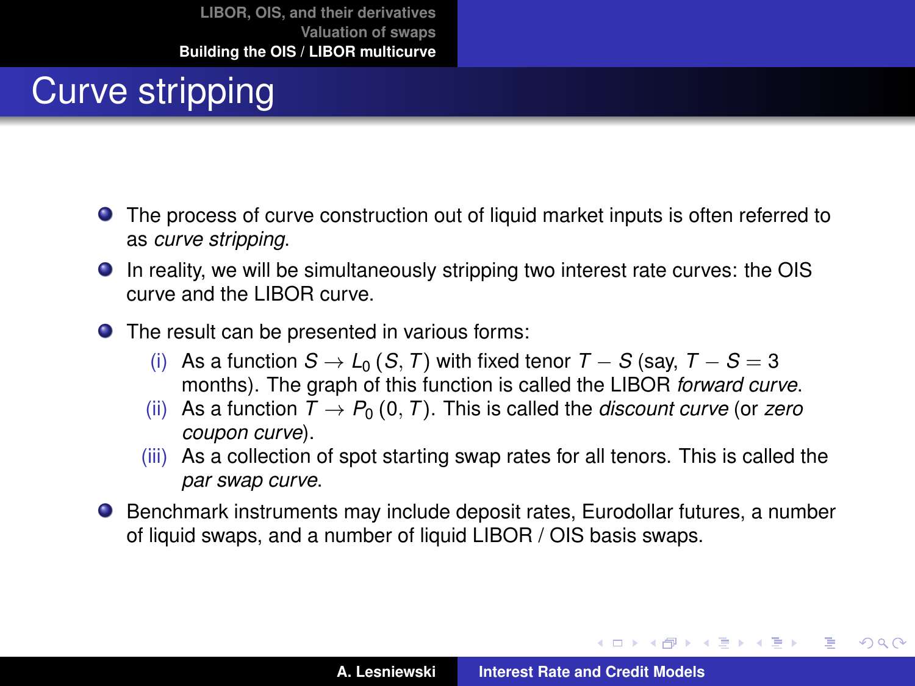# Curve stripping

- The process of curve construction out of liquid market inputs is often referred to as *curve stripping*.
- In reality, we will be simultaneously stripping two interest rate curves: the OIS curve and the LIBOR curve.
- The result can be presented in various forms:
  - (i) As a function $S \to L_0(S, T)$ with fixed tenor $T - S$ (say, $T - S = 3$ months). The graph of this function is called the LIBOR *forward curve*.
  - (ii) As a function $T \to P_0(0, T)$. This is called the *discount curve* (or *zero coupon curve*).
  - (iii) As a collection of spot starting swap rates for all tenors. This is called the *par swap curve*.
- Benchmark instruments may include deposit rates, Eurodollar futures, a number of liquid swaps, and a number of liquid LIBOR / OIS basis swaps.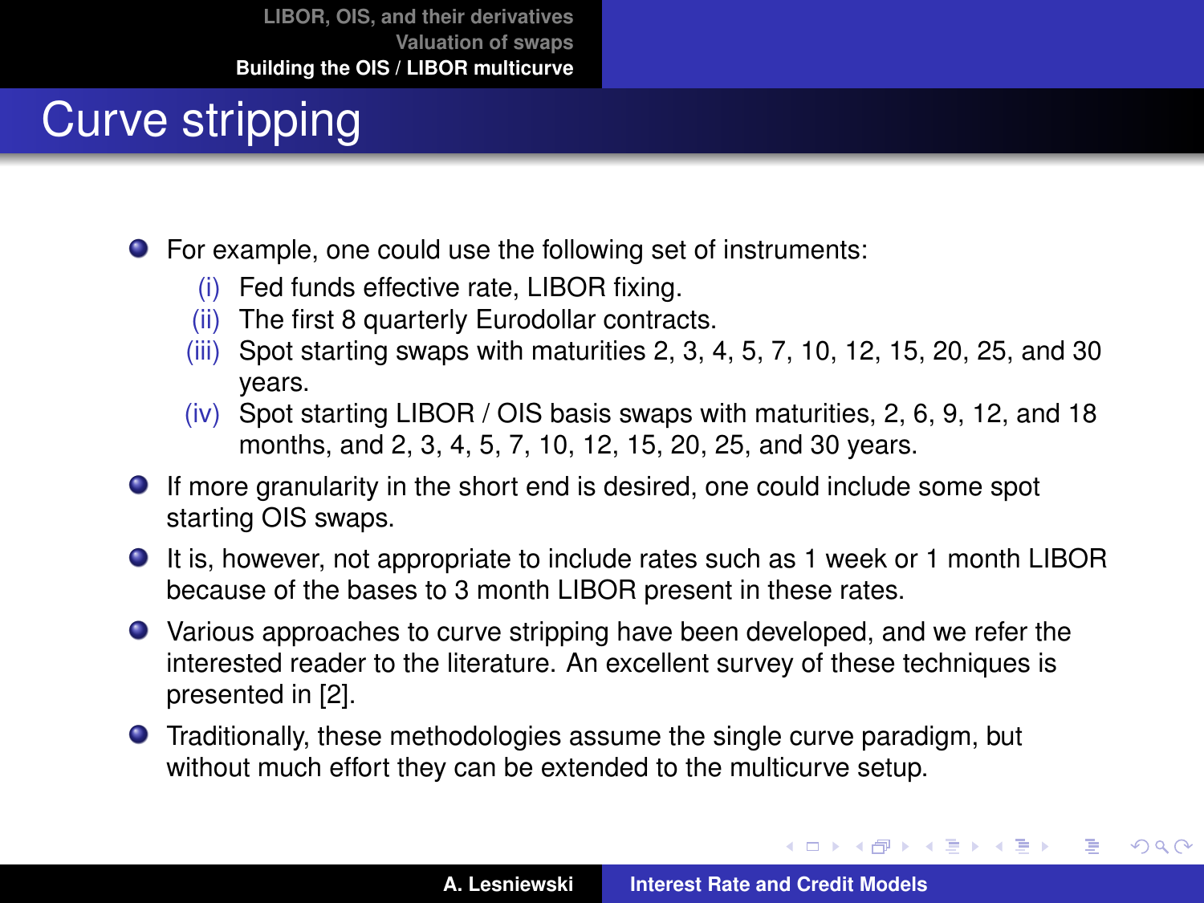# Curve stripping

- For example, one could use the following set of instruments:
  - (i) Fed funds effective rate, LIBOR fixing.
  - (ii) The first 8 quarterly Eurodollar contracts.
  - (iii) Spot starting swaps with maturities 2, 3, 4, 5, 7, 10, 12, 15, 20, 25, and 30 years.
  - (iv) Spot starting LIBOR / OIS basis swaps with maturities, 2, 6, 9, 12, and 18 months, and 2, 3, 4, 5, 7, 10, 12, 15, 20, 25, and 30 years.
- If more granularity in the short end is desired, one could include some spot starting OIS swaps.
- It is, however, not appropriate to include rates such as 1 week or 1 month LIBOR because of the bases to 3 month LIBOR present in these rates.
- Various approaches to curve stripping have been developed, and we refer the interested reader to the literature. An excellent survey of these techniques is presented in [2].
- Traditionally, these methodologies assume the single curve paradigm, but without much effort they can be extended to the multicurve setup.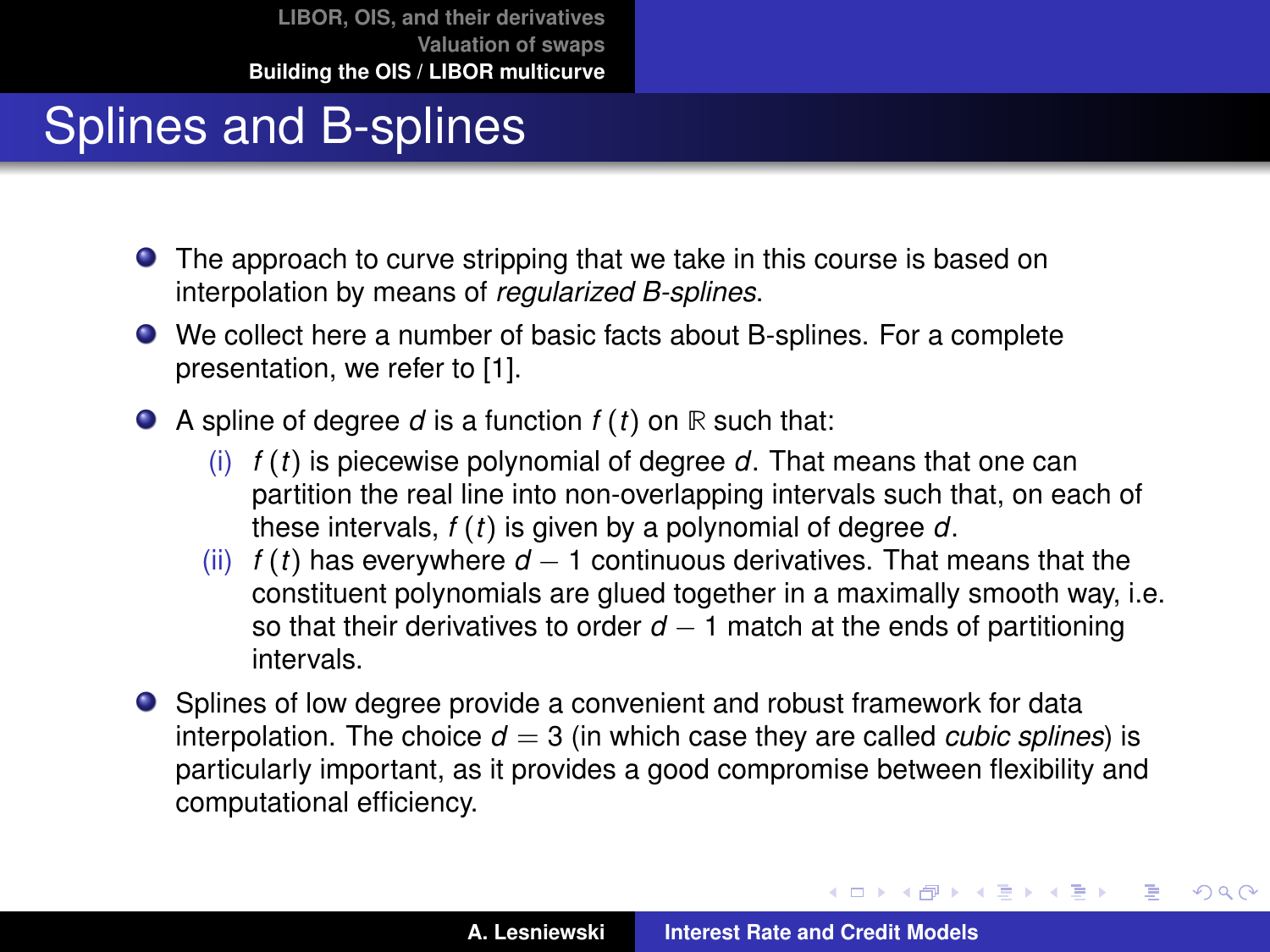# Splines and B-splines

- The approach to curve stripping that we take in this course is based on interpolation by means of *regularized B-splines*.
- We collect here a number of basic facts about B-splines. For a complete presentation, we refer to [1].
- A spline of degree $d$ is a function $f(t)$ on $\mathbb{R}$ such that:
  - (i) $f(t)$ is piecewise polynomial of degree $d$. That means that one can partition the real line into non-overlapping intervals such that, on each of these intervals, $f(t)$ is given by a polynomial of degree $d$.
  - (ii) $f(t)$ has everywhere $d-1$ continuous derivatives. That means that the constituent polynomials are glued together in a maximally smooth way, i.e. so that their derivatives to order $d-1$ match at the ends of partitioning intervals.
- Splines of low degree provide a convenient and robust framework for data interpolation. The choice $d = 3$ (in which case they are called *cubic splines*) is particularly important, as it provides a good compromise between flexibility and computational efficiency.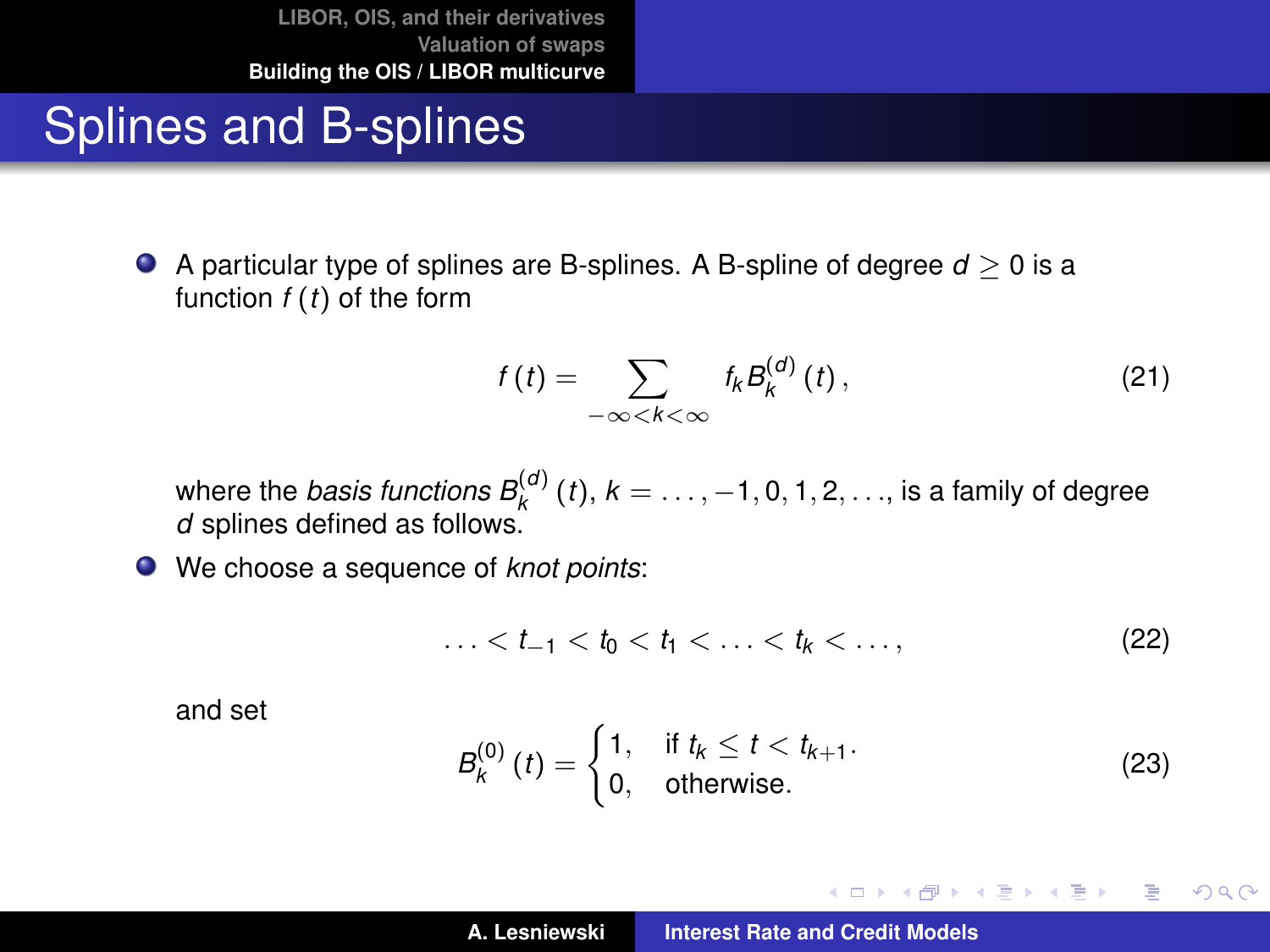# Splines and B-splines

- A particular type of splines are B-splines. A B-spline of degree $d \geq 0$ is a function $f(t)$ of the form

$$f(t) = \sum_{-\infty < k < \infty} f_k B_k^{(d)}(t), \tag{21}$$

where the *basis functions* $B_k^{(d)}(t)$, $k = \ldots, -1, 0, 1, 2, \ldots$, is a family of degree $d$ splines defined as follows.

- We choose a sequence of *knot points*:

$$\ldots < t_{-1} < t_0 < t_1 < \ldots < t_k < \ldots, \tag{22}$$

and set

$$B_k^{(0)}(t) = \begin{cases} 1, & \text{if } t_k \leq t < t_{k+1}. \\ 0, & \text{otherwise.} \end{cases} \tag{23}$$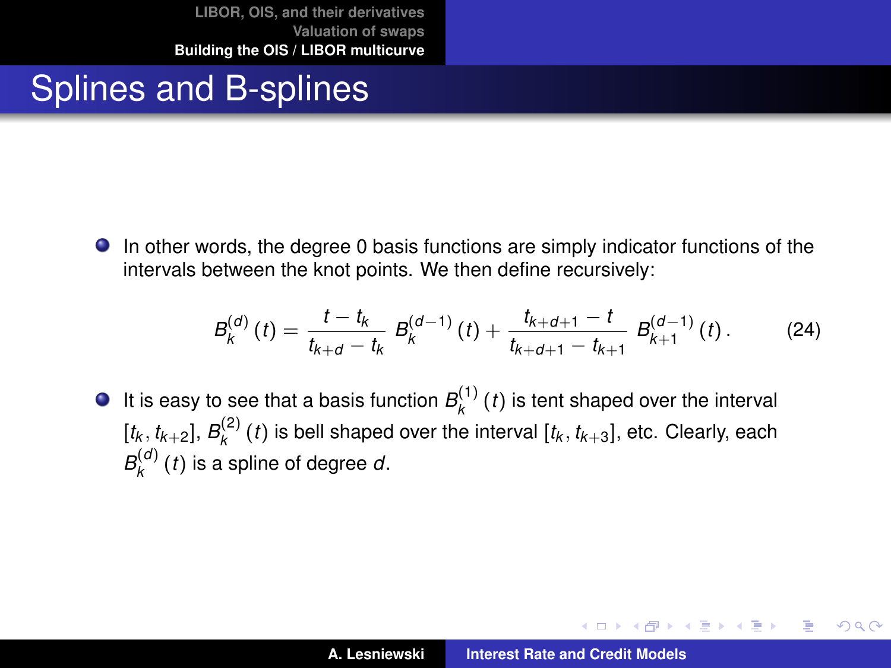# Splines and B-splines

- In other words, the degree 0 basis functions are simply indicator functions of the intervals between the knot points. We then define recursively:

$$B_k^{(d)}(t) = \frac{t - t_k}{t_{k+d} - t_k} B_k^{(d-1)}(t) + \frac{t_{k+d+1} - t}{t_{k+d+1} - t_{k+1}} B_{k+1}^{(d-1)}(t) . \tag{24}$$

- It is easy to see that a basis function $B_k^{(1)}(t)$ is tent shaped over the interval $[t_k, t_{k+2}]$, $B_k^{(2)}(t)$ is bell shaped over the interval $[t_k, t_{k+3}]$, etc. Clearly, each $B_k^{(d)}(t)$ is a spline of degree $d$.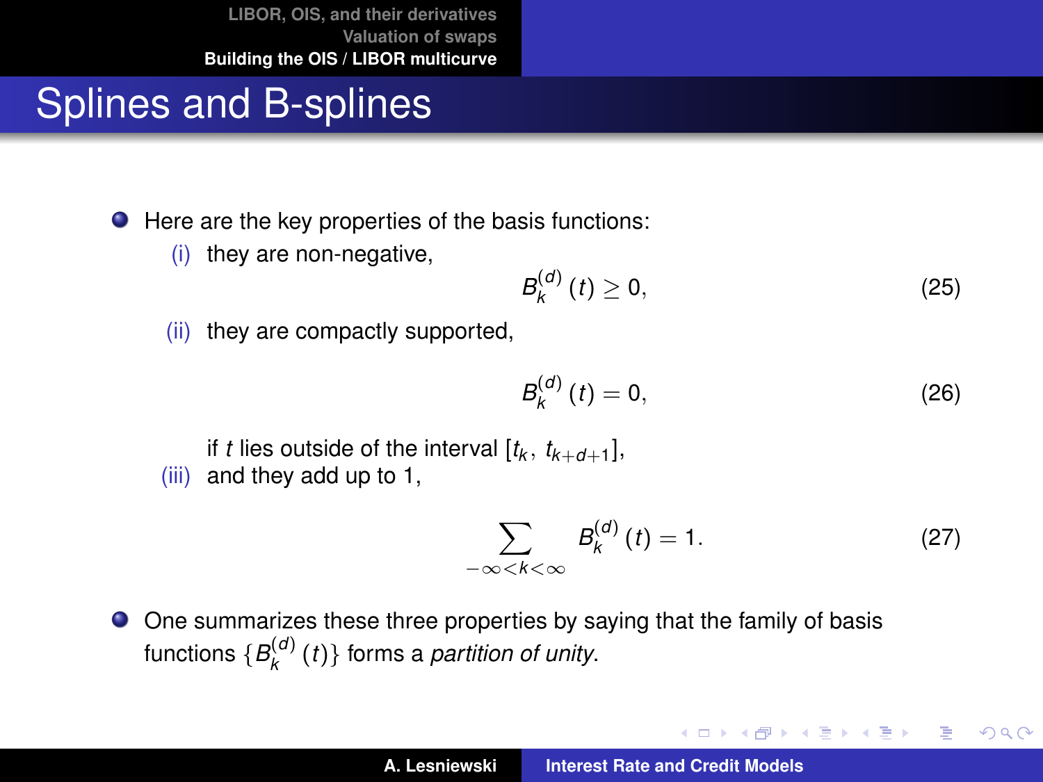# Splines and B-splines

- Here are the key properties of the basis functions:
  - (i) they are non-negative,

$$B_k^{(d)}(t) \geq 0, \tag{25}$$

  - (ii) they are compactly supported,

$$B_k^{(d)}(t) = 0, \tag{26}$$

    if $t$ lies outside of the interval $[t_k, t_{k+d+1}]$,
  - (iii) and they add up to 1,

$$\sum_{-\infty < k < \infty} B_k^{(d)}(t) = 1. \tag{27}$$

- One summarizes these three properties by saying that the family of basis functions $\{B_k^{(d)}(t)\}$ forms a *partition of unity*.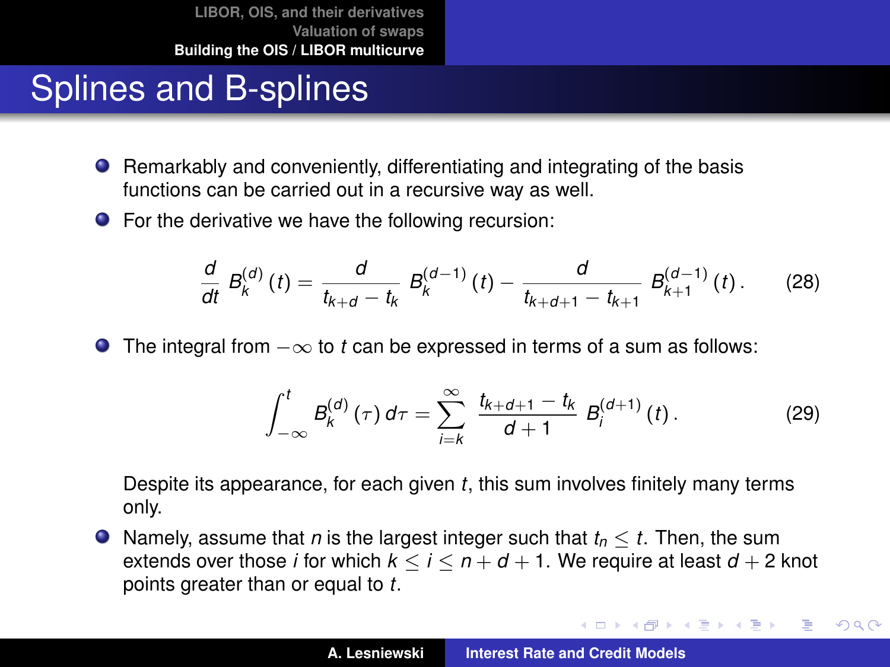# Splines and B-splines

- Remarkably and conveniently, differentiating and integrating of the basis functions can be carried out in a recursive way as well.
- For the derivative we have the following recursion:

$$\frac{d}{dt} B_k^{(d)}(t) = \frac{d}{t_{k+d} - t_k} B_k^{(d-1)}(t) - \frac{d}{t_{k+d+1} - t_{k+1}} B_{k+1}^{(d-1)}(t). \tag{28}$$

- The integral from $-\infty$ to $t$ can be expressed in terms of a sum as follows:

$$\int_{-\infty}^{t} B_k^{(d)}(\tau)\, d\tau = \sum_{i=k}^{\infty} \frac{t_{k+d+1} - t_k}{d+1} B_i^{(d+1)}(t). \tag{29}$$

  Despite its appearance, for each given $t$, this sum involves finitely many terms only.

- Namely, assume that $n$ is the largest integer such that $t_n \leq t$. Then, the sum extends over those $i$ for which $k \leq i \leq n + d + 1$. We require at least $d + 2$ knot points greater than or equal to $t$.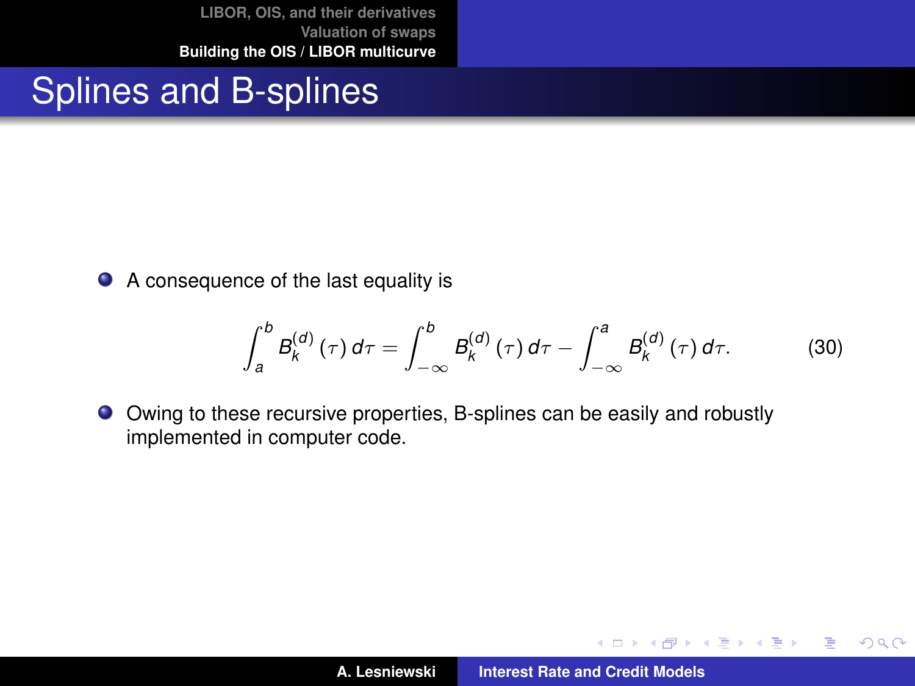# Splines and B-splines

- A consequence of the last equality is

$$\int_a^b B_k^{(d)}(\tau)\,d\tau = \int_{-\infty}^b B_k^{(d)}(\tau)\,d\tau - \int_{-\infty}^a B_k^{(d)}(\tau)\,d\tau. \tag{30}$$

- Owing to these recursive properties, B-splines can be easily and robustly implemented in computer code.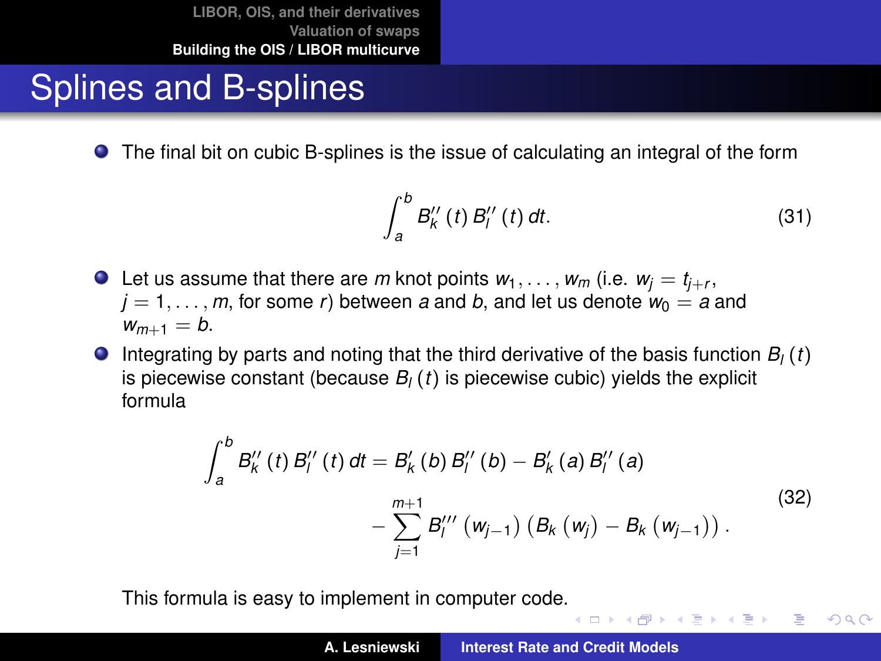# Splines and B-splines

- The final bit on cubic B-splines is the issue of calculating an integral of the form

$$\int_a^b B_k''(t)\, B_l''(t)\, dt. \tag{31}$$

- Let us assume that there are $m$ knot points $w_1, \ldots, w_m$ (i.e. $w_j = t_{j+r}$, $j = 1, \ldots, m$, for some $r$) between $a$ and $b$, and let us denote $w_0 = a$ and $w_{m+1} = b$.
- Integrating by parts and noting that the third derivative of the basis function $B_l(t)$ is piecewise constant (because $B_l(t)$ is piecewise cubic) yields the explicit formula

$$\begin{aligned} \int_a^b B_k''(t)\, B_l''(t)\, dt = {} & B_k'(b)\, B_l''(b) - B_k'(a)\, B_l''(a) \\ & - \sum_{j=1}^{m+1} B_l'''(w_{j-1}) \left( B_k(w_j) - B_k(w_{j-1}) \right). \end{aligned} \tag{32}$$

This formula is easy to implement in computer code.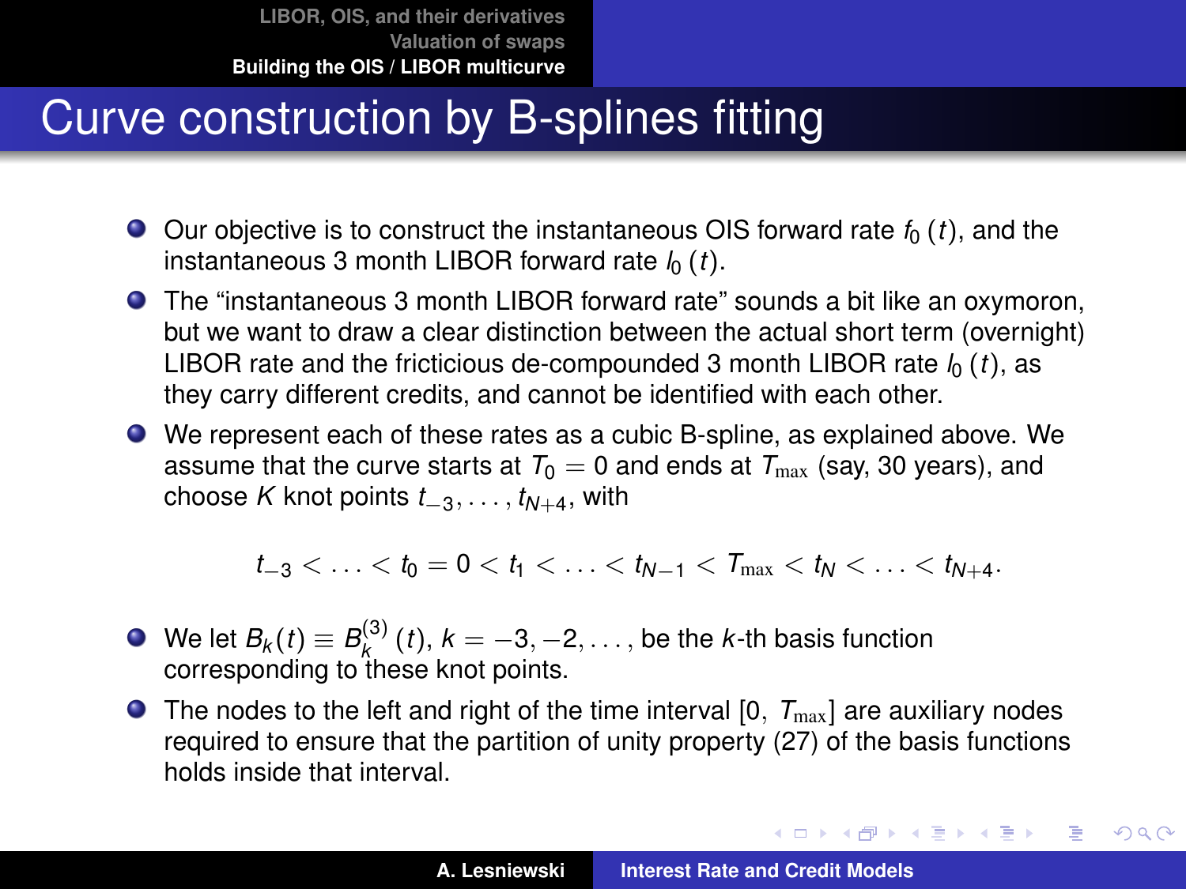# Curve construction by B-splines fitting

- Our objective is to construct the instantaneous OIS forward rate $f_0(t)$, and the instantaneous 3 month LIBOR forward rate $l_0(t)$.
- The "instantaneous 3 month LIBOR forward rate" sounds a bit like an oxymoron, but we want to draw a clear distinction between the actual short term (overnight) LIBOR rate and the fricticious de-compounded 3 month LIBOR rate $l_0(t)$, as they carry different credits, and cannot be identified with each other.
- We represent each of these rates as a cubic B-spline, as explained above. We assume that the curve starts at $T_0 = 0$ and ends at $T_{\max}$ (say, 30 years), and choose $K$ knot points $t_{-3}, \ldots, t_{N+4}$, with

$$t_{-3} < \ldots < t_0 = 0 < t_1 < \ldots < t_{N-1} < T_{\max} < t_N < \ldots < t_{N+4}.$$

- We let $B_k(t) \equiv B_k^{(3)}(t)$, $k = -3, -2, \ldots$, be the $k$-th basis function corresponding to these knot points.
- The nodes to the left and right of the time interval $[0, T_{\max}]$ are auxiliary nodes required to ensure that the partition of unity property (27) of the basis functions holds inside that interval.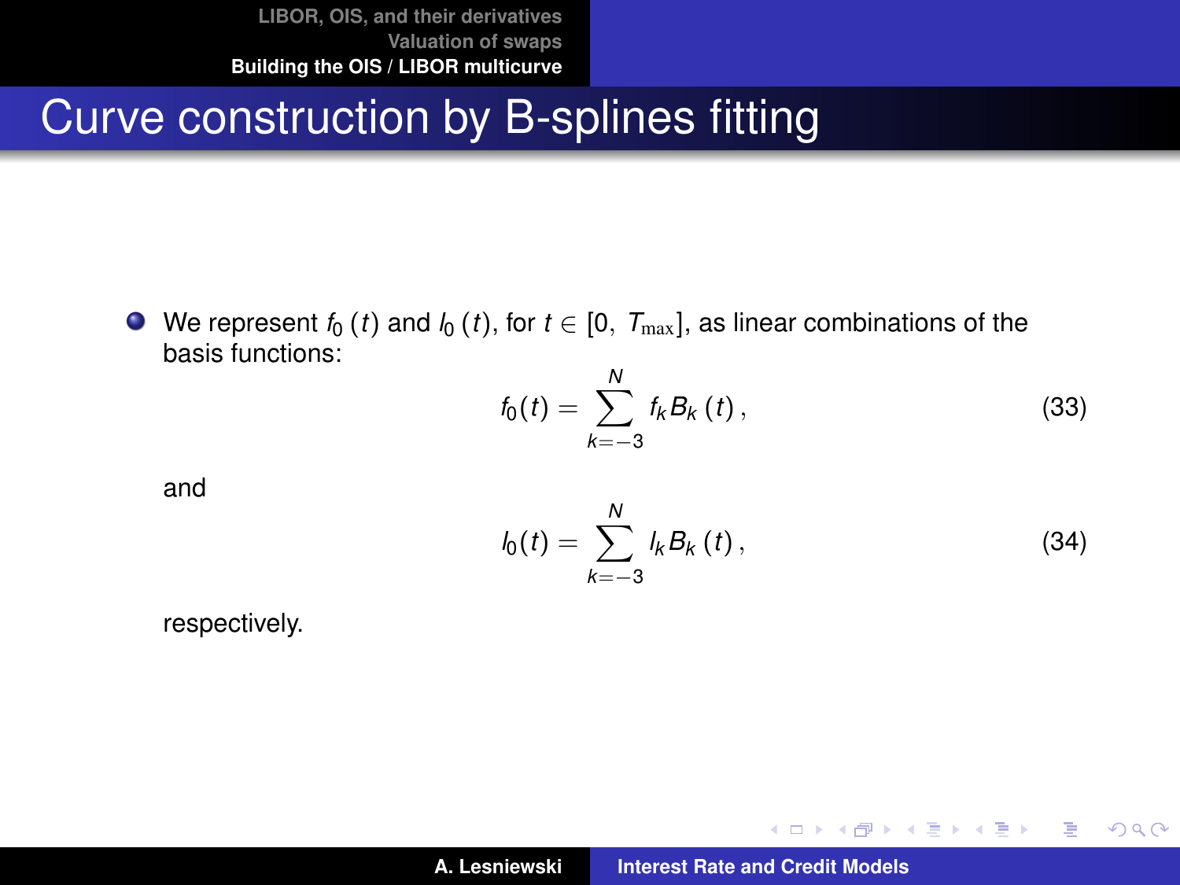# Curve construction by B-splines fitting

- We represent $f_0(t)$ and $l_0(t)$, for $t \in [0,\ T_{\max}]$, as linear combinations of the basis functions:

$$f_0(t) = \sum_{k=-3}^{N} f_k B_k(t), \tag{33}$$

and

$$l_0(t) = \sum_{k=-3}^{N} l_k B_k(t), \tag{34}$$

respectively.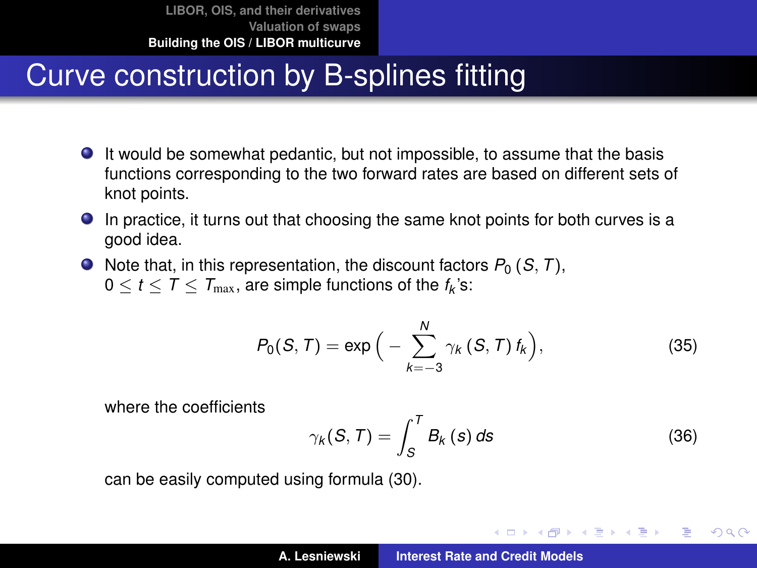# Curve construction by B-splines fitting

- It would be somewhat pedantic, but not impossible, to assume that the basis functions corresponding to the two forward rates are based on different sets of knot points.
- In practice, it turns out that choosing the same knot points for both curves is a good idea.
- Note that, in this representation, the discount factors $P_0(S,T)$, $0 \leq t \leq T \leq T_{\max}$, are simple functions of the $f_k$'s:

$$P_0(S,T) = \exp\Big( - \sum_{k=-3}^{N} \gamma_k(S,T) f_k \Big), \tag{35}$$

where the coefficients

$$\gamma_k(S,T) = \int_S^T B_k(s)\, ds \tag{36}$$

can be easily computed using formula (30).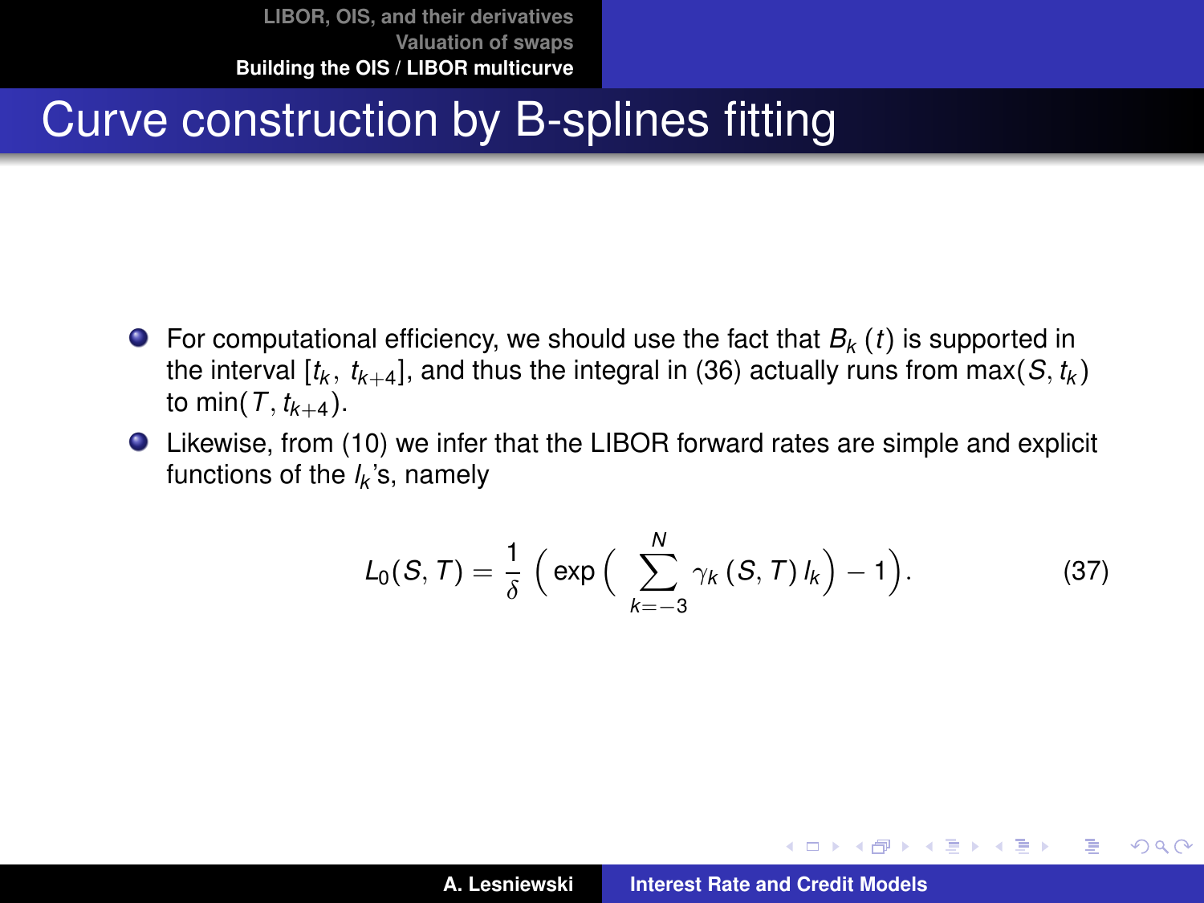# Curve construction by B-splines fitting

- For computational efficiency, we should use the fact that $B_k(t)$ is supported in the interval $[t_k, t_{k+4}]$, and thus the integral in (36) actually runs from $\max(S, t_k)$ to $\min(T, t_{k+4})$.
- Likewise, from (10) we infer that the LIBOR forward rates are simple and explicit functions of the $l_k$'s, namely

$$L_0(S, T) = \frac{1}{\delta}\Big(\exp\Big(\sum_{k=-3}^{N} \gamma_k(S, T)\, l_k\Big) - 1\Big). \tag{37}$$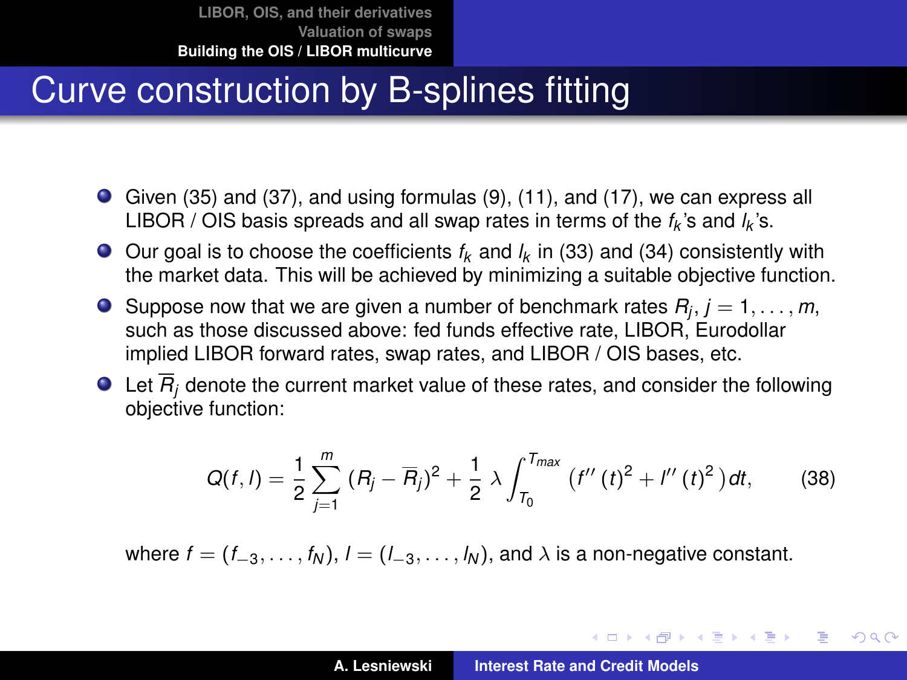# Curve construction by B-splines fitting

- Given (35) and (37), and using formulas (9), (11), and (17), we can express all LIBOR / OIS basis spreads and all swap rates in terms of the $f_k$'s and $l_k$'s.
- Our goal is to choose the coefficients $f_k$ and $l_k$ in (33) and (34) consistently with the market data. This will be achieved by minimizing a suitable objective function.
- Suppose now that we are given a number of benchmark rates $R_j$, $j = 1, \ldots, m$, such as those discussed above: fed funds effective rate, LIBOR, Eurodollar implied LIBOR forward rates, swap rates, and LIBOR / OIS bases, etc.
- Let $\overline{R}_j$ denote the current market value of these rates, and consider the following objective function:

$$Q(f, l) = \frac{1}{2} \sum_{j=1}^{m} (R_j - \overline{R}_j)^2 + \frac{1}{2} \lambda \int_{T_0}^{T_{max}} \left( f''(t)^2 + l''(t)^2 \right) dt, \tag{38}$$

where $f = (f_{-3}, \ldots, f_N)$, $l = (l_{-3}, \ldots, l_N)$, and $\lambda$ is a non-negative constant.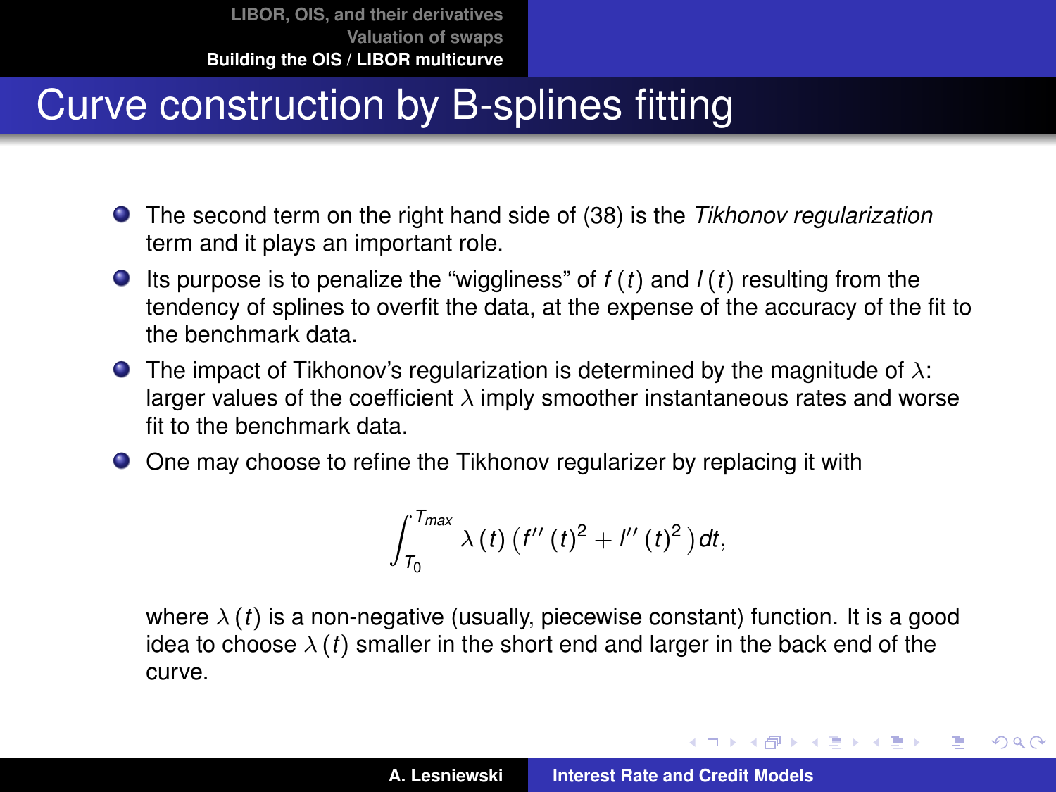# Curve construction by B-splines fitting

- The second term on the right hand side of (38) is the *Tikhonov regularization* term and it plays an important role.
- Its purpose is to penalize the "wiggliness" of $f(t)$ and $l(t)$ resulting from the tendency of splines to overfit the data, at the expense of the accuracy of the fit to the benchmark data.
- The impact of Tikhonov's regularization is determined by the magnitude of $\lambda$: larger values of the coefficient $\lambda$ imply smoother instantaneous rates and worse fit to the benchmark data.
- One may choose to refine the Tikhonov regularizer by replacing it with

$$\int_{T_0}^{T_{max}} \lambda(t) \left( f''(t)^2 + l''(t)^2 \right) dt,$$

where $\lambda(t)$ is a non-negative (usually, piecewise constant) function. It is a good idea to choose $\lambda(t)$ smaller in the short end and larger in the back end of the curve.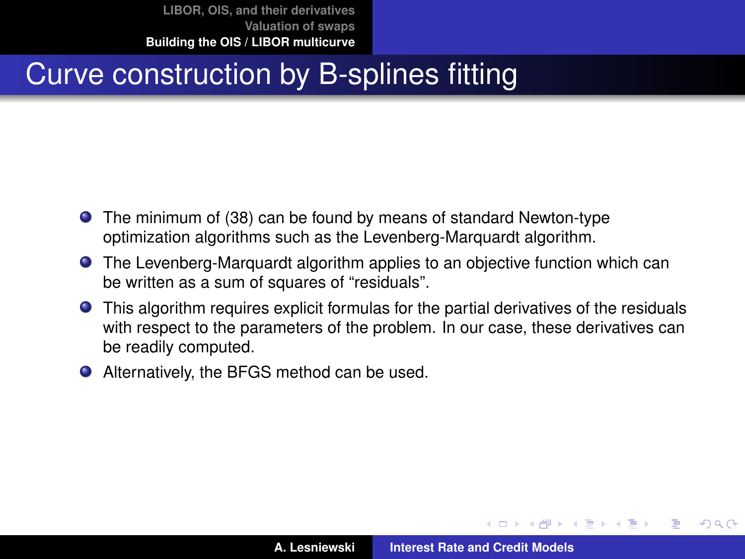# Curve construction by B-splines fitting

- The minimum of (38) can be found by means of standard Newton-type optimization algorithms such as the Levenberg-Marquardt algorithm.
- The Levenberg-Marquardt algorithm applies to an objective function which can be written as a sum of squares of “residuals”.
- This algorithm requires explicit formulas for the partial derivatives of the residuals with respect to the parameters of the problem. In our case, these derivatives can be readily computed.
- Alternatively, the BFGS method can be used.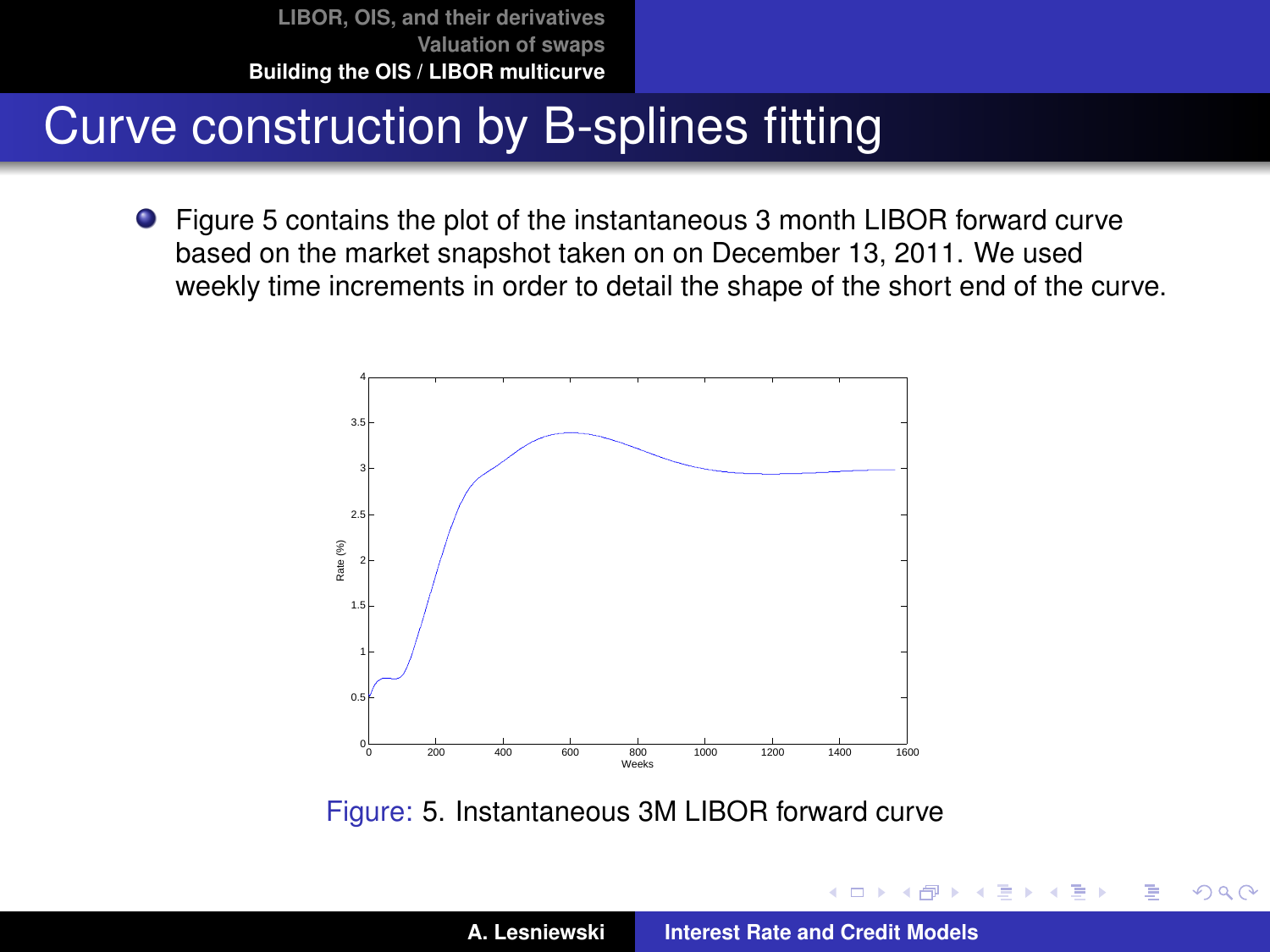# Curve construction by B-splines fitting

- Figure 5 contains the plot of the instantaneous 3 month LIBOR forward curve based on the market snapshot taken on on December 13, 2011. We used weekly time increments in order to detail the shape of the short end of the curve.

Figure: 5. Instantaneous 3M LIBOR forward curve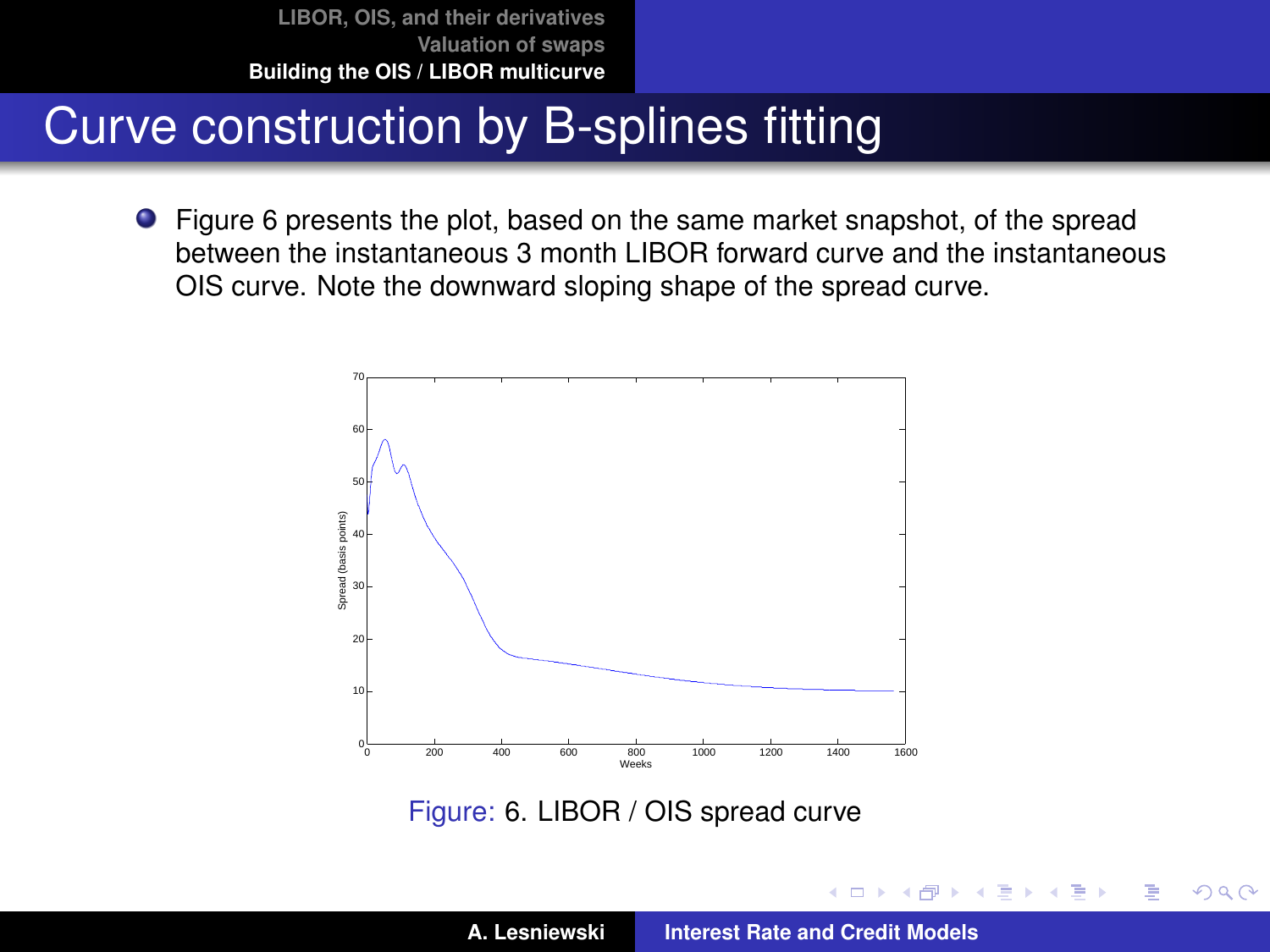# Curve construction by B-splines fitting

- Figure 6 presents the plot, based on the same market snapshot, of the spread between the instantaneous 3 month LIBOR forward curve and the instantaneous OIS curve. Note the downward sloping shape of the spread curve.

Figure: 6. LIBOR / OIS spread curve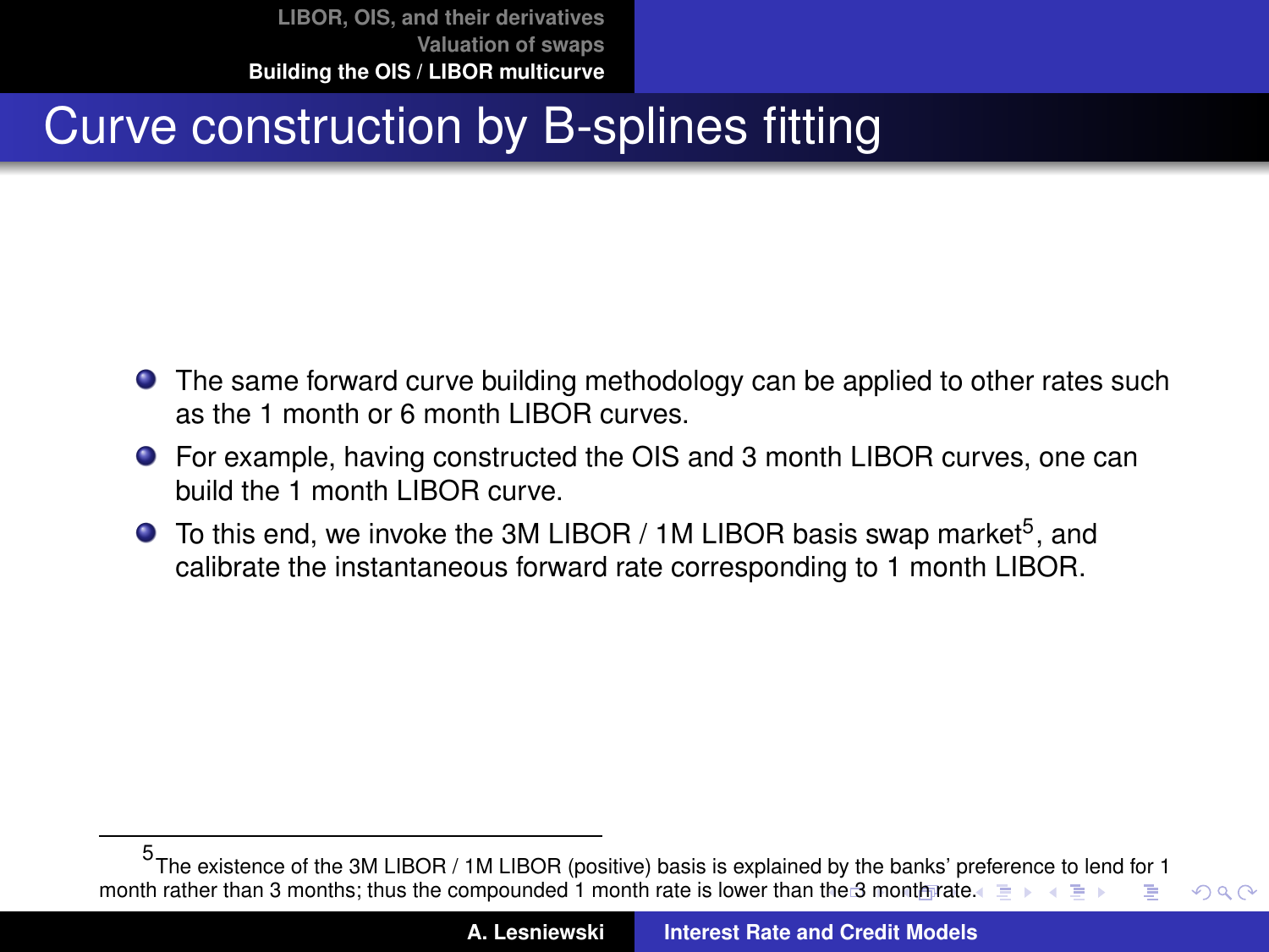# Curve construction by B-splines fitting

- The same forward curve building methodology can be applied to other rates such as the 1 month or 6 month LIBOR curves.
- For example, having constructed the OIS and 3 month LIBOR curves, one can build the 1 month LIBOR curve.
- To this end, we invoke the 3M LIBOR / 1M LIBOR basis swap market[5], and calibrate the instantaneous forward rate corresponding to 1 month LIBOR.

---

[5] The existence of the 3M LIBOR / 1M LIBOR (positive) basis is explained by the banks' preference to lend for 1 month rather than 3 months; thus the compounded 1 month rate is lower than the 3 month rate.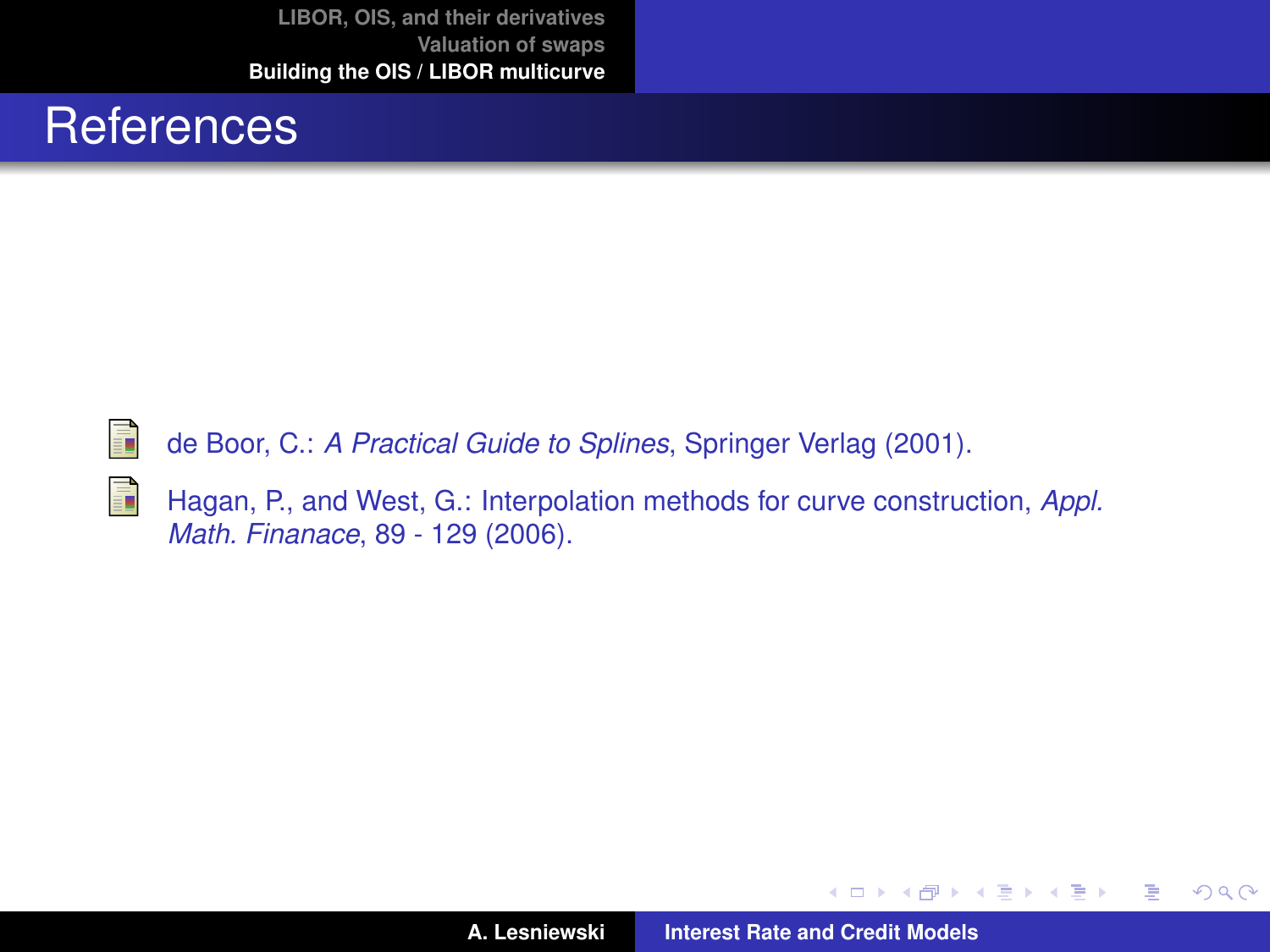# References

- de Boor, C.: *A Practical Guide to Splines*, Springer Verlag (2001).
- Hagan, P., and West, G.: Interpolation methods for curve construction, *Appl. Math. Finanace*, 89 - 129 (2006).